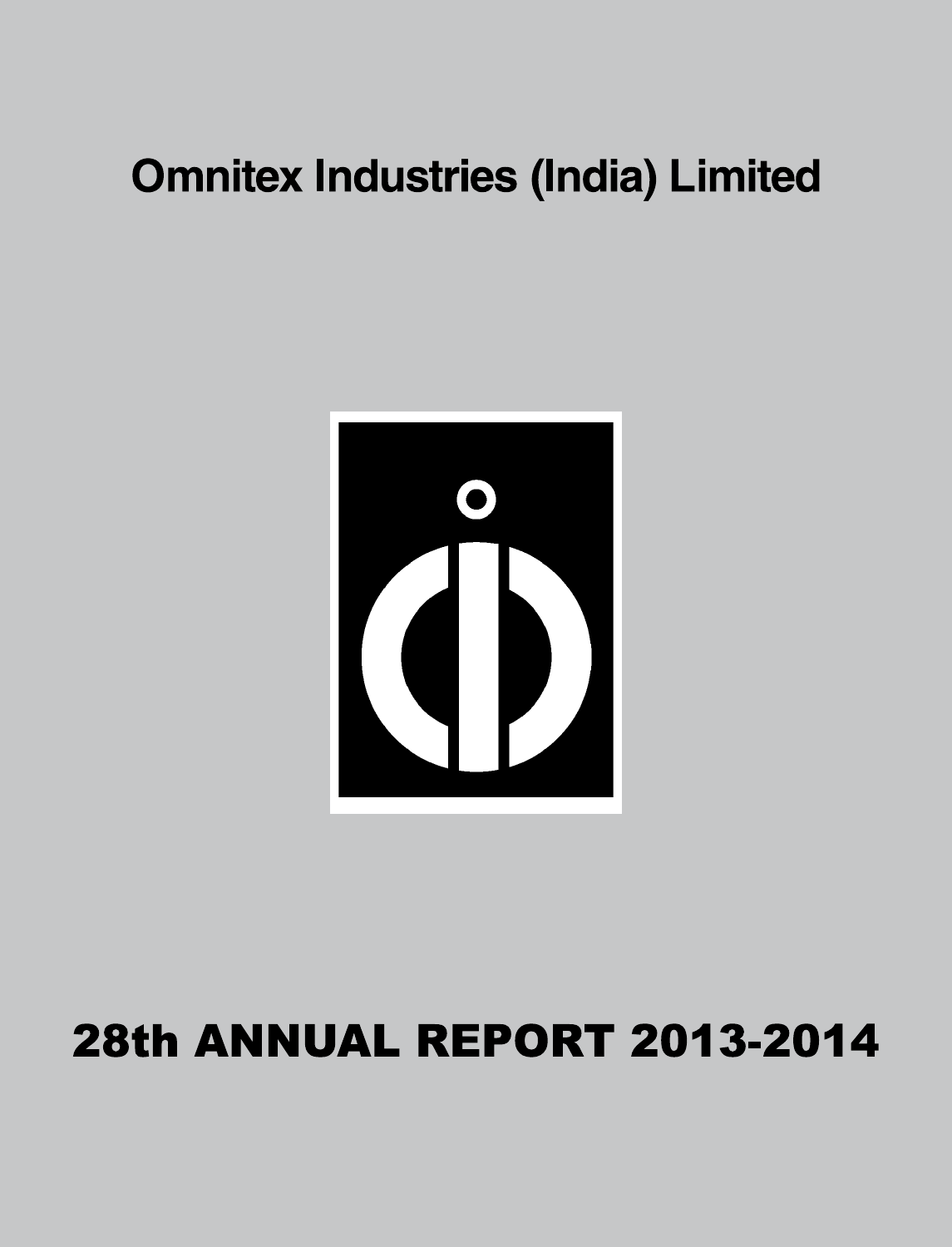# Omnitex Industries (India) Limited

# 28th ANNUAL REPORT 2013-2014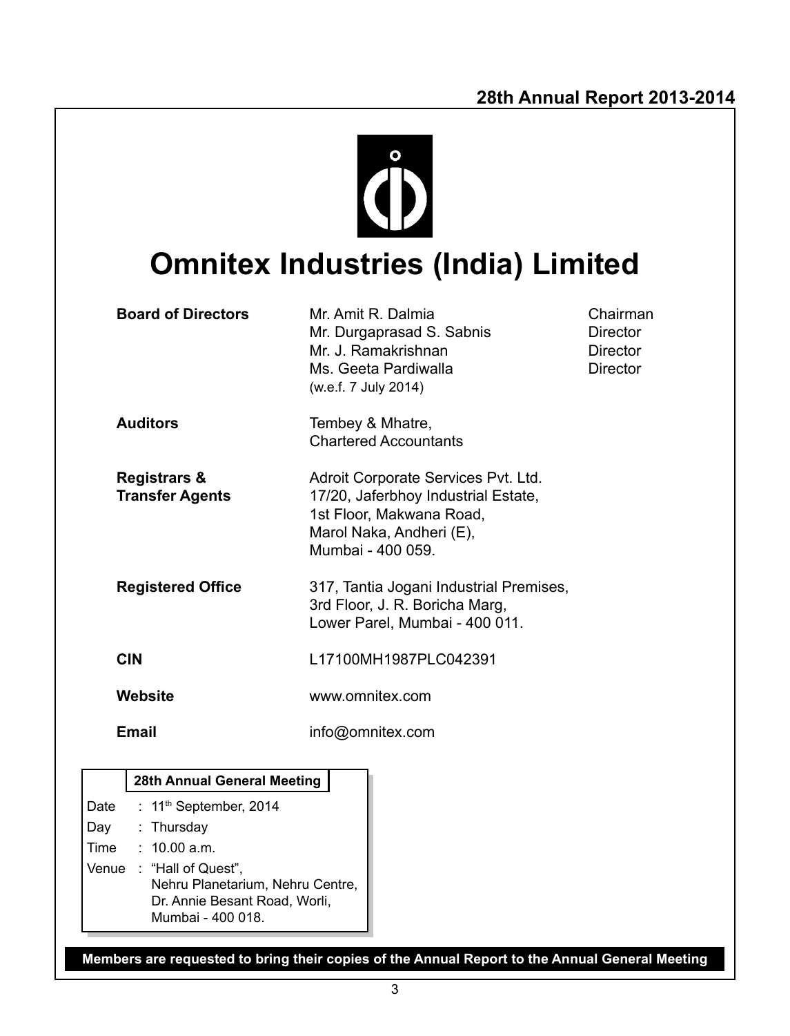# Omnitex Industries (India) Limited

| | | |
|---|---|---|
| **Board of Directors** | Mr. Amit R. Dalmia | Chairman |
| | Mr. Durgaprasad S. Sabnis | Director |
| | Mr. J. Ramakrishnan | Director |
| | Ms. Geeta Pardiwalla (w.e.f. 7 July 2014) | Director |
| **Auditors** | Tembey & Mhatre, Chartered Accountants | |
| **Registrars & Transfer Agents** | Adroit Corporate Services Pvt. Ltd. 17/20, Jaferbhoy Industrial Estate, 1st Floor, Makwana Road, Marol Naka, Andheri (E), Mumbai - 400 059. | |
| **Registered Office** | 317, Tantia Jogani Industrial Premises, 3rd Floor, J. R. Boricha Marg, Lower Parel, Mumbai - 400 011. | |
| **CIN** | L17100MH1987PLC042391 | |
| **Website** | www.omnitex.com | |
| **Email** | info@omnitex.com | |

**28th Annual General Meeting**

| | |
|---|---|
| Date | : 11th September, 2014 |
| Day | : Thursday |
| Time | : 10.00 a.m. |
| Venue | : "Hall of Quest", Nehru Planetarium, Nehru Centre, Dr. Annie Besant Road, Worli, Mumbai - 400 018. |

**Members are requested to bring their copies of the Annual Report to the Annual General Meeting**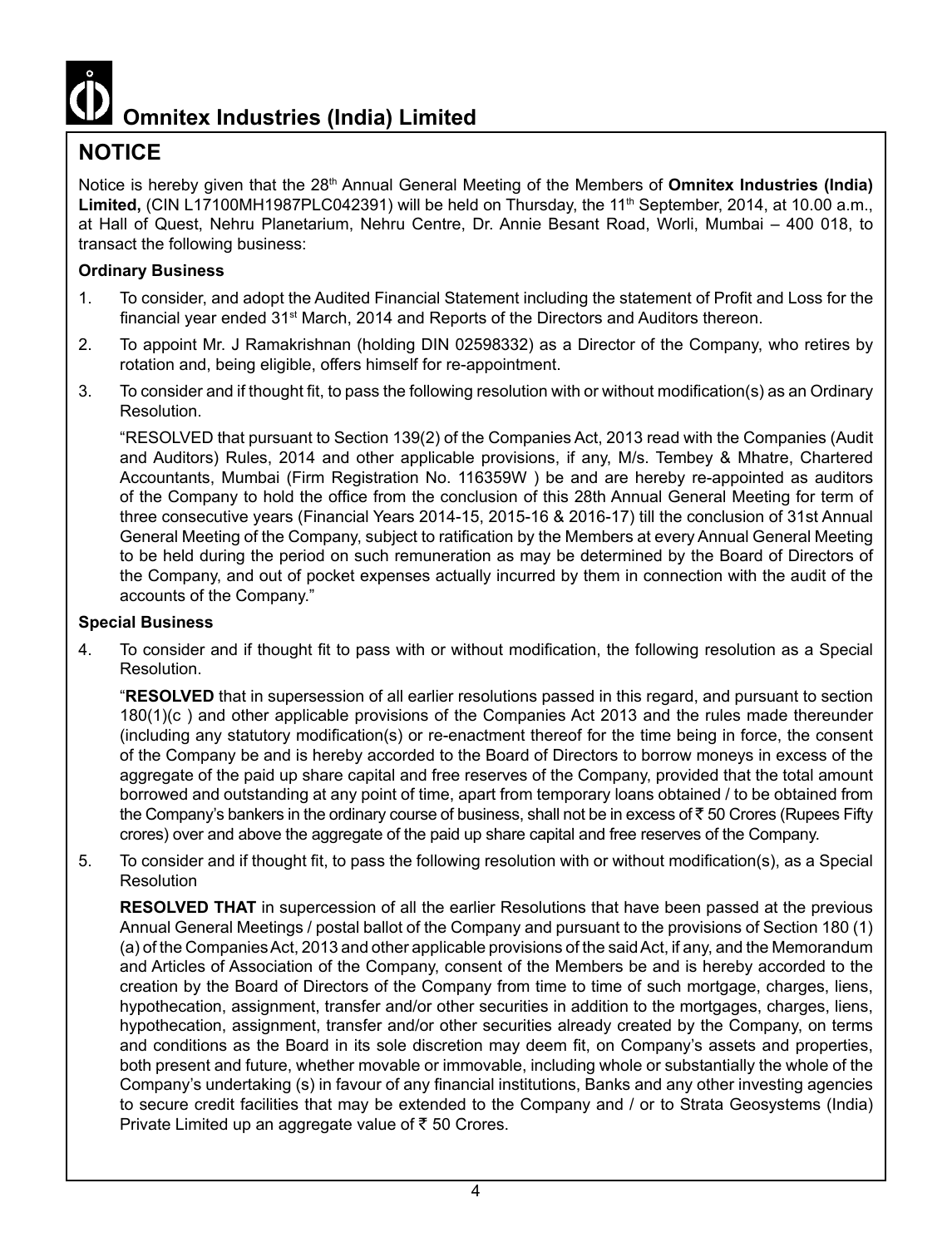# Omnitex Industries (India) Limited

## NOTICE

Notice is hereby given that the 28th Annual General Meeting of the Members of **Omnitex Industries (India) Limited,** (CIN L17100MH1987PLC042391) will be held on Thursday, the 11th September, 2014, at 10.00 a.m., at Hall of Quest, Nehru Planetarium, Nehru Centre, Dr. Annie Besant Road, Worli, Mumbai – 400 018, to transact the following business:

### Ordinary Business

1. To consider, and adopt the Audited Financial Statement including the statement of Profit and Loss for the financial year ended 31st March, 2014 and Reports of the Directors and Auditors thereon.

2. To appoint Mr. J Ramakrishnan (holding DIN 02598332) as a Director of the Company, who retires by rotation and, being eligible, offers himself for re-appointment.

3. To consider and if thought fit, to pass the following resolution with or without modification(s) as an Ordinary Resolution.

   "RESOLVED that pursuant to Section 139(2) of the Companies Act, 2013 read with the Companies (Audit and Auditors) Rules, 2014 and other applicable provisions, if any, M/s. Tembey & Mhatre, Chartered Accountants, Mumbai (Firm Registration No. 116359W ) be and are hereby re-appointed as auditors of the Company to hold the office from the conclusion of this 28th Annual General Meeting for term of three consecutive years (Financial Years 2014-15, 2015-16 & 2016-17) till the conclusion of 31st Annual General Meeting of the Company, subject to ratification by the Members at every Annual General Meeting to be held during the period on such remuneration as may be determined by the Board of Directors of the Company, and out of pocket expenses actually incurred by them in connection with the audit of the accounts of the Company."

### Special Business

4. To consider and if thought fit to pass with or without modification, the following resolution as a Special Resolution.

   "**RESOLVED** that in supersession of all earlier resolutions passed in this regard, and pursuant to section 180(1)(c ) and other applicable provisions of the Companies Act 2013 and the rules made thereunder (including any statutory modification(s) or re-enactment thereof for the time being in force, the consent of the Company be and is hereby accorded to the Board of Directors to borrow moneys in excess of the aggregate of the paid up share capital and free reserves of the Company, provided that the total amount borrowed and outstanding at any point of time, apart from temporary loans obtained / to be obtained from the Company's bankers in the ordinary course of business, shall not be in excess of ₹ 50 Crores (Rupees Fifty crores) over and above the aggregate of the paid up share capital and free reserves of the Company.

5. To consider and if thought fit, to pass the following resolution with or without modification(s), as a Special Resolution

   **RESOLVED THAT** in supercession of all the earlier Resolutions that have been passed at the previous Annual General Meetings / postal ballot of the Company and pursuant to the provisions of Section 180 (1)(a) of the Companies Act, 2013 and other applicable provisions of the said Act, if any, and the Memorandum and Articles of Association of the Company, consent of the Members be and is hereby accorded to the creation by the Board of Directors of the Company from time to time of such mortgage, charges, liens, hypothecation, assignment, transfer and/or other securities in addition to the mortgages, charges, liens, hypothecation, assignment, transfer and/or other securities already created by the Company, on terms and conditions as the Board in its sole discretion may deem fit, on Company's assets and properties, both present and future, whether movable or immovable, including whole or substantially the whole of the Company's undertaking (s) in favour of any financial institutions, Banks and any other investing agencies to secure credit facilities that may be extended to the Company and / or to Strata Geosystems (India) Private Limited up an aggregate value of ₹ 50 Crores.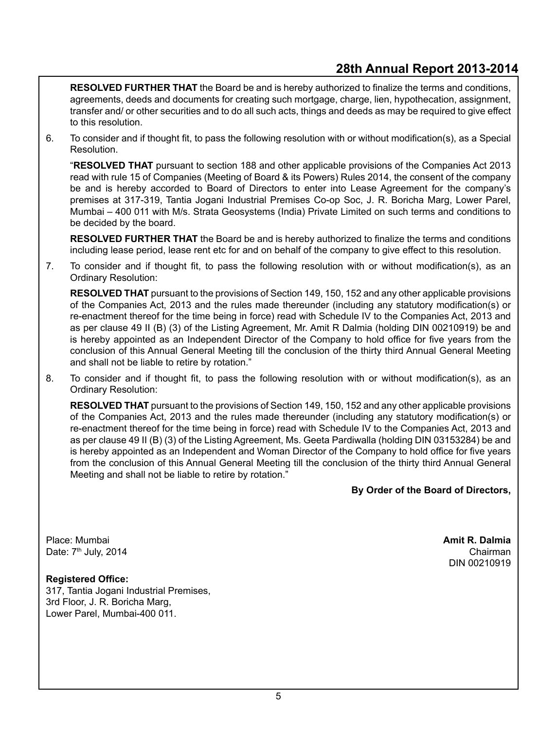**RESOLVED FURTHER THAT** the Board be and is hereby authorized to finalize the terms and conditions, agreements, deeds and documents for creating such mortgage, charge, lien, hypothecation, assignment, transfer and/ or other securities and to do all such acts, things and deeds as may be required to give effect to this resolution.

6. To consider and if thought fit, to pass the following resolution with or without modification(s), as a Special Resolution.

   "**RESOLVED THAT** pursuant to section 188 and other applicable provisions of the Companies Act 2013 read with rule 15 of Companies (Meeting of Board & its Powers) Rules 2014, the consent of the company be and is hereby accorded to Board of Directors to enter into Lease Agreement for the company's premises at 317-319, Tantia Jogani Industrial Premises Co-op Soc, J. R. Boricha Marg, Lower Parel, Mumbai – 400 011 with M/s. Strata Geosystems (India) Private Limited on such terms and conditions to be decided by the board.

   **RESOLVED FURTHER THAT** the Board be and is hereby authorized to finalize the terms and conditions including lease period, lease rent etc for and on behalf of the company to give effect to this resolution.

7. To consider and if thought fit, to pass the following resolution with or without modification(s), as an Ordinary Resolution:

   **RESOLVED THAT** pursuant to the provisions of Section 149, 150, 152 and any other applicable provisions of the Companies Act, 2013 and the rules made thereunder (including any statutory modification(s) or re-enactment thereof for the time being in force) read with Schedule IV to the Companies Act, 2013 and as per clause 49 II (B) (3) of the Listing Agreement, Mr. Amit R Dalmia (holding DIN 00210919) be and is hereby appointed as an Independent Director of the Company to hold office for five years from the conclusion of this Annual General Meeting till the conclusion of the thirty third Annual General Meeting and shall not be liable to retire by rotation."

8. To consider and if thought fit, to pass the following resolution with or without modification(s), as an Ordinary Resolution:

   **RESOLVED THAT** pursuant to the provisions of Section 149, 150, 152 and any other applicable provisions of the Companies Act, 2013 and the rules made thereunder (including any statutory modification(s) or re-enactment thereof for the time being in force) read with Schedule IV to the Companies Act, 2013 and as per clause 49 II (B) (3) of the Listing Agreement, Ms. Geeta Pardiwalla (holding DIN 03153284) be and is hereby appointed as an Independent and Woman Director of the Company to hold office for five years from the conclusion of this Annual General Meeting till the conclusion of the thirty third Annual General Meeting and shall not be liable to retire by rotation."

**By Order of the Board of Directors,**

Place: Mumbai
Date: 7th July, 2014

**Amit R. Dalmia**
Chairman
DIN 00210919

**Registered Office:**
317, Tantia Jogani Industrial Premises,
3rd Floor, J. R. Boricha Marg,
Lower Parel, Mumbai-400 011.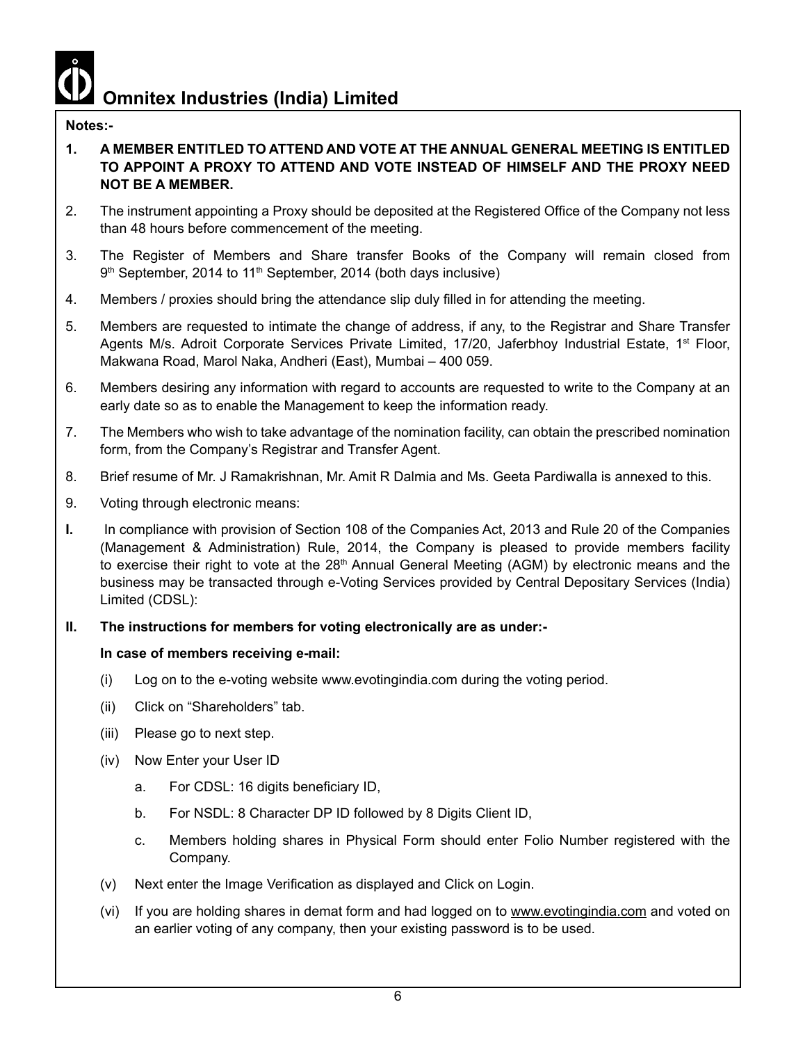**Notes:-**

1. **A MEMBER ENTITLED TO ATTEND AND VOTE AT THE ANNUAL GENERAL MEETING IS ENTITLED TO APPOINT A PROXY TO ATTEND AND VOTE INSTEAD OF HIMSELF AND THE PROXY NEED NOT BE A MEMBER.**
2. The instrument appointing a Proxy should be deposited at the Registered Office of the Company not less than 48 hours before commencement of the meeting.
3. The Register of Members and Share transfer Books of the Company will remain closed from 9th September, 2014 to 11th September, 2014 (both days inclusive)
4. Members / proxies should bring the attendance slip duly filled in for attending the meeting.
5. Members are requested to intimate the change of address, if any, to the Registrar and Share Transfer Agents M/s. Adroit Corporate Services Private Limited, 17/20, Jaferbhoy Industrial Estate, 1st Floor, Makwana Road, Marol Naka, Andheri (East), Mumbai – 400 059.
6. Members desiring any information with regard to accounts are requested to write to the Company at an early date so as to enable the Management to keep the information ready.
7. The Members who wish to take advantage of the nomination facility, can obtain the prescribed nomination form, from the Company's Registrar and Transfer Agent.
8. Brief resume of Mr. J Ramakrishnan, Mr. Amit R Dalmia and Ms. Geeta Pardiwalla is annexed to this.
9. Voting through electronic means:

**I.** In compliance with provision of Section 108 of the Companies Act, 2013 and Rule 20 of the Companies (Management & Administration) Rule, 2014, the Company is pleased to provide members facility to exercise their right to vote at the 28th Annual General Meeting (AGM) by electronic means and the business may be transacted through e-Voting Services provided by Central Depositary Services (India) Limited (CDSL):

**II. The instructions for members for voting electronically are as under:-**

**In case of members receiving e-mail:**

(i) Log on to the e-voting website www.evotingindia.com during the voting period.

(ii) Click on "Shareholders" tab.

(iii) Please go to next step.

(iv) Now Enter your User ID

- a. For CDSL: 16 digits beneficiary ID,
- b. For NSDL: 8 Character DP ID followed by 8 Digits Client ID,
- c. Members holding shares in Physical Form should enter Folio Number registered with the Company.

(v) Next enter the Image Verification as displayed and Click on Login.

(vi) If you are holding shares in demat form and had logged on to www.evotingindia.com and voted on an earlier voting of any company, then your existing password is to be used.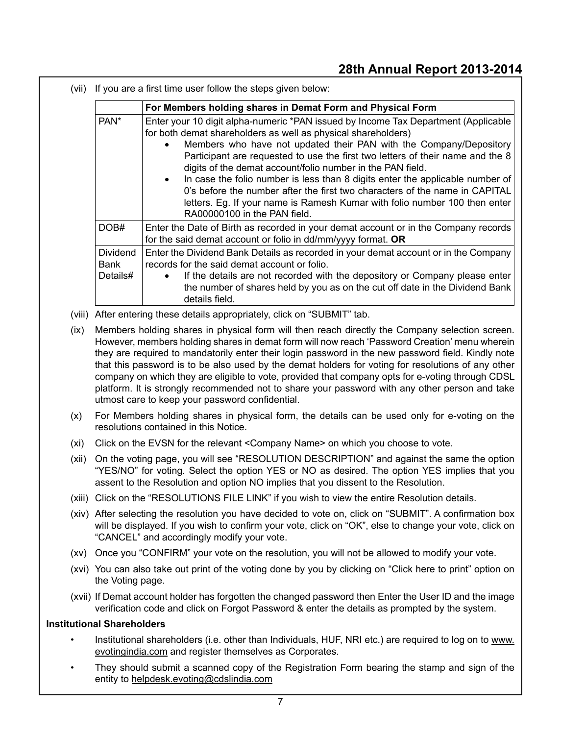(vii) If you are a first time user follow the steps given below:

| | For Members holding shares in Demat Form and Physical Form |
|---|---|
| PAN* | Enter your 10 digit alpha-numeric *PAN issued by Income Tax Department (Applicable for both demat shareholders as well as physical shareholders)<br>• Members who have not updated their PAN with the Company/Depository Participant are requested to use the first two letters of their name and the 8 digits of the demat account/folio number in the PAN field.<br>• In case the folio number is less than 8 digits enter the applicable number of 0's before the number after the first two characters of the name in CAPITAL letters. Eg. If your name is Ramesh Kumar with folio number 100 then enter RA00000100 in the PAN field. |
| DOB# | Enter the Date of Birth as recorded in your demat account or in the Company records for the said demat account or folio in dd/mm/yyyy format. **OR** |
| Dividend Bank Details# | Enter the Dividend Bank Details as recorded in your demat account or in the Company records for the said demat account or folio.<br>• If the details are not recorded with the depository or Company please enter the number of shares held by you as on the cut off date in the Dividend Bank details field. |

(viii) After entering these details appropriately, click on "SUBMIT" tab.

(ix) Members holding shares in physical form will then reach directly the Company selection screen. However, members holding shares in demat form will now reach 'Password Creation' menu wherein they are required to mandatorily enter their login password in the new password field. Kindly note that this password is to be also used by the demat holders for voting for resolutions of any other company on which they are eligible to vote, provided that company opts for e-voting through CDSL platform. It is strongly recommended not to share your password with any other person and take utmost care to keep your password confidential.

(x) For Members holding shares in physical form, the details can be used only for e-voting on the resolutions contained in this Notice.

(xi) Click on the EVSN for the relevant <Company Name> on which you choose to vote.

(xii) On the voting page, you will see "RESOLUTION DESCRIPTION" and against the same the option "YES/NO" for voting. Select the option YES or NO as desired. The option YES implies that you assent to the Resolution and option NO implies that you dissent to the Resolution.

(xiii) Click on the "RESOLUTIONS FILE LINK" if you wish to view the entire Resolution details.

(xiv) After selecting the resolution you have decided to vote on, click on "SUBMIT". A confirmation box will be displayed. If you wish to confirm your vote, click on "OK", else to change your vote, click on "CANCEL" and accordingly modify your vote.

(xv) Once you "CONFIRM" your vote on the resolution, you will not be allowed to modify your vote.

(xvi) You can also take out print of the voting done by you by clicking on "Click here to print" option on the Voting page.

(xvii) If Demat account holder has forgotten the changed password then Enter the User ID and the image verification code and click on Forgot Password & enter the details as prompted by the system.

**Institutional Shareholders**

- Institutional shareholders (i.e. other than Individuals, HUF, NRI etc.) are required to log on to www.evotingindia.com and register themselves as Corporates.
- They should submit a scanned copy of the Registration Form bearing the stamp and sign of the entity to helpdesk.evoting@cdslindia.com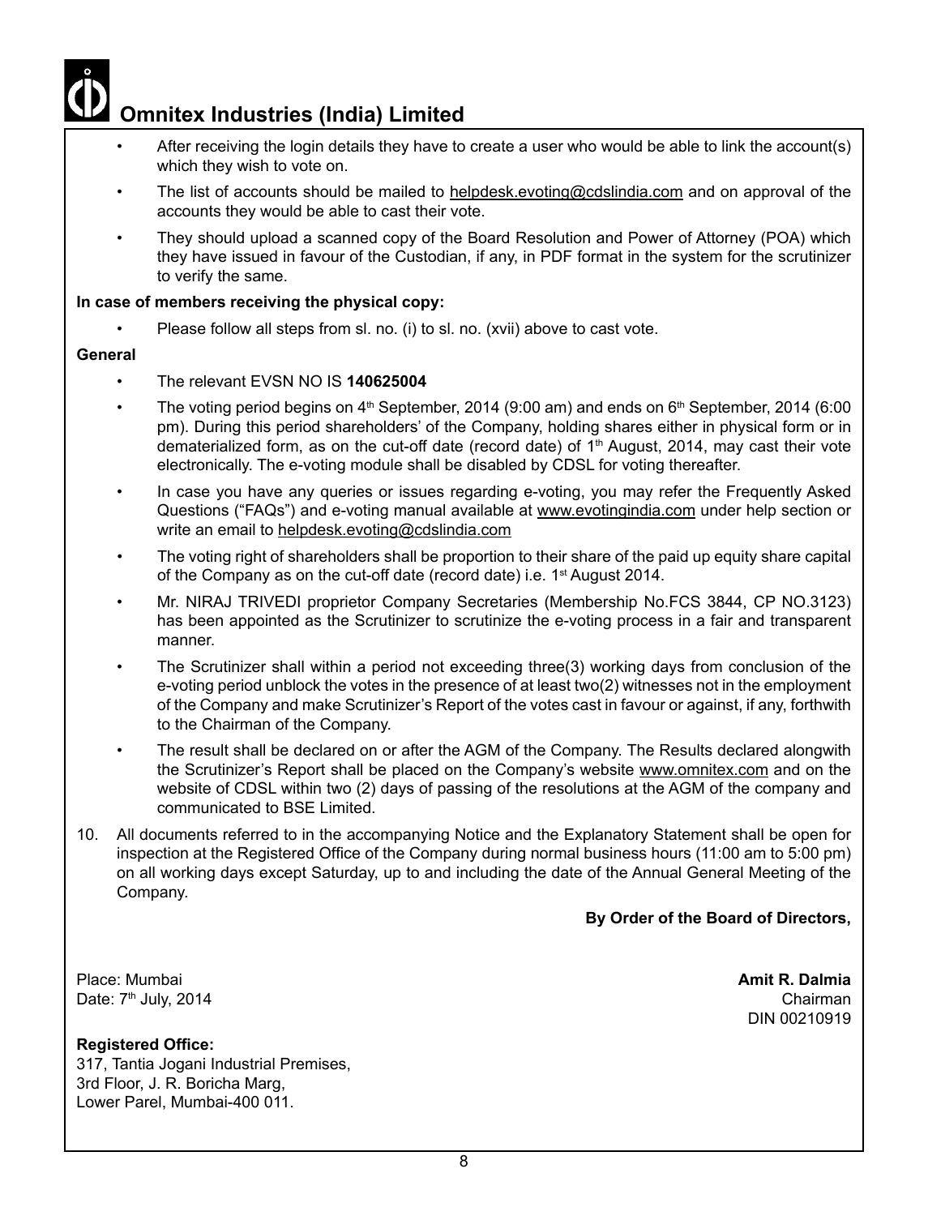- After receiving the login details they have to create a user who would be able to link the account(s) which they wish to vote on.
- The list of accounts should be mailed to helpdesk.evoting@cdslindia.com and on approval of the accounts they would be able to cast their vote.
- They should upload a scanned copy of the Board Resolution and Power of Attorney (POA) which they have issued in favour of the Custodian, if any, in PDF format in the system for the scrutinizer to verify the same.

**In case of members receiving the physical copy:**

- Please follow all steps from sl. no. (i) to sl. no. (xvii) above to cast vote.

**General**

- The relevant EVSN NO IS **140625004**
- The voting period begins on 4th September, 2014 (9:00 am) and ends on 6th September, 2014 (6:00 pm). During this period shareholders' of the Company, holding shares either in physical form or in dematerialized form, as on the cut-off date (record date) of 1th August, 2014, may cast their vote electronically. The e-voting module shall be disabled by CDSL for voting thereafter.
- In case you have any queries or issues regarding e-voting, you may refer the Frequently Asked Questions ("FAQs") and e-voting manual available at www.evotingindia.com under help section or write an email to helpdesk.evoting@cdslindia.com
- The voting right of shareholders shall be proportion to their share of the paid up equity share capital of the Company as on the cut-off date (record date) i.e. 1st August 2014.
- Mr. NIRAJ TRIVEDI proprietor Company Secretaries (Membership No.FCS 3844, CP NO.3123) has been appointed as the Scrutinizer to scrutinize the e-voting process in a fair and transparent manner.
- The Scrutinizer shall within a period not exceeding three(3) working days from conclusion of the e-voting period unblock the votes in the presence of at least two(2) witnesses not in the employment of the Company and make Scrutinizer's Report of the votes cast in favour or against, if any, forthwith to the Chairman of the Company.
- The result shall be declared on or after the AGM of the Company. The Results declared alongwith the Scrutinizer's Report shall be placed on the Company's website www.omnitex.com and on the website of CDSL within two (2) days of passing of the resolutions at the AGM of the company and communicated to BSE Limited.

10. All documents referred to in the accompanying Notice and the Explanatory Statement shall be open for inspection at the Registered Office of the Company during normal business hours (11:00 am to 5:00 pm) on all working days except Saturday, up to and including the date of the Annual General Meeting of the Company.

**By Order of the Board of Directors,**

Place: Mumbai
Date: 7th July, 2014

**Amit R. Dalmia**
Chairman
DIN 00210919

**Registered Office:**
317, Tantia Jogani Industrial Premises,
3rd Floor, J. R. Boricha Marg,
Lower Parel, Mumbai-400 011.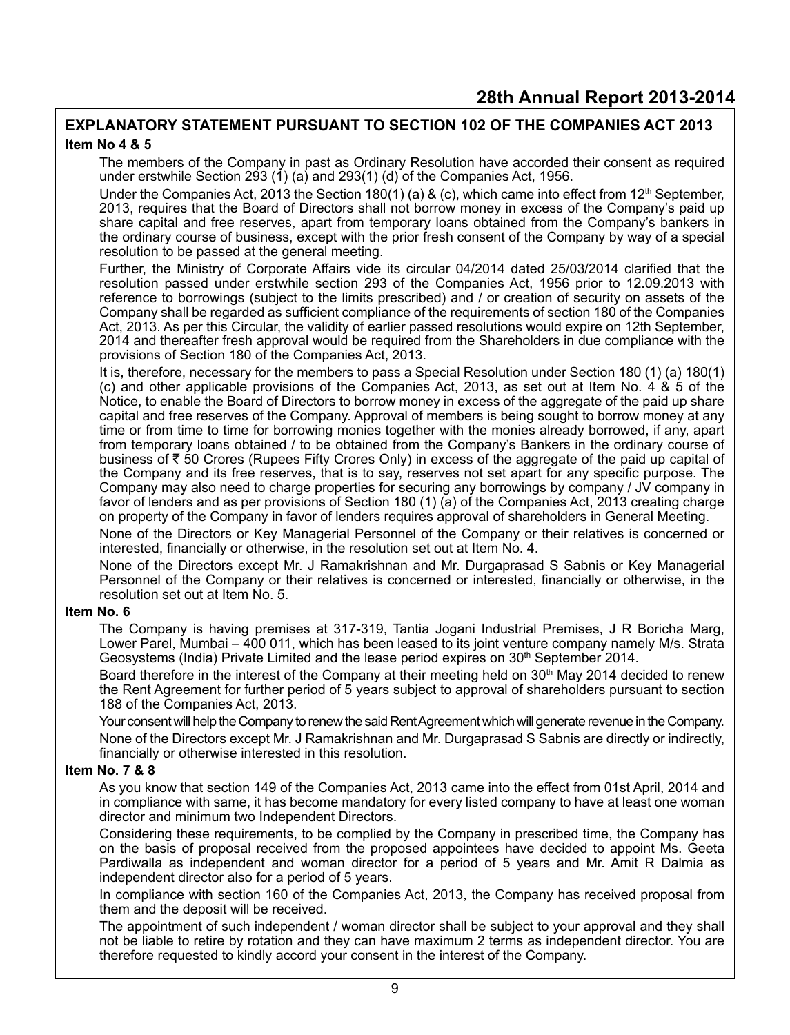## EXPLANATORY STATEMENT PURSUANT TO SECTION 102 OF THE COMPANIES ACT 2013

**Item No 4 & 5**

The members of the Company in past as Ordinary Resolution have accorded their consent as required under erstwhile Section 293 (1) (a) and 293(1) (d) of the Companies Act, 1956.

Under the Companies Act, 2013 the Section 180(1) (a) & (c), which came into effect from 12th September, 2013, requires that the Board of Directors shall not borrow money in excess of the Company's paid up share capital and free reserves, apart from temporary loans obtained from the Company's bankers in the ordinary course of business, except with the prior fresh consent of the Company by way of a special resolution to be passed at the general meeting.

Further, the Ministry of Corporate Affairs vide its circular 04/2014 dated 25/03/2014 clarified that the resolution passed under erstwhile section 293 of the Companies Act, 1956 prior to 12.09.2013 with reference to borrowings (subject to the limits prescribed) and / or creation of security on assets of the Company shall be regarded as sufficient compliance of the requirements of section 180 of the Companies Act, 2013. As per this Circular, the validity of earlier passed resolutions would expire on 12th September, 2014 and thereafter fresh approval would be required from the Shareholders in due compliance with the provisions of Section 180 of the Companies Act, 2013.

It is, therefore, necessary for the members to pass a Special Resolution under Section 180 (1) (a) 180(1) (c) and other applicable provisions of the Companies Act, 2013, as set out at Item No. 4 & 5 of the Notice, to enable the Board of Directors to borrow money in excess of the aggregate of the paid up share capital and free reserves of the Company. Approval of members is being sought to borrow money at any time or from time to time for borrowing monies together with the monies already borrowed, if any, apart from temporary loans obtained / to be obtained from the Company's Bankers in the ordinary course of business of ₹ 50 Crores (Rupees Fifty Crores Only) in excess of the aggregate of the paid up capital of the Company and its free reserves, that is to say, reserves not set apart for any specific purpose. The Company may also need to charge properties for securing any borrowings by company / JV company in favor of lenders and as per provisions of Section 180 (1) (a) of the Companies Act, 2013 creating charge on property of the Company in favor of lenders requires approval of shareholders in General Meeting.

None of the Directors or Key Managerial Personnel of the Company or their relatives is concerned or interested, financially or otherwise, in the resolution set out at Item No. 4.

None of the Directors except Mr. J Ramakrishnan and Mr. Durgaprasad S Sabnis or Key Managerial Personnel of the Company or their relatives is concerned or interested, financially or otherwise, in the resolution set out at Item No. 5.

**Item No. 6**

The Company is having premises at 317-319, Tantia Jogani Industrial Premises, J R Boricha Marg, Lower Parel, Mumbai – 400 011, which has been leased to its joint venture company namely M/s. Strata Geosystems (India) Private Limited and the lease period expires on 30th September 2014.

Board therefore in the interest of the Company at their meeting held on 30th May 2014 decided to renew the Rent Agreement for further period of 5 years subject to approval of shareholders pursuant to section 188 of the Companies Act, 2013.

Your consent will help the Company to renew the said Rent Agreement which will generate revenue in the Company.

None of the Directors except Mr. J Ramakrishnan and Mr. Durgaprasad S Sabnis are directly or indirectly, financially or otherwise interested in this resolution.

**Item No. 7 & 8**

As you know that section 149 of the Companies Act, 2013 came into the effect from 01st April, 2014 and in compliance with same, it has become mandatory for every listed company to have at least one woman director and minimum two Independent Directors.

Considering these requirements, to be complied by the Company in prescribed time, the Company has on the basis of proposal received from the proposed appointees have decided to appoint Ms. Geeta Pardiwalla as independent and woman director for a period of 5 years and Mr. Amit R Dalmia as independent director also for a period of 5 years.

In compliance with section 160 of the Companies Act, 2013, the Company has received proposal from them and the deposit will be received.

The appointment of such independent / woman director shall be subject to your approval and they shall not be liable to retire by rotation and they can have maximum 2 terms as independent director. You are therefore requested to kindly accord your consent in the interest of the Company.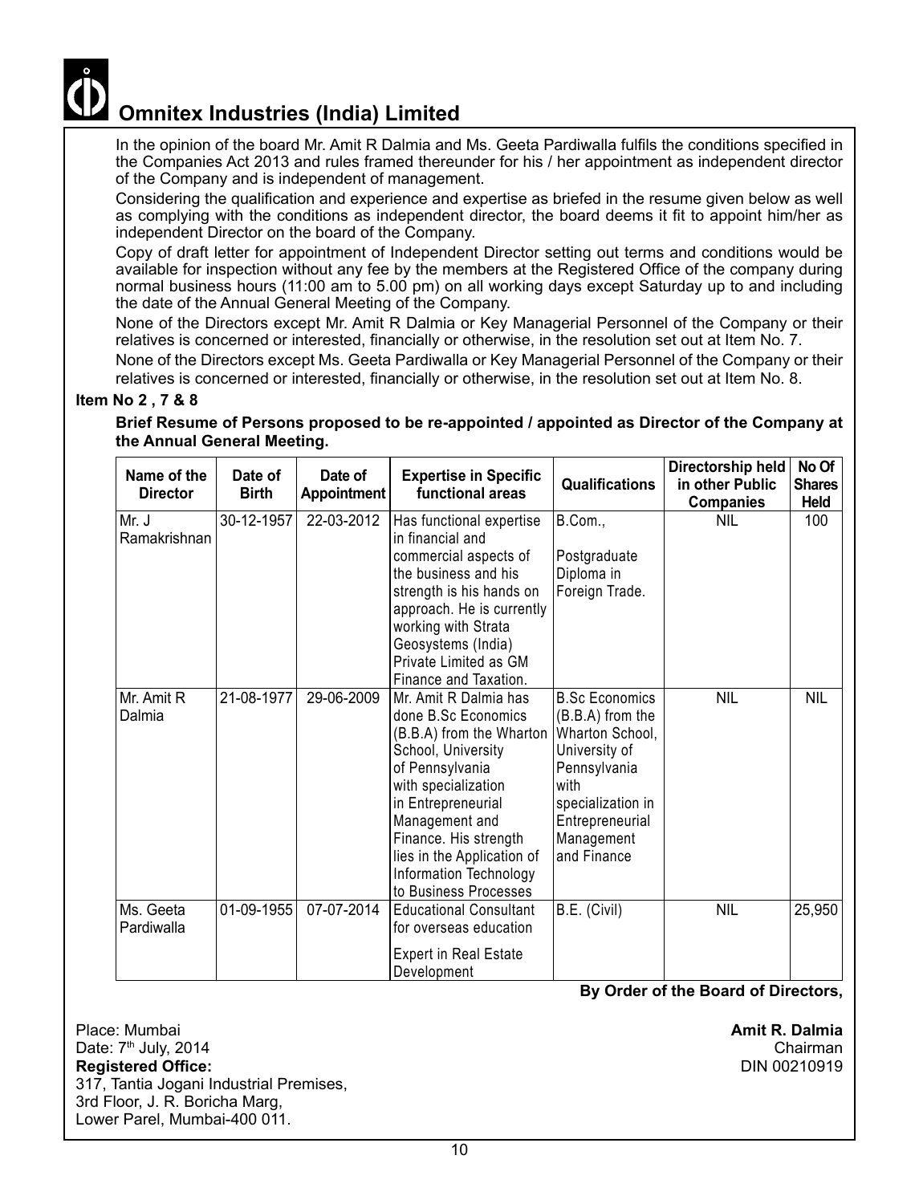In the opinion of the board Mr. Amit R Dalmia and Ms. Geeta Pardiwalla fulfils the conditions specified in the Companies Act 2013 and rules framed thereunder for his / her appointment as independent director of the Company and is independent of management.

Considering the qualification and experience and expertise as briefed in the resume given below as well as complying with the conditions as independent director, the board deems it fit to appoint him/her as independent Director on the board of the Company.

Copy of draft letter for appointment of Independent Director setting out terms and conditions would be available for inspection without any fee by the members at the Registered Office of the company during normal business hours (11:00 am to 5.00 pm) on all working days except Saturday up to and including the date of the Annual General Meeting of the Company.

None of the Directors except Mr. Amit R Dalmia or Key Managerial Personnel of the Company or their relatives is concerned or interested, financially or otherwise, in the resolution set out at Item No. 7.

None of the Directors except Ms. Geeta Pardiwalla or Key Managerial Personnel of the Company or their relatives is concerned or interested, financially or otherwise, in the resolution set out at Item No. 8.

**Item No 2 , 7 & 8**

**Brief Resume of Persons proposed to be re-appointed / appointed as Director of the Company at the Annual General Meeting.**

| Name of the Director | Date of Birth | Date of Appointment | Expertise in Specific functional areas | Qualifications | Directorship held in other Public Companies | No Of Shares Held |
|---|---|---|---|---|---|---|
| Mr. J Ramakrishnan | 30-12-1957 | 22-03-2012 | Has functional expertise in financial and commercial aspects of the business and his strength is his hands on approach. He is currently working with Strata Geosystems (India) Private Limited as GM Finance and Taxation. | B.Com., Postgraduate Diploma in Foreign Trade. | NIL | 100 |
| Mr. Amit R Dalmia | 21-08-1977 | 29-06-2009 | Mr. Amit R Dalmia has done B.Sc Economics (B.B.A) from the Wharton School, University of Pennsylvania with specialization in Entrepreneurial Management and Finance. His strength lies in the Application of Information Technology to Business Processes | B.Sc Economics (B.B.A) from the Wharton School, University of Pennsylvania with specialization in Entrepreneurial Management and Finance | NIL | NIL |
| Ms. Geeta Pardiwalla | 01-09-1955 | 07-07-2014 | Educational Consultant for overseas education<br>Expert in Real Estate Development | B.E. (Civil) | NIL | 25,950 |

**By Order of the Board of Directors,**

Place: Mumbai
Date: 7th July, 2014
**Registered Office:**
317, Tantia Jogani Industrial Premises,
3rd Floor, J. R. Boricha Marg,
Lower Parel, Mumbai-400 011.

**Amit R. Dalmia**
Chairman
DIN 00210919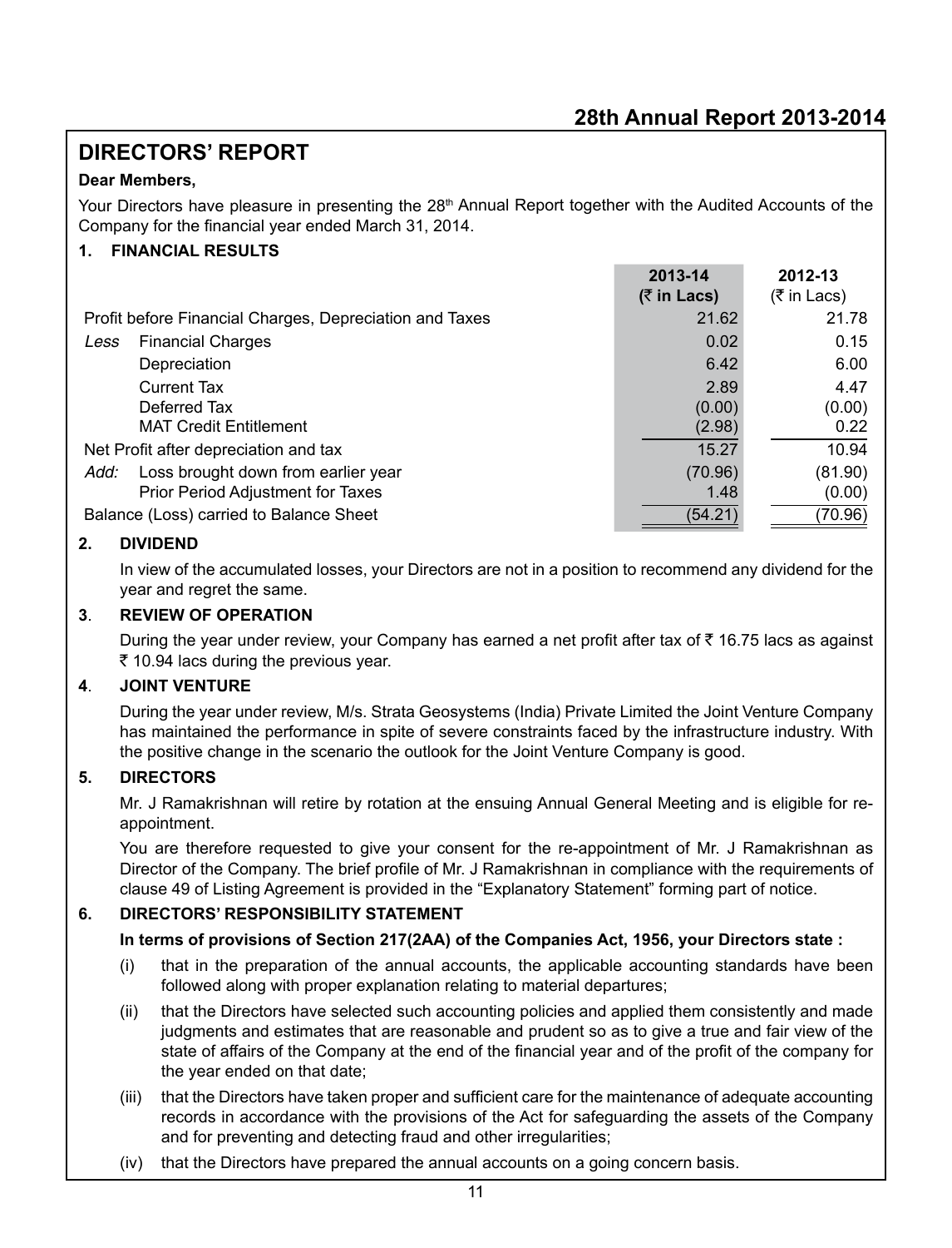# DIRECTORS' REPORT

**Dear Members,**

Your Directors have pleasure in presenting the 28th Annual Report together with the Audited Accounts of the Company for the financial year ended March 31, 2014.

## 1. FINANCIAL RESULTS

| | | **2013-14 (₹ in Lacs)** | **2012-13 (₹ in Lacs)** |
|---|---|---|---|
| Profit before Financial Charges, Depreciation and Taxes | | 21.62 | 21.78 |
| *Less* | Financial Charges | 0.02 | 0.15 |
| | Depreciation | 6.42 | 6.00 |
| | Current Tax | 2.89 | 4.47 |
| | Deferred Tax | (0.00) | (0.00) |
| | MAT Credit Entitlement | (2.98) | 0.22 |
| Net Profit after depreciation and tax | | 15.27 | 10.94 |
| *Add:* | Loss brought down from earlier year | (70.96) | (81.90) |
| | Prior Period Adjustment for Taxes | 1.48 | (0.00) |
| Balance (Loss) carried to Balance Sheet | | (54.21) | (70.96) |

## 2. DIVIDEND

In view of the accumulated losses, your Directors are not in a position to recommend any dividend for the year and regret the same.

## 3. REVIEW OF OPERATION

During the year under review, your Company has earned a net profit after tax of ₹ 16.75 lacs as against ₹ 10.94 lacs during the previous year.

## 4. JOINT VENTURE

During the year under review, M/s. Strata Geosystems (India) Private Limited the Joint Venture Company has maintained the performance in spite of severe constraints faced by the infrastructure industry. With the positive change in the scenario the outlook for the Joint Venture Company is good.

## 5. DIRECTORS

Mr. J Ramakrishnan will retire by rotation at the ensuing Annual General Meeting and is eligible for re-appointment.

You are therefore requested to give your consent for the re-appointment of Mr. J Ramakrishnan as Director of the Company. The brief profile of Mr. J Ramakrishnan in compliance with the requirements of clause 49 of Listing Agreement is provided in the "Explanatory Statement" forming part of notice.

## 6. DIRECTORS' RESPONSIBILITY STATEMENT

**In terms of provisions of Section 217(2AA) of the Companies Act, 1956, your Directors state :**

(i) that in the preparation of the annual accounts, the applicable accounting standards have been followed along with proper explanation relating to material departures;

(ii) that the Directors have selected such accounting policies and applied them consistently and made judgments and estimates that are reasonable and prudent so as to give a true and fair view of the state of affairs of the Company at the end of the financial year and of the profit of the company for the year ended on that date;

(iii) that the Directors have taken proper and sufficient care for the maintenance of adequate accounting records in accordance with the provisions of the Act for safeguarding the assets of the Company and for preventing and detecting fraud and other irregularities;

(iv) that the Directors have prepared the annual accounts on a going concern basis.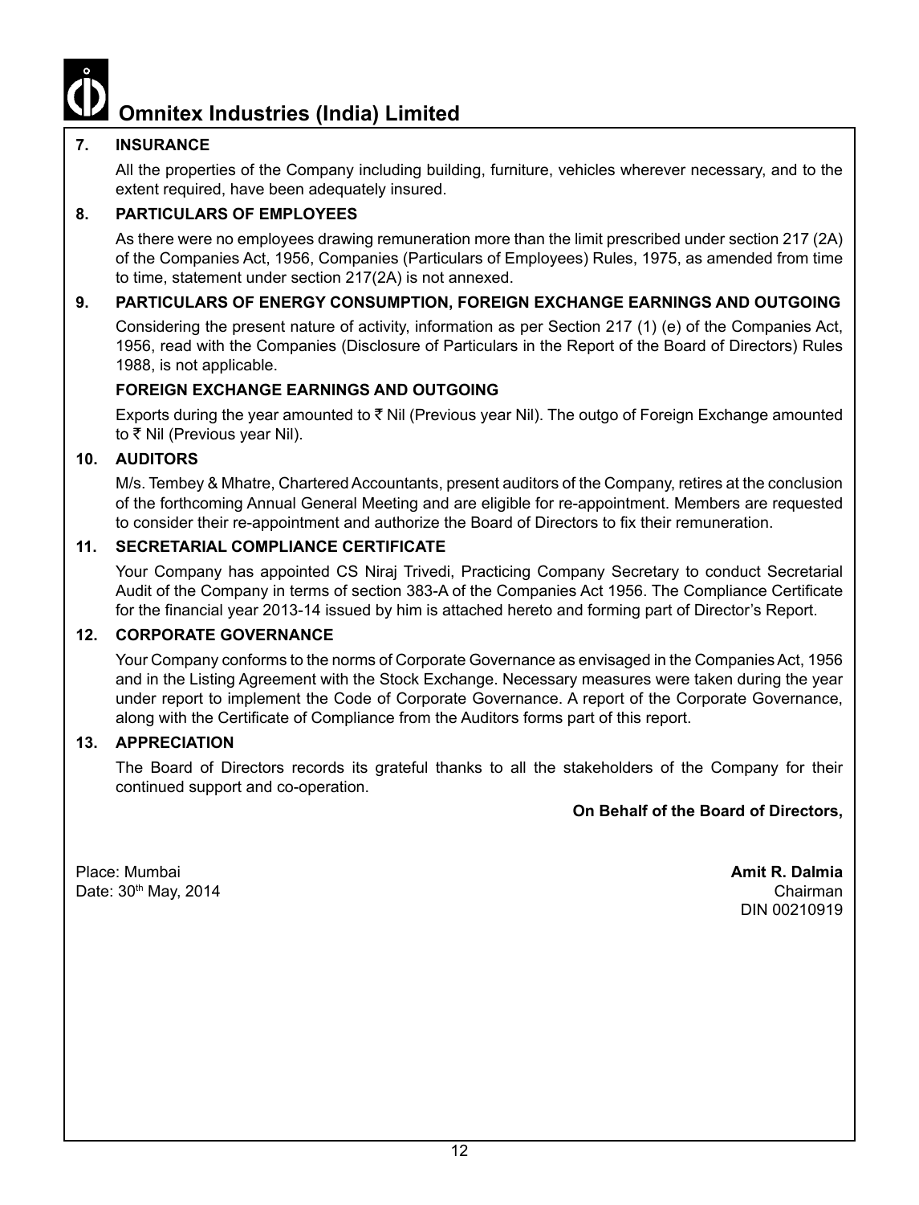## 7. INSURANCE

All the properties of the Company including building, furniture, vehicles wherever necessary, and to the extent required, have been adequately insured.

## 8. PARTICULARS OF EMPLOYEES

As there were no employees drawing remuneration more than the limit prescribed under section 217 (2A) of the Companies Act, 1956, Companies (Particulars of Employees) Rules, 1975, as amended from time to time, statement under section 217(2A) is not annexed.

## 9. PARTICULARS OF ENERGY CONSUMPTION, FOREIGN EXCHANGE EARNINGS AND OUTGOING

Considering the present nature of activity, information as per Section 217 (1) (e) of the Companies Act, 1956, read with the Companies (Disclosure of Particulars in the Report of the Board of Directors) Rules 1988, is not applicable.

### FOREIGN EXCHANGE EARNINGS AND OUTGOING

Exports during the year amounted to ₹ Nil (Previous year Nil). The outgo of Foreign Exchange amounted to ₹ Nil (Previous year Nil).

## 10. AUDITORS

M/s. Tembey & Mhatre, Chartered Accountants, present auditors of the Company, retires at the conclusion of the forthcoming Annual General Meeting and are eligible for re-appointment. Members are requested to consider their re-appointment and authorize the Board of Directors to fix their remuneration.

## 11. SECRETARIAL COMPLIANCE CERTIFICATE

Your Company has appointed CS Niraj Trivedi, Practicing Company Secretary to conduct Secretarial Audit of the Company in terms of section 383-A of the Companies Act 1956. The Compliance Certificate for the financial year 2013-14 issued by him is attached hereto and forming part of Director's Report.

## 12. CORPORATE GOVERNANCE

Your Company conforms to the norms of Corporate Governance as envisaged in the Companies Act, 1956 and in the Listing Agreement with the Stock Exchange. Necessary measures were taken during the year under report to implement the Code of Corporate Governance. A report of the Corporate Governance, along with the Certificate of Compliance from the Auditors forms part of this report.

## 13. APPRECIATION

The Board of Directors records its grateful thanks to all the stakeholders of the Company for their continued support and co-operation.

**On Behalf of the Board of Directors,**

Place: Mumbai
Date: 30th May, 2014

**Amit R. Dalmia**
Chairman
DIN 00210919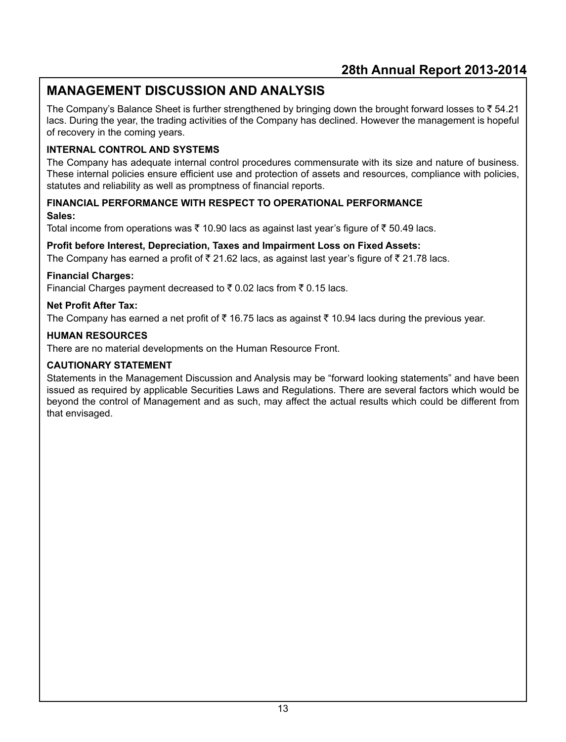# MANAGEMENT DISCUSSION AND ANALYSIS

The Company's Balance Sheet is further strengthened by bringing down the brought forward losses to ₹ 54.21 lacs. During the year, the trading activities of the Company has declined. However the management is hopeful of recovery in the coming years.

## INTERNAL CONTROL AND SYSTEMS

The Company has adequate internal control procedures commensurate with its size and nature of business. These internal policies ensure efficient use and protection of assets and resources, compliance with policies, statutes and reliability as well as promptness of financial reports.

## FINANCIAL PERFORMANCE WITH RESPECT TO OPERATIONAL PERFORMANCE

**Sales:**

Total income from operations was ₹ 10.90 lacs as against last year's figure of ₹ 50.49 lacs.

**Profit before Interest, Depreciation, Taxes and Impairment Loss on Fixed Assets:**

The Company has earned a profit of ₹ 21.62 lacs, as against last year's figure of ₹ 21.78 lacs.

**Financial Charges:**

Financial Charges payment decreased to ₹ 0.02 lacs from ₹ 0.15 lacs.

**Net Profit After Tax:**

The Company has earned a net profit of ₹ 16.75 lacs as against ₹ 10.94 lacs during the previous year.

## HUMAN RESOURCES

There are no material developments on the Human Resource Front.

## CAUTIONARY STATEMENT

Statements in the Management Discussion and Analysis may be "forward looking statements" and have been issued as required by applicable Securities Laws and Regulations. There are several factors which would be beyond the control of Management and as such, may affect the actual results which could be different from that envisaged.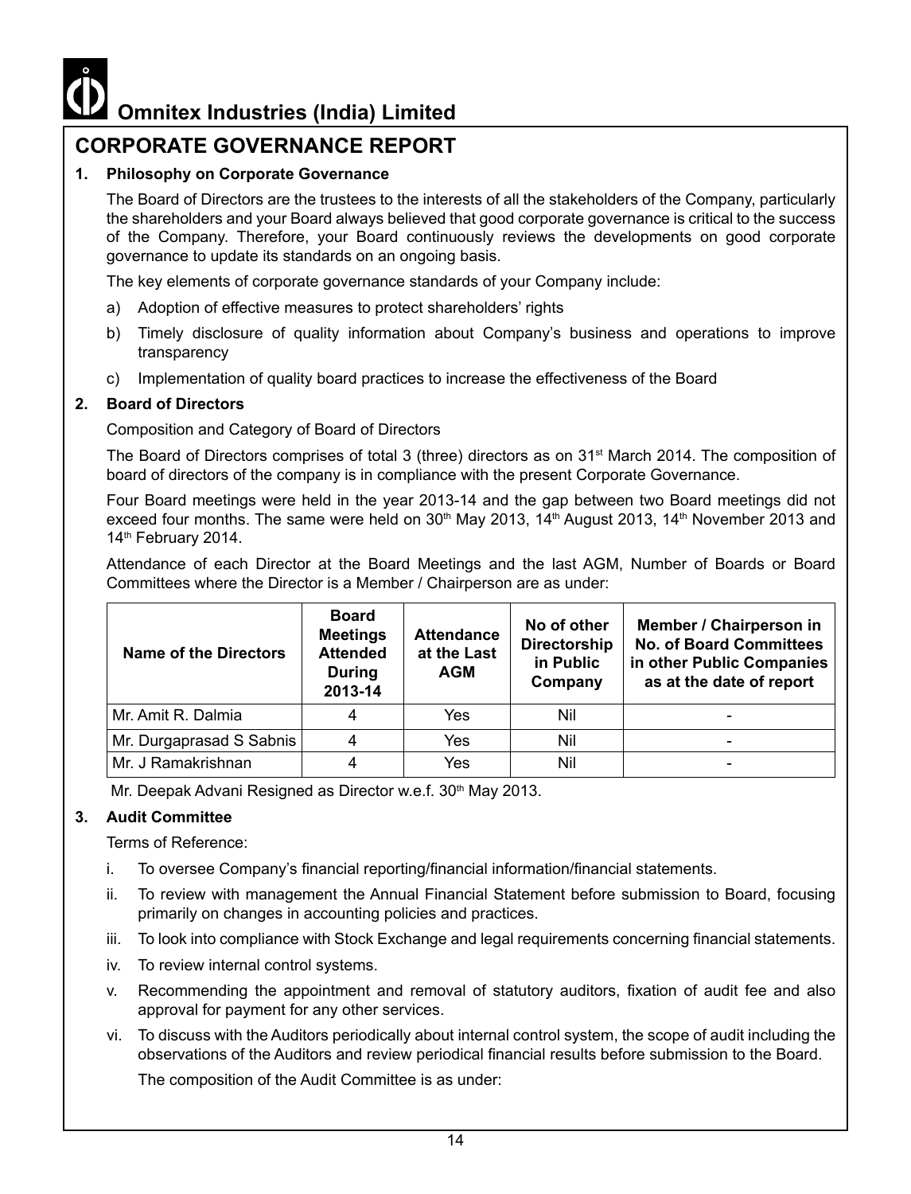# Omnitex Industries (India) Limited

## CORPORATE GOVERNANCE REPORT

### 1. Philosophy on Corporate Governance

The Board of Directors are the trustees to the interests of all the stakeholders of the Company, particularly the shareholders and your Board always believed that good corporate governance is critical to the success of the Company. Therefore, your Board continuously reviews the developments on good corporate governance to update its standards on an ongoing basis.

The key elements of corporate governance standards of your Company include:

a) Adoption of effective measures to protect shareholders' rights

b) Timely disclosure of quality information about Company's business and operations to improve transparency

c) Implementation of quality board practices to increase the effectiveness of the Board

### 2. Board of Directors

Composition and Category of Board of Directors

The Board of Directors comprises of total 3 (three) directors as on 31st March 2014. The composition of board of directors of the company is in compliance with the present Corporate Governance.

Four Board meetings were held in the year 2013-14 and the gap between two Board meetings did not exceed four months. The same were held on 30th May 2013, 14th August 2013, 14th November 2013 and 14th February 2014.

Attendance of each Director at the Board Meetings and the last AGM, Number of Boards or Board Committees where the Director is a Member / Chairperson are as under:

| Name of the Directors | Board Meetings Attended During 2013-14 | Attendance at the Last AGM | No of other Directorship in Public Company | Member / Chairperson in No. of Board Committees in other Public Companies as at the date of report |
|---|---|---|---|---|
| Mr. Amit R. Dalmia | 4 | Yes | Nil | - |
| Mr. Durgaprasad S Sabnis | 4 | Yes | Nil | - |
| Mr. J Ramakrishnan | 4 | Yes | Nil | - |

Mr. Deepak Advani Resigned as Director w.e.f. 30th May 2013.

### 3. Audit Committee

Terms of Reference:

i. To oversee Company's financial reporting/financial information/financial statements.

ii. To review with management the Annual Financial Statement before submission to Board, focusing primarily on changes in accounting policies and practices.

iii. To look into compliance with Stock Exchange and legal requirements concerning financial statements.

iv. To review internal control systems.

v. Recommending the appointment and removal of statutory auditors, fixation of audit fee and also approval for payment for any other services.

vi. To discuss with the Auditors periodically about internal control system, the scope of audit including the observations of the Auditors and review periodical financial results before submission to the Board.

The composition of the Audit Committee is as under: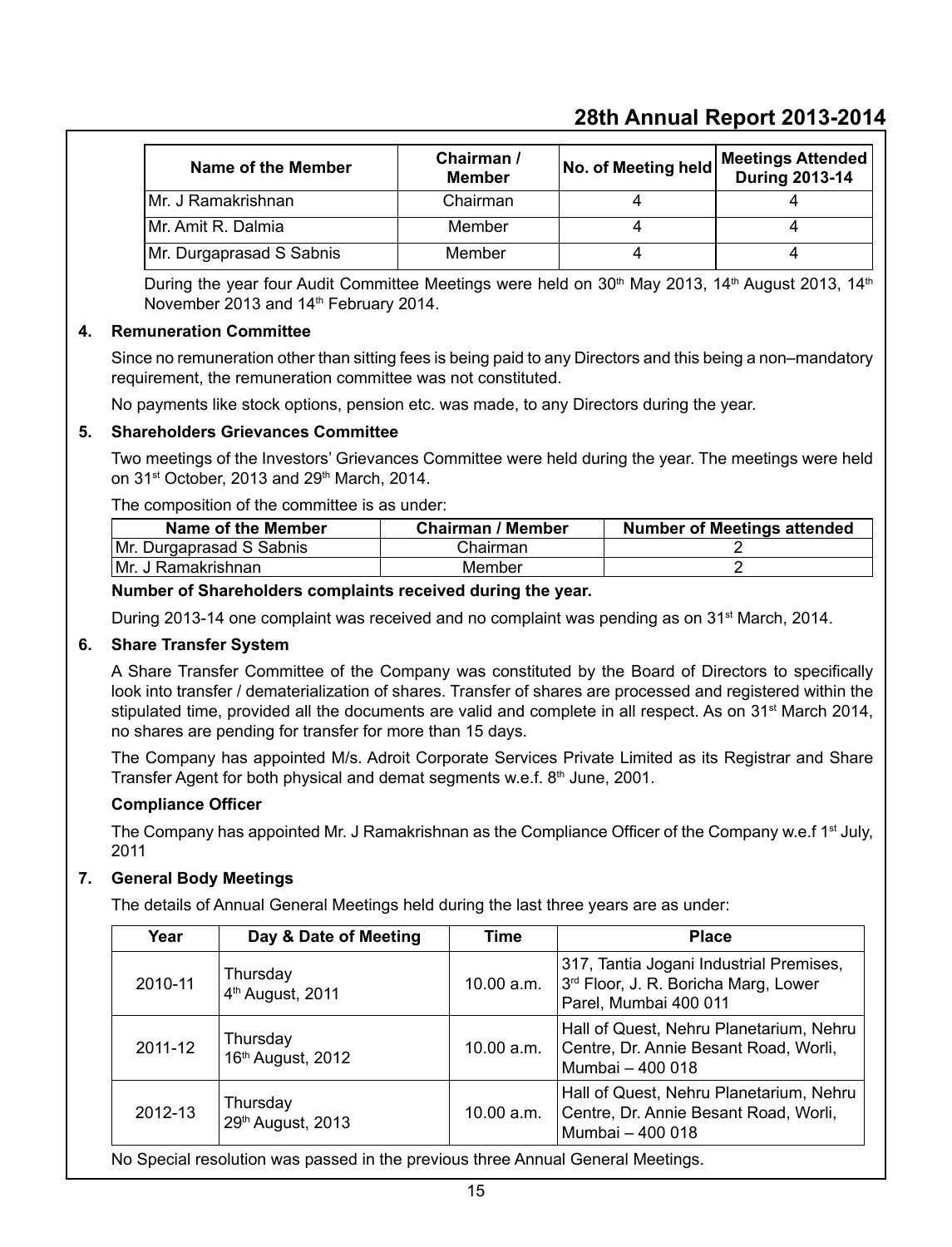| Name of the Member | Chairman / Member | No. of Meeting held | Meetings Attended During 2013-14 |
|---|---|---|---|
| Mr. J Ramakrishnan | Chairman | 4 | 4 |
| Mr. Amit R. Dalmia | Member | 4 | 4 |
| Mr. Durgaprasad S Sabnis | Member | 4 | 4 |

During the year four Audit Committee Meetings were held on 30th May 2013, 14th August 2013, 14th November 2013 and 14th February 2014.

**4. Remuneration Committee**

Since no remuneration other than sitting fees is being paid to any Directors and this being a non–mandatory requirement, the remuneration committee was not constituted.

No payments like stock options, pension etc. was made, to any Directors during the year.

**5. Shareholders Grievances Committee**

Two meetings of the Investors' Grievances Committee were held during the year. The meetings were held on 31st October, 2013 and 29th March, 2014.

The composition of the committee is as under:

| Name of the Member | Chairman / Member | Number of Meetings attended |
|---|---|---|
| Mr. Durgaprasad S Sabnis | Chairman | 2 |
| Mr. J Ramakrishnan | Member | 2 |

**Number of Shareholders complaints received during the year.**

During 2013-14 one complaint was received and no complaint was pending as on 31st March, 2014.

**6. Share Transfer System**

A Share Transfer Committee of the Company was constituted by the Board of Directors to specifically look into transfer / dematerialization of shares. Transfer of shares are processed and registered within the stipulated time, provided all the documents are valid and complete in all respect. As on 31st March 2014, no shares are pending for transfer for more than 15 days.

The Company has appointed M/s. Adroit Corporate Services Private Limited as its Registrar and Share Transfer Agent for both physical and demat segments w.e.f. 8th June, 2001.

**Compliance Officer**

The Company has appointed Mr. J Ramakrishnan as the Compliance Officer of the Company w.e.f 1st July, 2011

**7. General Body Meetings**

The details of Annual General Meetings held during the last three years are as under:

| Year | Day & Date of Meeting | Time | Place |
|---|---|---|---|
| 2010-11 | Thursday 4th August, 2011 | 10.00 a.m. | 317, Tantia Jogani Industrial Premises, 3rd Floor, J. R. Boricha Marg, Lower Parel, Mumbai 400 011 |
| 2011-12 | Thursday 16th August, 2012 | 10.00 a.m. | Hall of Quest, Nehru Planetarium, Nehru Centre, Dr. Annie Besant Road, Worli, Mumbai – 400 018 |
| 2012-13 | Thursday 29th August, 2013 | 10.00 a.m. | Hall of Quest, Nehru Planetarium, Nehru Centre, Dr. Annie Besant Road, Worli, Mumbai – 400 018 |

No Special resolution was passed in the previous three Annual General Meetings.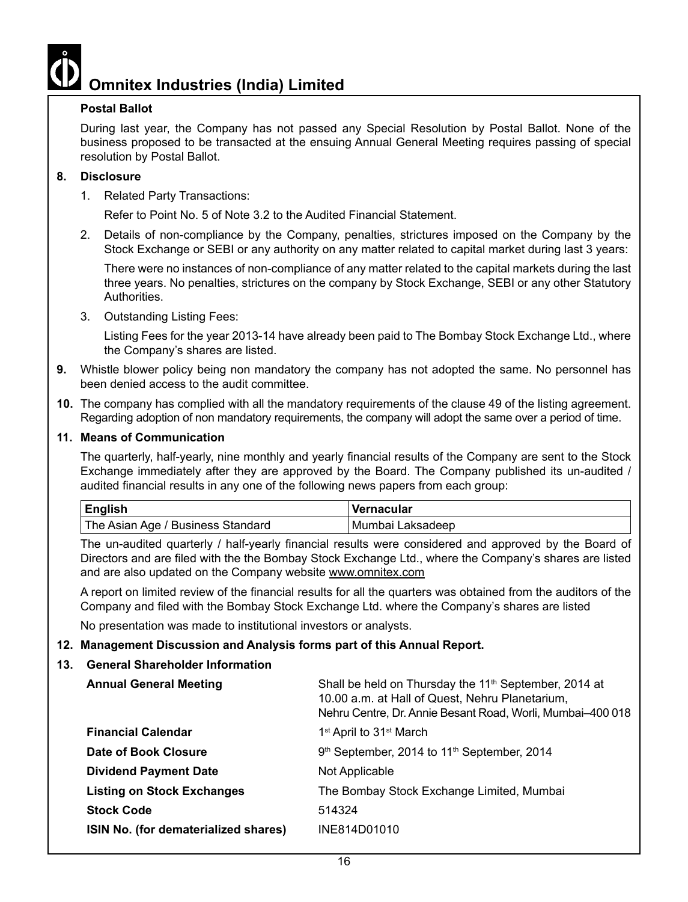**Postal Ballot**

During last year, the Company has not passed any Special Resolution by Postal Ballot. None of the business proposed to be transacted at the ensuing Annual General Meeting requires passing of special resolution by Postal Ballot.

**8. Disclosure**

1. Related Party Transactions:

   Refer to Point No. 5 of Note 3.2 to the Audited Financial Statement.

2. Details of non-compliance by the Company, penalties, strictures imposed on the Company by the Stock Exchange or SEBI or any authority on any matter related to capital market during last 3 years:

   There were no instances of non-compliance of any matter related to the capital markets during the last three years. No penalties, strictures on the company by Stock Exchange, SEBI or any other Statutory Authorities.

3. Outstanding Listing Fees:

   Listing Fees for the year 2013-14 have already been paid to The Bombay Stock Exchange Ltd., where the Company's shares are listed.

**9.** Whistle blower policy being non mandatory the company has not adopted the same. No personnel has been denied access to the audit committee.

**10.** The company has complied with all the mandatory requirements of the clause 49 of the listing agreement. Regarding adoption of non mandatory requirements, the company will adopt the same over a period of time.

**11. Means of Communication**

The quarterly, half-yearly, nine monthly and yearly financial results of the Company are sent to the Stock Exchange immediately after they are approved by the Board. The Company published its un-audited / audited financial results in any one of the following news papers from each group:

| English | Vernacular |
|---|---|
| The Asian Age / Business Standard | Mumbai Laksadeep |

The un-audited quarterly / half-yearly financial results were considered and approved by the Board of Directors and are filed with the the Bombay Stock Exchange Ltd., where the Company's shares are listed and are also updated on the Company website www.omnitex.com

A report on limited review of the financial results for all the quarters was obtained from the auditors of the Company and filed with the Bombay Stock Exchange Ltd. where the Company's shares are listed

No presentation was made to institutional investors or analysts.

**12. Management Discussion and Analysis forms part of this Annual Report.**

**13. General Shareholder Information**

| | |
|---|---|
| **Annual General Meeting** | Shall be held on Thursday the 11th September, 2014 at 10.00 a.m. at Hall of Quest, Nehru Planetarium, Nehru Centre, Dr. Annie Besant Road, Worli, Mumbai–400 018 |
| **Financial Calendar** | 1st April to 31st March |
| **Date of Book Closure** | 9th September, 2014 to 11th September, 2014 |
| **Dividend Payment Date** | Not Applicable |
| **Listing on Stock Exchanges** | The Bombay Stock Exchange Limited, Mumbai |
| **Stock Code** | 514324 |
| **ISIN No. (for dematerialized shares)** | INE814D01010 |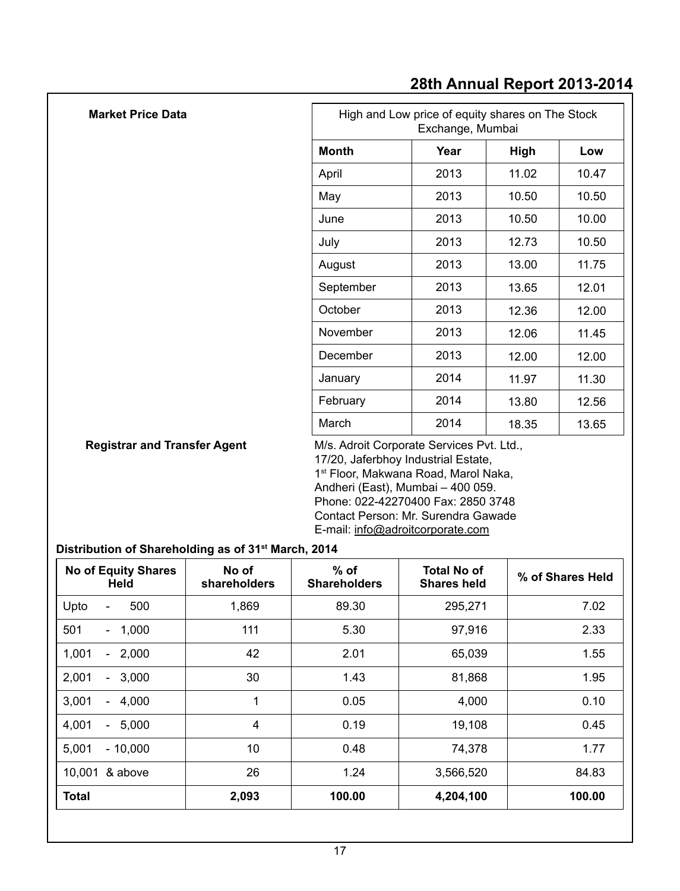**Market Price Data**

| High and Low price of equity shares on The Stock Exchange, Mumbai | | | |
|---|---|---|---|
| **Month** | **Year** | **High** | **Low** |
| April | 2013 | 11.02 | 10.47 |
| May | 2013 | 10.50 | 10.50 |
| June | 2013 | 10.50 | 10.00 |
| July | 2013 | 12.73 | 10.50 |
| August | 2013 | 13.00 | 11.75 |
| September | 2013 | 13.65 | 12.01 |
| October | 2013 | 12.36 | 12.00 |
| November | 2013 | 12.06 | 11.45 |
| December | 2013 | 12.00 | 12.00 |
| January | 2014 | 11.97 | 11.30 |
| February | 2014 | 13.80 | 12.56 |
| March | 2014 | 18.35 | 13.65 |

**Registrar and Transfer Agent**

M/s. Adroit Corporate Services Pvt. Ltd.,
17/20, Jaferbhoy Industrial Estate,
1st Floor, Makwana Road, Marol Naka,
Andheri (East), Mumbai – 400 059.
Phone: 022-42270400 Fax: 2850 3748
Contact Person: Mr. Surendra Gawade
E-mail: info@adroitcorporate.com

**Distribution of Shareholding as of 31st March, 2014**

| No of Equity Shares Held | No of shareholders | % of Shareholders | Total No of Shares held | % of Shares Held |
|---|---|---|---|---|
| Upto - 500 | 1,869 | 89.30 | 295,271 | 7.02 |
| 501 - 1,000 | 111 | 5.30 | 97,916 | 2.33 |
| 1,001 - 2,000 | 42 | 2.01 | 65,039 | 1.55 |
| 2,001 - 3,000 | 30 | 1.43 | 81,868 | 1.95 |
| 3,001 - 4,000 | 1 | 0.05 | 4,000 | 0.10 |
| 4,001 - 5,000 | 4 | 0.19 | 19,108 | 0.45 |
| 5,001 - 10,000 | 10 | 0.48 | 74,378 | 1.77 |
| 10,001 & above | 26 | 1.24 | 3,566,520 | 84.83 |
| **Total** | **2,093** | **100.00** | **4,204,100** | **100.00** |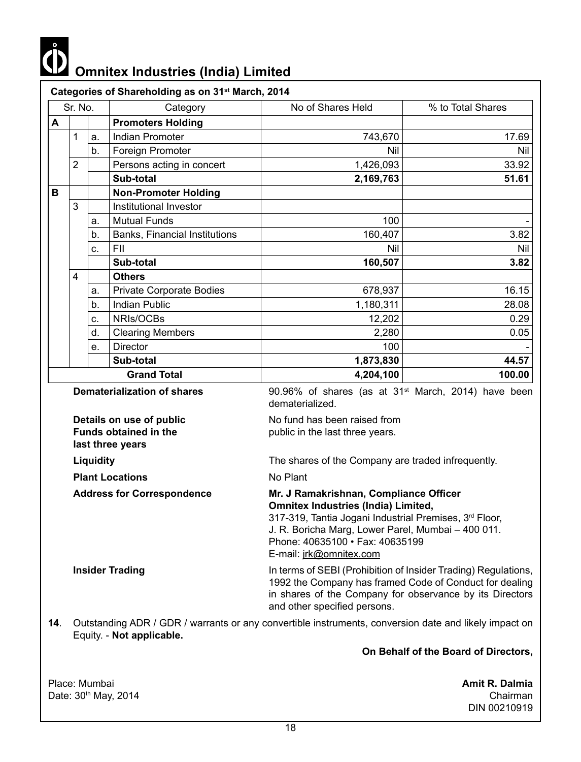# Omnitex Industries (India) Limited

**Categories of Shareholding as on 31st March, 2014**

| Sr. No. | | | Category | No of Shares Held | % to Total Shares |
|---|---|---|---|---|---|
| **A** | | | **Promoters Holding** | | |
| | 1 | a. | Indian Promoter | 743,670 | 17.69 |
| | | b. | Foreign Promoter | Nil | Nil |
| | 2 | | Persons acting in concert | 1,426,093 | 33.92 |
| | | | **Sub-total** | **2,169,763** | **51.61** |
| **B** | | | **Non-Promoter Holding** | | |
| | 3 | | Institutional Investor | | |
| | | a. | Mutual Funds | 100 | - |
| | | b. | Banks, Financial Institutions | 160,407 | 3.82 |
| | | c. | FII | Nil | Nil |
| | | | **Sub-total** | **160,507** | **3.82** |
| | 4 | | **Others** | | |
| | | a. | Private Corporate Bodies | 678,937 | 16.15 |
| | | b. | Indian Public | 1,180,311 | 28.08 |
| | | c. | NRIs/OCBs | 12,202 | 0.29 |
| | | d. | Clearing Members | 2,280 | 0.05 |
| | | e. | Director | 100 | - |
| | | | **Sub-total** | **1,873,830** | **44.57** |
| | | | **Grand Total** | **4,204,100** | **100.00** |

**Dematerialization of shares** — 90.96% of shares (as at 31st March, 2014) have been dematerialized.

**Details on use of public Funds obtained in the last three years** — No fund has been raised from public in the last three years.

**Liquidity** — The shares of the Company are traded infrequently.

**Plant Locations** — No Plant

**Address for Correspondence** — **Mr. J Ramakrishnan, Compliance Officer**
**Omnitex Industries (India) Limited,**
317-319, Tantia Jogani Industrial Premises, 3rd Floor,
J. R. Boricha Marg, Lower Parel, Mumbai – 400 011.
Phone: 40635100 • Fax: 40635199
E-mail: jrk@omnitex.com

**Insider Trading** — In terms of SEBI (Prohibition of Insider Trading) Regulations, 1992 the Company has framed Code of Conduct for dealing in shares of the Company for observance by its Directors and other specified persons.

**14**. Outstanding ADR / GDR / warrants or any convertible instruments, conversion date and likely impact on Equity. - **Not applicable.**

**On Behalf of the Board of Directors,**

Place: Mumbai
Date: 30th May, 2014

**Amit R. Dalmia**
Chairman
DIN 00210919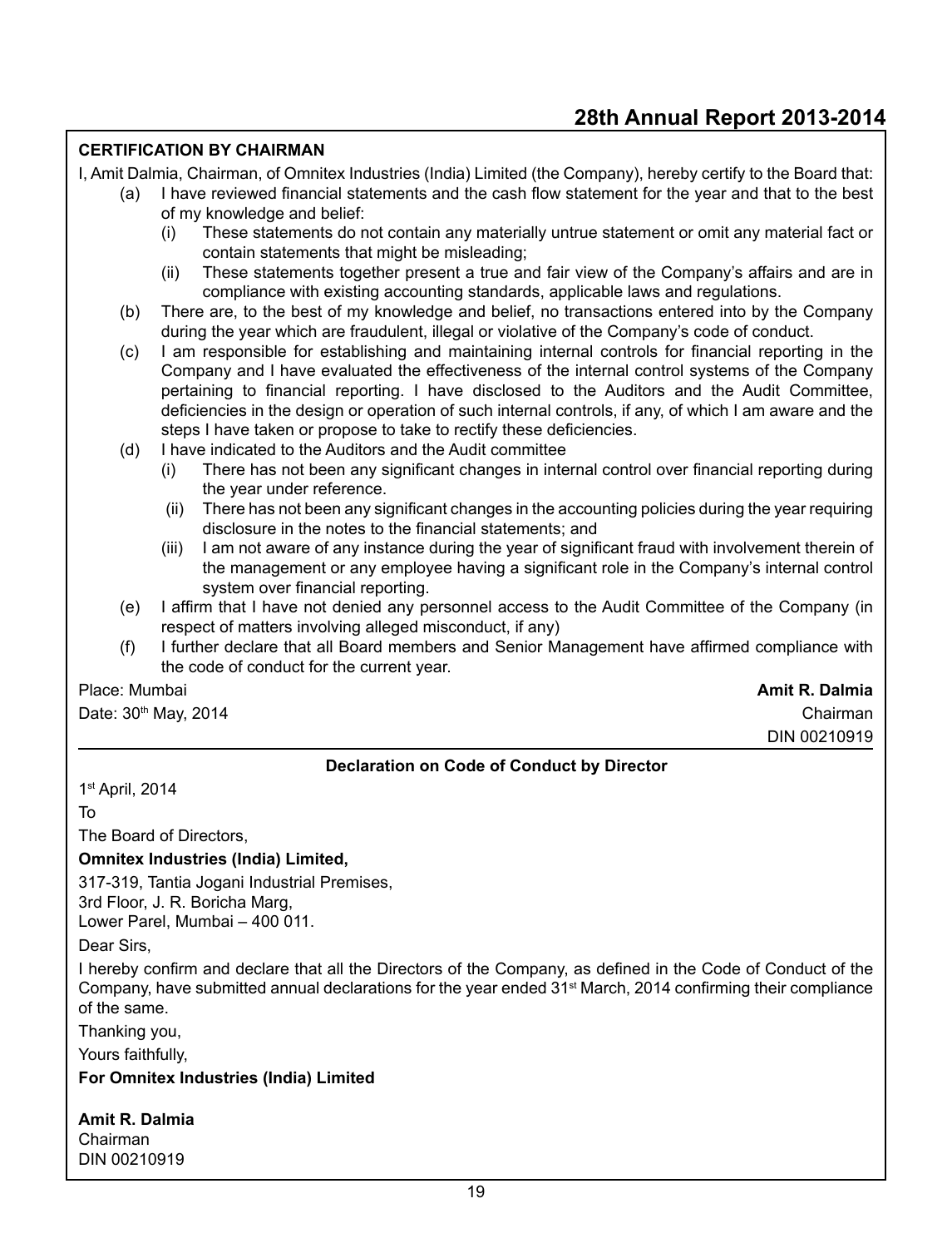## CERTIFICATION BY CHAIRMAN

I, Amit Dalmia, Chairman, of Omnitex Industries (India) Limited (the Company), hereby certify to the Board that:

(a) I have reviewed financial statements and the cash flow statement for the year and that to the best of my knowledge and belief:

 (i) These statements do not contain any materially untrue statement or omit any material fact or contain statements that might be misleading;

 (ii) These statements together present a true and fair view of the Company's affairs and are in compliance with existing accounting standards, applicable laws and regulations.

(b) There are, to the best of my knowledge and belief, no transactions entered into by the Company during the year which are fraudulent, illegal or violative of the Company's code of conduct.

(c) I am responsible for establishing and maintaining internal controls for financial reporting in the Company and I have evaluated the effectiveness of the internal control systems of the Company pertaining to financial reporting. I have disclosed to the Auditors and the Audit Committee, deficiencies in the design or operation of such internal controls, if any, of which I am aware and the steps I have taken or propose to take to rectify these deficiencies.

(d) I have indicated to the Auditors and the Audit committee

 (i) There has not been any significant changes in internal control over financial reporting during the year under reference.

 (ii) There has not been any significant changes in the accounting policies during the year requiring disclosure in the notes to the financial statements; and

 (iii) I am not aware of any instance during the year of significant fraud with involvement therein of the management or any employee having a significant role in the Company's internal control system over financial reporting.

(e) I affirm that I have not denied any personnel access to the Audit Committee of the Company (in respect of matters involving alleged misconduct, if any)

(f) I further declare that all Board members and Senior Management have affirmed compliance with the code of conduct for the current year.

Place: Mumbai
Date: 30th May, 2014

**Amit R. Dalmia**
Chairman
DIN 00210919

---

### Declaration on Code of Conduct by Director

1st April, 2014

To

The Board of Directors,

**Omnitex Industries (India) Limited,**

317-319, Tantia Jogani Industrial Premises,
3rd Floor, J. R. Boricha Marg,
Lower Parel, Mumbai – 400 011.

Dear Sirs,

I hereby confirm and declare that all the Directors of the Company, as defined in the Code of Conduct of the Company, have submitted annual declarations for the year ended 31st March, 2014 confirming their compliance of the same.

Thanking you,

Yours faithfully,

**For Omnitex Industries (India) Limited**

**Amit R. Dalmia**
Chairman
DIN 00210919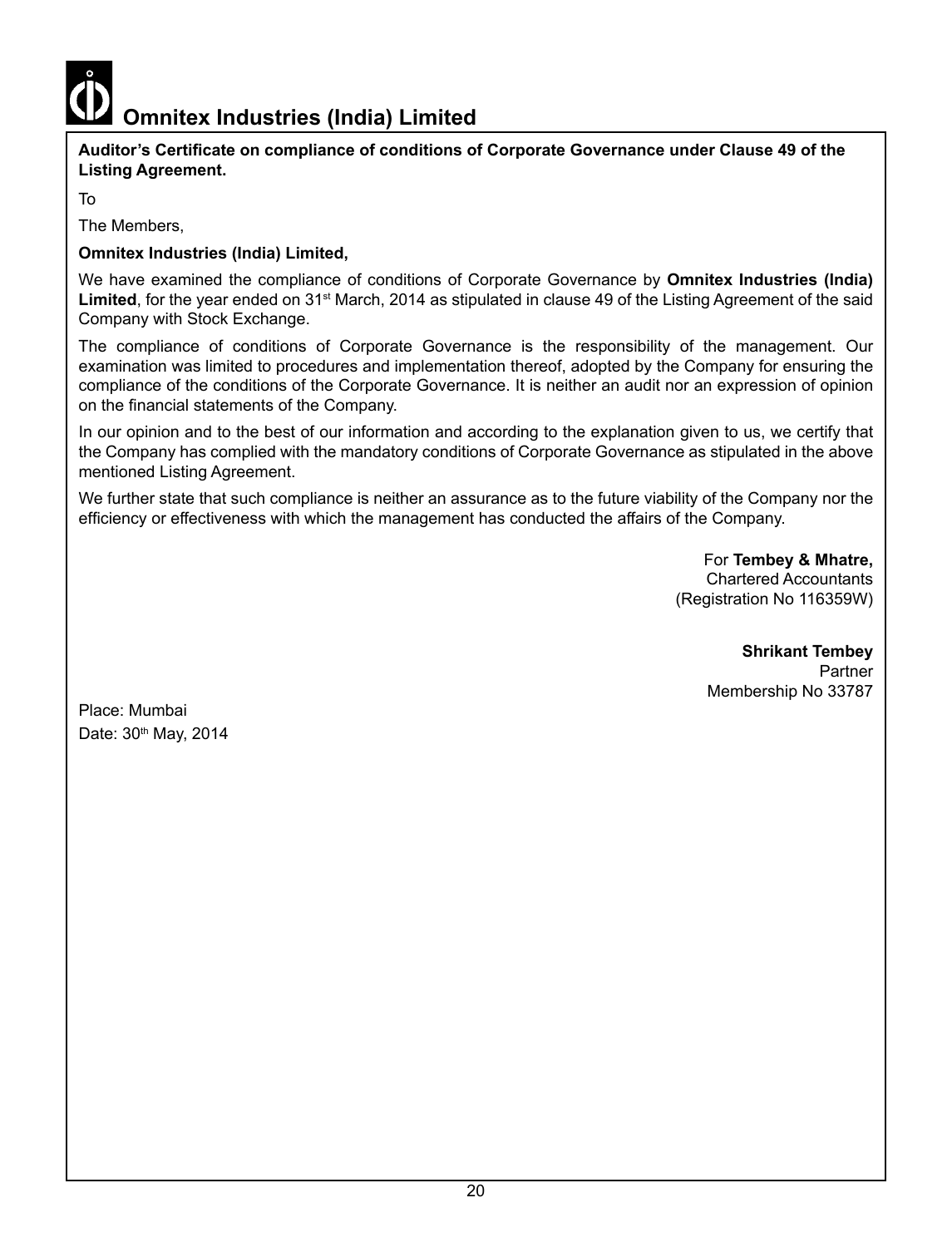**Auditor's Certificate on compliance of conditions of Corporate Governance under Clause 49 of the Listing Agreement.**

To

The Members,

**Omnitex Industries (India) Limited,**

We have examined the compliance of conditions of Corporate Governance by **Omnitex Industries (India) Limited**, for the year ended on 31st March, 2014 as stipulated in clause 49 of the Listing Agreement of the said Company with Stock Exchange.

The compliance of conditions of Corporate Governance is the responsibility of the management. Our examination was limited to procedures and implementation thereof, adopted by the Company for ensuring the compliance of the conditions of the Corporate Governance. It is neither an audit nor an expression of opinion on the financial statements of the Company.

In our opinion and to the best of our information and according to the explanation given to us, we certify that the Company has complied with the mandatory conditions of Corporate Governance as stipulated in the above mentioned Listing Agreement.

We further state that such compliance is neither an assurance as to the future viability of the Company nor the efficiency or effectiveness with which the management has conducted the affairs of the Company.

For **Tembey & Mhatre,**
Chartered Accountants
(Registration No 116359W)

**Shrikant Tembey**
Partner
Membership No 33787

Place: Mumbai
Date: 30th May, 2014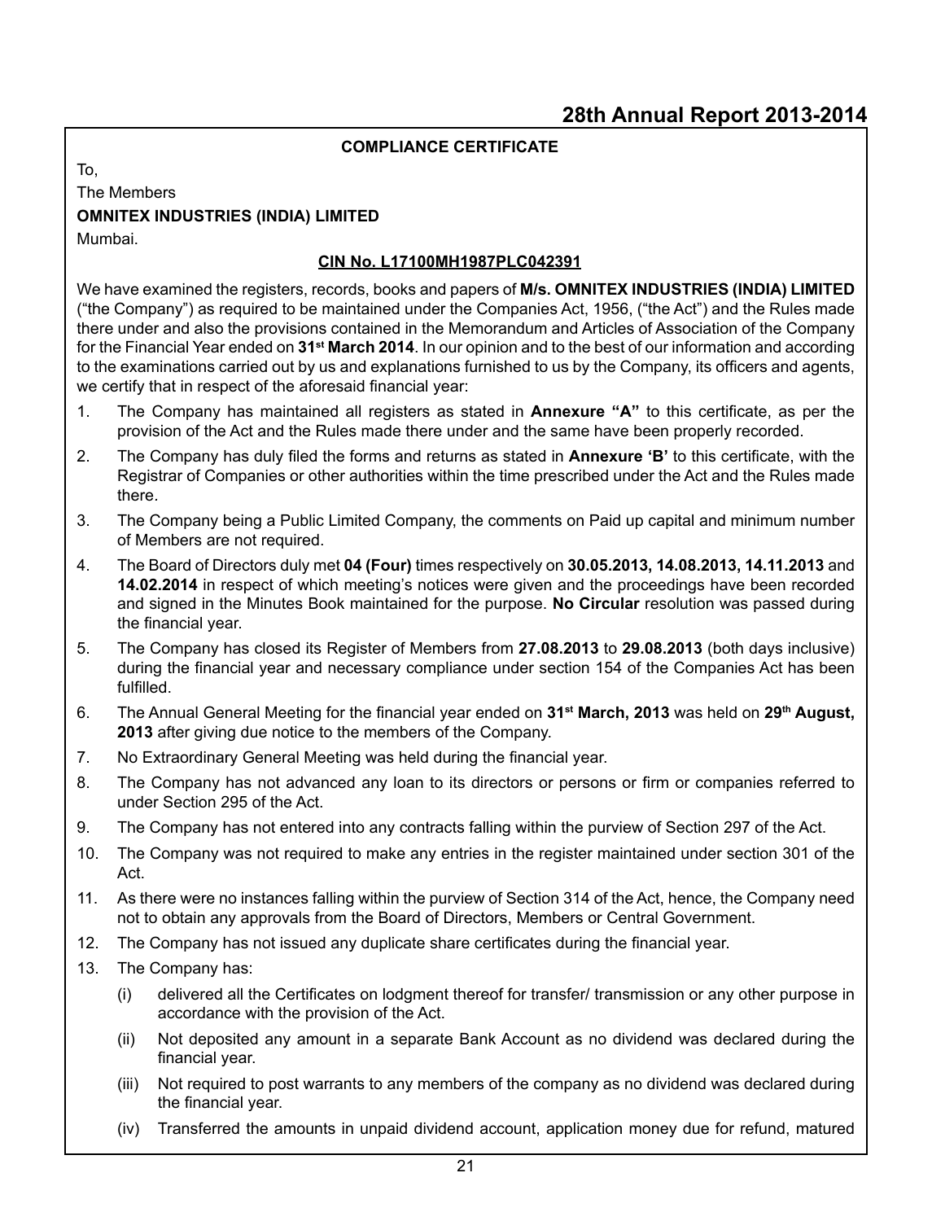## COMPLIANCE CERTIFICATE

To,

The Members

**OMNITEX INDUSTRIES (INDIA) LIMITED**

Mumbai.

**CIN No. L17100MH1987PLC042391**

We have examined the registers, records, books and papers of **M/s. OMNITEX INDUSTRIES (INDIA) LIMITED** ("the Company") as required to be maintained under the Companies Act, 1956, ("the Act") and the Rules made there under and also the provisions contained in the Memorandum and Articles of Association of the Company for the Financial Year ended on **31st March 2014**. In our opinion and to the best of our information and according to the examinations carried out by us and explanations furnished to us by the Company, its officers and agents, we certify that in respect of the aforesaid financial year:

1. The Company has maintained all registers as stated in **Annexure "A"** to this certificate, as per the provision of the Act and the Rules made there under and the same have been properly recorded.
2. The Company has duly filed the forms and returns as stated in **Annexure 'B'** to this certificate, with the Registrar of Companies or other authorities within the time prescribed under the Act and the Rules made there.
3. The Company being a Public Limited Company, the comments on Paid up capital and minimum number of Members are not required.
4. The Board of Directors duly met **04 (Four)** times respectively on **30.05.2013, 14.08.2013, 14.11.2013** and **14.02.2014** in respect of which meeting's notices were given and the proceedings have been recorded and signed in the Minutes Book maintained for the purpose. **No Circular** resolution was passed during the financial year.
5. The Company has closed its Register of Members from **27.08.2013** to **29.08.2013** (both days inclusive) during the financial year and necessary compliance under section 154 of the Companies Act has been fulfilled.
6. The Annual General Meeting for the financial year ended on **31st March, 2013** was held on **29th August, 2013** after giving due notice to the members of the Company.
7. No Extraordinary General Meeting was held during the financial year.
8. The Company has not advanced any loan to its directors or persons or firm or companies referred to under Section 295 of the Act.
9. The Company has not entered into any contracts falling within the purview of Section 297 of the Act.
10. The Company was not required to make any entries in the register maintained under section 301 of the Act.
11. As there were no instances falling within the purview of Section 314 of the Act, hence, the Company need not to obtain any approvals from the Board of Directors, Members or Central Government.
12. The Company has not issued any duplicate share certificates during the financial year.
13. The Company has:
    (i) delivered all the Certificates on lodgment thereof for transfer/ transmission or any other purpose in accordance with the provision of the Act.
    (ii) Not deposited any amount in a separate Bank Account as no dividend was declared during the financial year.
    (iii) Not required to post warrants to any members of the company as no dividend was declared during the financial year.
    (iv) Transferred the amounts in unpaid dividend account, application money due for refund, matured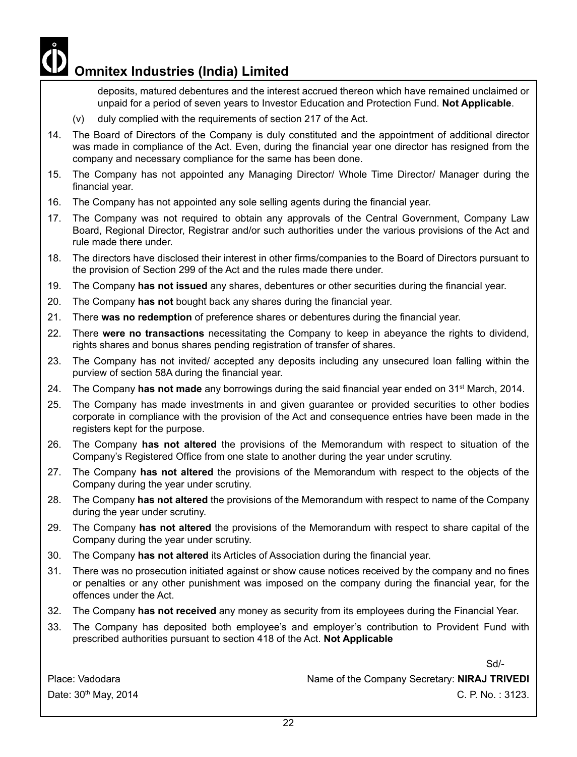deposits, matured debentures and the interest accrued thereon which have remained unclaimed or unpaid for a period of seven years to Investor Education and Protection Fund. **Not Applicable**.

(v) duly complied with the requirements of section 217 of the Act.

14. The Board of Directors of the Company is duly constituted and the appointment of additional director was made in compliance of the Act. Even, during the financial year one director has resigned from the company and necessary compliance for the same has been done.
15. The Company has not appointed any Managing Director/ Whole Time Director/ Manager during the financial year.
16. The Company has not appointed any sole selling agents during the financial year.
17. The Company was not required to obtain any approvals of the Central Government, Company Law Board, Regional Director, Registrar and/or such authorities under the various provisions of the Act and rule made there under.
18. The directors have disclosed their interest in other firms/companies to the Board of Directors pursuant to the provision of Section 299 of the Act and the rules made there under.
19. The Company **has not issued** any shares, debentures or other securities during the financial year.
20. The Company **has not** bought back any shares during the financial year.
21. There **was no redemption** of preference shares or debentures during the financial year.
22. There **were no transactions** necessitating the Company to keep in abeyance the rights to dividend, rights shares and bonus shares pending registration of transfer of shares.
23. The Company has not invited/ accepted any deposits including any unsecured loan falling within the purview of section 58A during the financial year.
24. The Company **has not made** any borrowings during the said financial year ended on 31st March, 2014.
25. The Company has made investments in and given guarantee or provided securities to other bodies corporate in compliance with the provision of the Act and consequence entries have been made in the registers kept for the purpose.
26. The Company **has not altered** the provisions of the Memorandum with respect to situation of the Company's Registered Office from one state to another during the year under scrutiny.
27. The Company **has not altered** the provisions of the Memorandum with respect to the objects of the Company during the year under scrutiny.
28. The Company **has not altered** the provisions of the Memorandum with respect to name of the Company during the year under scrutiny.
29. The Company **has not altered** the provisions of the Memorandum with respect to share capital of the Company during the year under scrutiny.
30. The Company **has not altered** its Articles of Association during the financial year.
31. There was no prosecution initiated against or show cause notices received by the company and no fines or penalties or any other punishment was imposed on the company during the financial year, for the offences under the Act.
32. The Company **has not received** any money as security from its employees during the Financial Year.
33. The Company has deposited both employee's and employer's contribution to Provident Fund with prescribed authorities pursuant to section 418 of the Act. **Not Applicable**

Sd/-

Place: Vadodara

Name of the Company Secretary: **NIRAJ TRIVEDI**

Date: 30th May, 2014

C. P. No. : 3123.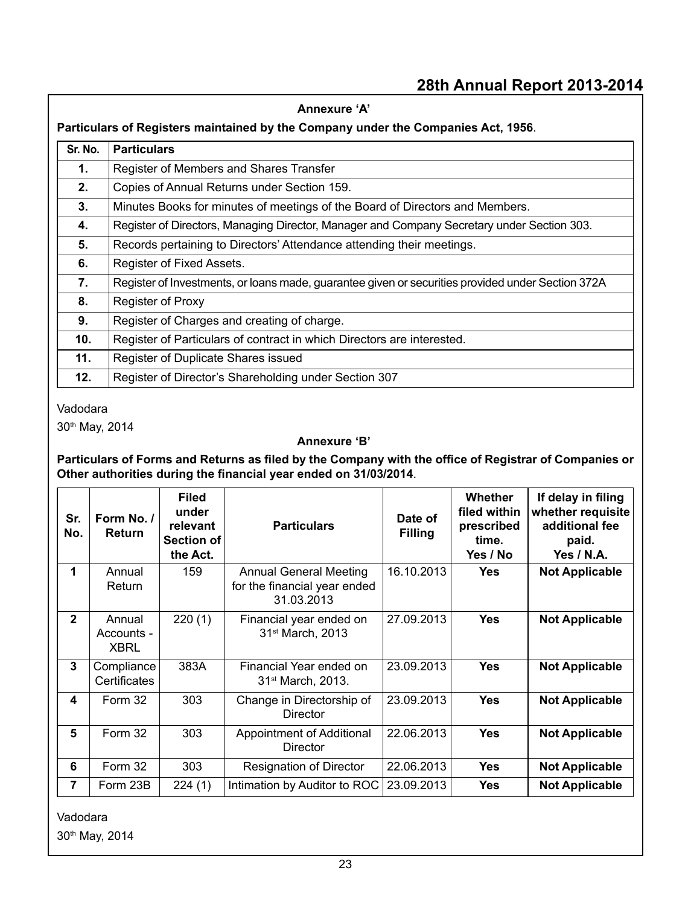## Annexure 'A'

**Particulars of Registers maintained by the Company under the Companies Act, 1956**.

| Sr. No. | Particulars |
|---|---|
| **1.** | Register of Members and Shares Transfer |
| **2.** | Copies of Annual Returns under Section 159. |
| **3.** | Minutes Books for minutes of meetings of the Board of Directors and Members. |
| **4.** | Register of Directors, Managing Director, Manager and Company Secretary under Section 303. |
| **5.** | Records pertaining to Directors' Attendance attending their meetings. |
| **6.** | Register of Fixed Assets. |
| **7.** | Register of Investments, or loans made, guarantee given or securities provided under Section 372A |
| **8.** | Register of Proxy |
| **9.** | Register of Charges and creating of charge. |
| **10.** | Register of Particulars of contract in which Directors are interested. |
| **11.** | Register of Duplicate Shares issued |
| **12.** | Register of Director's Shareholding under Section 307 |

Vadodara

30th May, 2014

## Annexure 'B'

**Particulars of Forms and Returns as filed by the Company with the office of Registrar of Companies or Other authorities during the financial year ended on 31/03/2014**.

| Sr. No. | Form No. / Return | Filed under relevant Section of the Act. | Particulars | Date of Filling | Whether filed within prescribed time. Yes / No | If delay in filing whether requisite additional fee paid. Yes / N.A. |
|---|---|---|---|---|---|---|
| **1** | Annual Return | 159 | Annual General Meeting for the financial year ended 31.03.2013 | 16.10.2013 | **Yes** | **Not Applicable** |
| **2** | Annual Accounts - XBRL | 220 (1) | Financial year ended on 31st March, 2013 | 27.09.2013 | **Yes** | **Not Applicable** |
| **3** | Compliance Certificates | 383A | Financial Year ended on 31st March, 2013. | 23.09.2013 | **Yes** | **Not Applicable** |
| **4** | Form 32 | 303 | Change in Directorship of Director | 23.09.2013 | **Yes** | **Not Applicable** |
| **5** | Form 32 | 303 | Appointment of Additional Director | 22.06.2013 | **Yes** | **Not Applicable** |
| **6** | Form 32 | 303 | Resignation of Director | 22.06.2013 | **Yes** | **Not Applicable** |
| **7** | Form 23B | 224 (1) | Intimation by Auditor to ROC | 23.09.2013 | **Yes** | **Not Applicable** |

Vadodara

30th May, 2014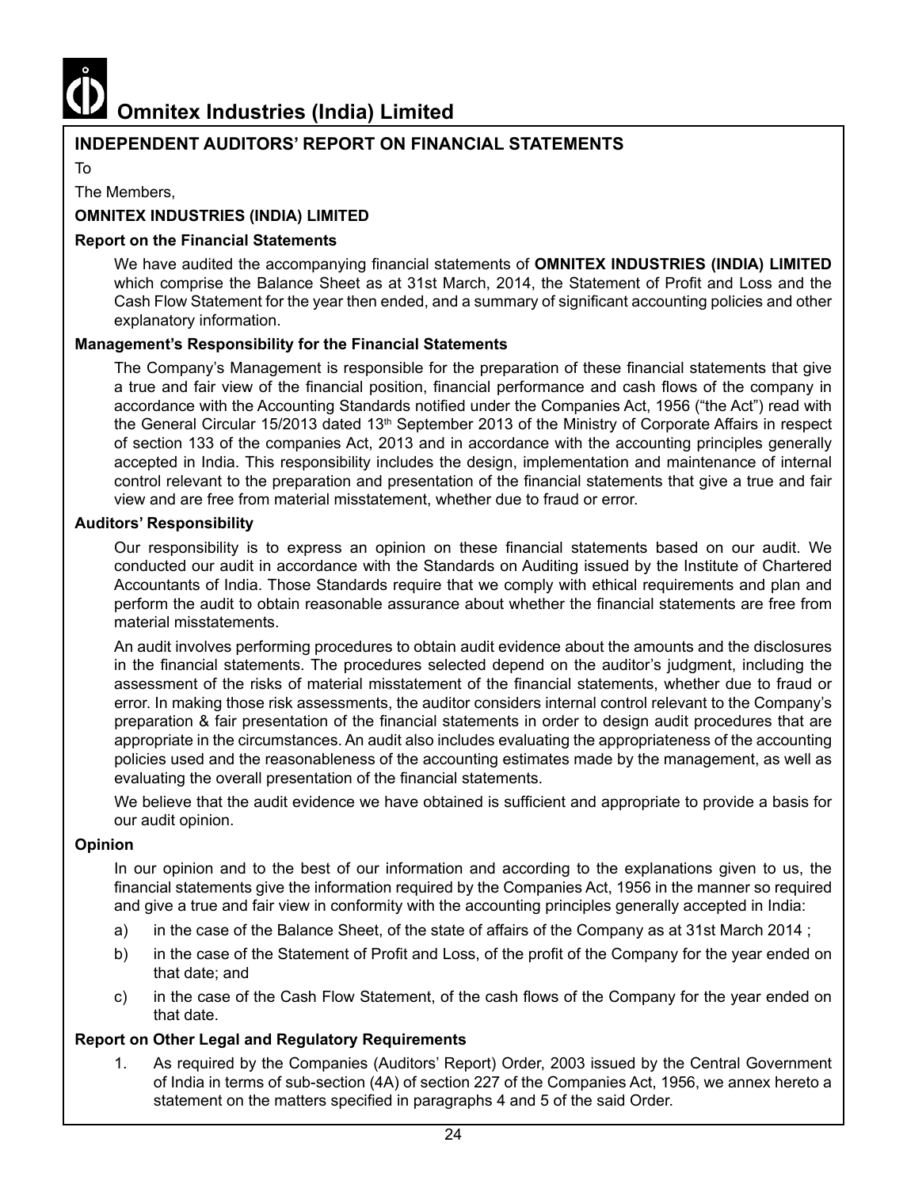# Omnitex Industries (India) Limited

## INDEPENDENT AUDITORS' REPORT ON FINANCIAL STATEMENTS

To

The Members,

**OMNITEX INDUSTRIES (INDIA) LIMITED**

### Report on the Financial Statements

We have audited the accompanying financial statements of **OMNITEX INDUSTRIES (INDIA) LIMITED** which comprise the Balance Sheet as at 31st March, 2014, the Statement of Profit and Loss and the Cash Flow Statement for the year then ended, and a summary of significant accounting policies and other explanatory information.

### Management's Responsibility for the Financial Statements

The Company's Management is responsible for the preparation of these financial statements that give a true and fair view of the financial position, financial performance and cash flows of the company in accordance with the Accounting Standards notified under the Companies Act, 1956 ("the Act") read with the General Circular 15/2013 dated 13th September 2013 of the Ministry of Corporate Affairs in respect of section 133 of the companies Act, 2013 and in accordance with the accounting principles generally accepted in India. This responsibility includes the design, implementation and maintenance of internal control relevant to the preparation and presentation of the financial statements that give a true and fair view and are free from material misstatement, whether due to fraud or error.

### Auditors' Responsibility

Our responsibility is to express an opinion on these financial statements based on our audit. We conducted our audit in accordance with the Standards on Auditing issued by the Institute of Chartered Accountants of India. Those Standards require that we comply with ethical requirements and plan and perform the audit to obtain reasonable assurance about whether the financial statements are free from material misstatements.

An audit involves performing procedures to obtain audit evidence about the amounts and the disclosures in the financial statements. The procedures selected depend on the auditor's judgment, including the assessment of the risks of material misstatement of the financial statements, whether due to fraud or error. In making those risk assessments, the auditor considers internal control relevant to the Company's preparation & fair presentation of the financial statements in order to design audit procedures that are appropriate in the circumstances. An audit also includes evaluating the appropriateness of the accounting policies used and the reasonableness of the accounting estimates made by the management, as well as evaluating the overall presentation of the financial statements.

We believe that the audit evidence we have obtained is sufficient and appropriate to provide a basis for our audit opinion.

### Opinion

In our opinion and to the best of our information and according to the explanations given to us, the financial statements give the information required by the Companies Act, 1956 in the manner so required and give a true and fair view in conformity with the accounting principles generally accepted in India:

a) in the case of the Balance Sheet, of the state of affairs of the Company as at 31st March 2014 ;

b) in the case of the Statement of Profit and Loss, of the profit of the Company for the year ended on that date; and

c) in the case of the Cash Flow Statement, of the cash flows of the Company for the year ended on that date.

### Report on Other Legal and Regulatory Requirements

1. As required by the Companies (Auditors' Report) Order, 2003 issued by the Central Government of India in terms of sub-section (4A) of section 227 of the Companies Act, 1956, we annex hereto a statement on the matters specified in paragraphs 4 and 5 of the said Order.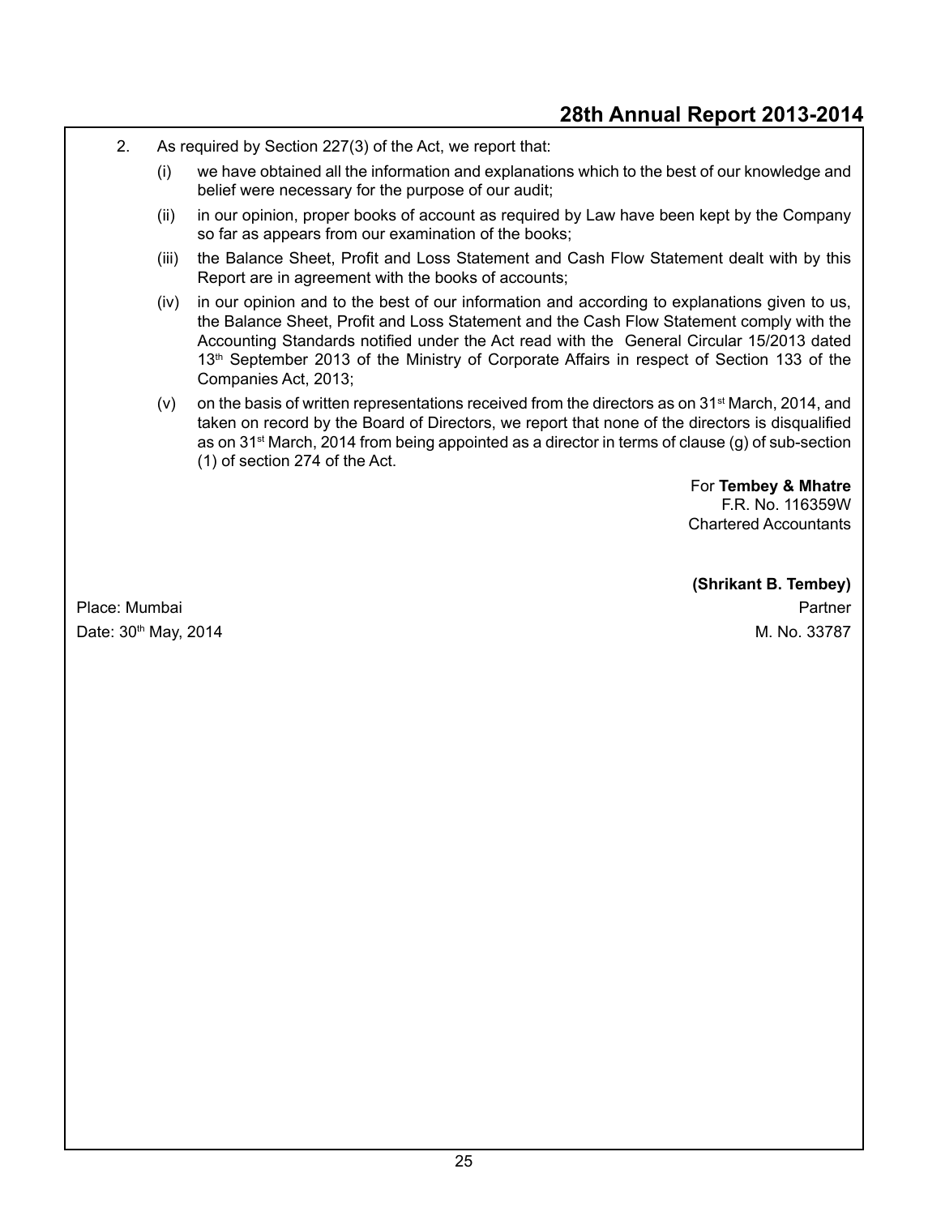2. As required by Section 227(3) of the Act, we report that:

    (i) we have obtained all the information and explanations which to the best of our knowledge and belief were necessary for the purpose of our audit;

    (ii) in our opinion, proper books of account as required by Law have been kept by the Company so far as appears from our examination of the books;

    (iii) the Balance Sheet, Profit and Loss Statement and Cash Flow Statement dealt with by this Report are in agreement with the books of accounts;

    (iv) in our opinion and to the best of our information and according to explanations given to us, the Balance Sheet, Profit and Loss Statement and the Cash Flow Statement comply with the Accounting Standards notified under the Act read with the General Circular 15/2013 dated 13th September 2013 of the Ministry of Corporate Affairs in respect of Section 133 of the Companies Act, 2013;

    (v) on the basis of written representations received from the directors as on 31st March, 2014, and taken on record by the Board of Directors, we report that none of the directors is disqualified as on 31st March, 2014 from being appointed as a director in terms of clause (g) of sub-section (1) of section 274 of the Act.

For **Tembey & Mhatre**
F.R. No. 116359W
Chartered Accountants

**(Shrikant B. Tembey)**
Partner
M. No. 33787

Place: Mumbai
Date: 30th May, 2014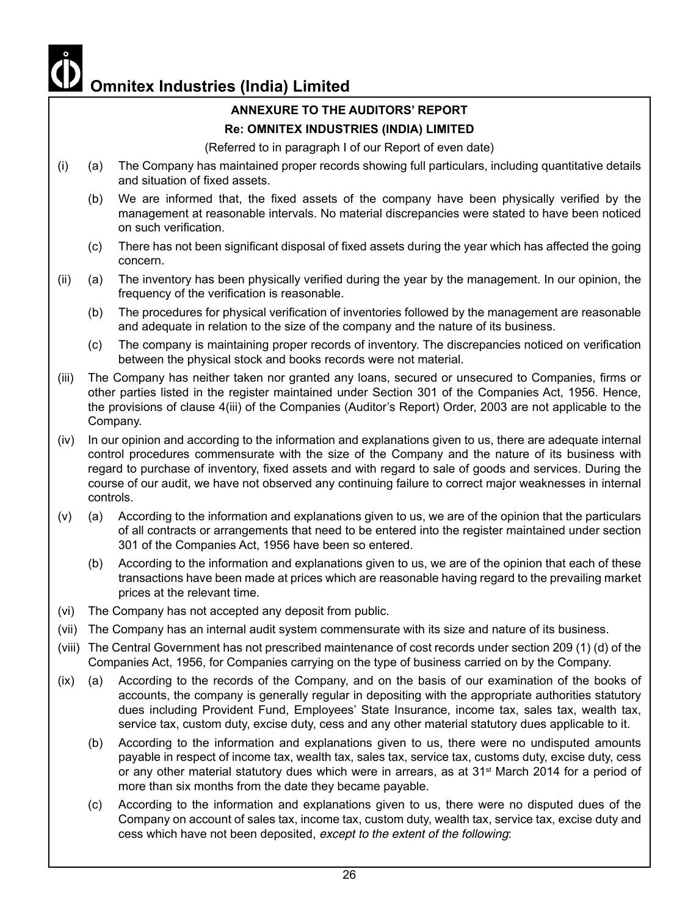## ANNEXURE TO THE AUDITORS' REPORT

### Re: OMNITEX INDUSTRIES (INDIA) LIMITED

(Referred to in paragraph I of our Report of even date)

(i) (a) The Company has maintained proper records showing full particulars, including quantitative details and situation of fixed assets.

(b) We are informed that, the fixed assets of the company have been physically verified by the management at reasonable intervals. No material discrepancies were stated to have been noticed on such verification.

(c) There has not been significant disposal of fixed assets during the year which has affected the going concern.

(ii) (a) The inventory has been physically verified during the year by the management. In our opinion, the frequency of the verification is reasonable.

(b) The procedures for physical verification of inventories followed by the management are reasonable and adequate in relation to the size of the company and the nature of its business.

(c) The company is maintaining proper records of inventory. The discrepancies noticed on verification between the physical stock and books records were not material.

(iii) The Company has neither taken nor granted any loans, secured or unsecured to Companies, firms or other parties listed in the register maintained under Section 301 of the Companies Act, 1956. Hence, the provisions of clause 4(iii) of the Companies (Auditor's Report) Order, 2003 are not applicable to the Company.

(iv) In our opinion and according to the information and explanations given to us, there are adequate internal control procedures commensurate with the size of the Company and the nature of its business with regard to purchase of inventory, fixed assets and with regard to sale of goods and services. During the course of our audit, we have not observed any continuing failure to correct major weaknesses in internal controls.

(v) (a) According to the information and explanations given to us, we are of the opinion that the particulars of all contracts or arrangements that need to be entered into the register maintained under section 301 of the Companies Act, 1956 have been so entered.

(b) According to the information and explanations given to us, we are of the opinion that each of these transactions have been made at prices which are reasonable having regard to the prevailing market prices at the relevant time.

(vi) The Company has not accepted any deposit from public.

(vii) The Company has an internal audit system commensurate with its size and nature of its business.

(viii) The Central Government has not prescribed maintenance of cost records under section 209 (1) (d) of the Companies Act, 1956, for Companies carrying on the type of business carried on by the Company.

(ix) (a) According to the records of the Company, and on the basis of our examination of the books of accounts, the company is generally regular in depositing with the appropriate authorities statutory dues including Provident Fund, Employees' State Insurance, income tax, sales tax, wealth tax, service tax, custom duty, excise duty, cess and any other material statutory dues applicable to it.

(b) According to the information and explanations given to us, there were no undisputed amounts payable in respect of income tax, wealth tax, sales tax, service tax, customs duty, excise duty, cess or any other material statutory dues which were in arrears, as at 31st March 2014 for a period of more than six months from the date they became payable.

(c) According to the information and explanations given to us, there were no disputed dues of the Company on account of sales tax, income tax, custom duty, wealth tax, service tax, excise duty and cess which have not been deposited, *except to the extent of the following*: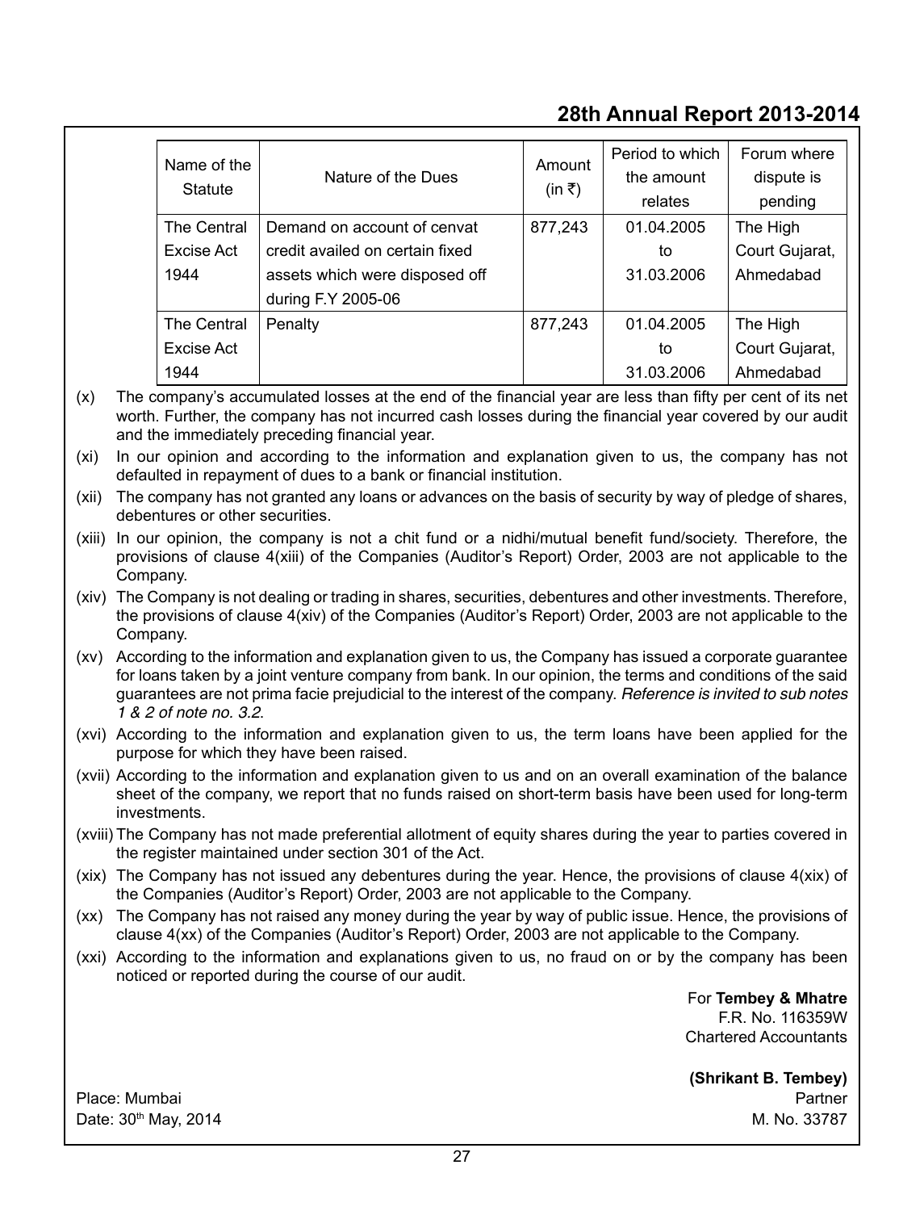| Name of the Statute | Nature of the Dues | Amount (in ₹) | Period to which the amount relates | Forum where dispute is pending |
|---|---|---|---|---|
| The Central Excise Act 1944 | Demand on account of cenvat credit availed on certain fixed assets which were disposed off during F.Y 2005-06 | 877,243 | 01.04.2005 to 31.03.2006 | The High Court Gujarat, Ahmedabad |
| The Central Excise Act 1944 | Penalty | 877,243 | 01.04.2005 to 31.03.2006 | The High Court Gujarat, Ahmedabad |

(x) The company's accumulated losses at the end of the financial year are less than fifty per cent of its net worth. Further, the company has not incurred cash losses during the financial year covered by our audit and the immediately preceding financial year.

(xi) In our opinion and according to the information and explanation given to us, the company has not defaulted in repayment of dues to a bank or financial institution.

(xii) The company has not granted any loans or advances on the basis of security by way of pledge of shares, debentures or other securities.

(xiii) In our opinion, the company is not a chit fund or a nidhi/mutual benefit fund/society. Therefore, the provisions of clause 4(xiii) of the Companies (Auditor's Report) Order, 2003 are not applicable to the Company.

(xiv) The Company is not dealing or trading in shares, securities, debentures and other investments. Therefore, the provisions of clause 4(xiv) of the Companies (Auditor's Report) Order, 2003 are not applicable to the Company.

(xv) According to the information and explanation given to us, the Company has issued a corporate guarantee for loans taken by a joint venture company from bank. In our opinion, the terms and conditions of the said guarantees are not prima facie prejudicial to the interest of the company. *Reference is invited to sub notes 1 & 2 of note no. 3.2*.

(xvi) According to the information and explanation given to us, the term loans have been applied for the purpose for which they have been raised.

(xvii) According to the information and explanation given to us and on an overall examination of the balance sheet of the company, we report that no funds raised on short-term basis have been used for long-term investments.

(xviii) The Company has not made preferential allotment of equity shares during the year to parties covered in the register maintained under section 301 of the Act.

(xix) The Company has not issued any debentures during the year. Hence, the provisions of clause 4(xix) of the Companies (Auditor's Report) Order, 2003 are not applicable to the Company.

(xx) The Company has not raised any money during the year by way of public issue. Hence, the provisions of clause 4(xx) of the Companies (Auditor's Report) Order, 2003 are not applicable to the Company.

(xxi) According to the information and explanations given to us, no fraud on or by the company has been noticed or reported during the course of our audit.

For **Tembey & Mhatre**
F.R. No. 116359W
Chartered Accountants

**(Shrikant B. Tembey)**
Partner
M. No. 33787

Place: Mumbai
Date: 30th May, 2014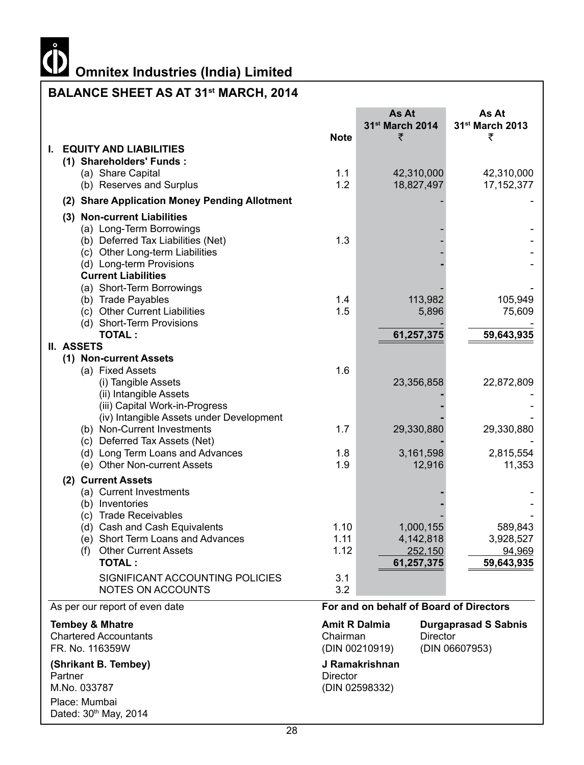# Omnitex Industries (India) Limited

## BALANCE SHEET AS AT 31st MARCH, 2014

| | Note | As At 31st March 2014 ₹ | As At 31st March 2013 ₹ |
|---|---|---|---|
| **I. EQUITY AND LIABILITIES** | | | |
| **(1) Shareholders' Funds :** | | | |
| (a) Share Capital | 1.1 | 42,310,000 | 42,310,000 |
| (b) Reserves and Surplus | 1.2 | 18,827,497 | 17,152,377 |
| **(2) Share Application Money Pending Allotment** | | - | - |
| **(3) Non-current Liabilities** | | | |
| (a) Long-Term Borrowings | | - | - |
| (b) Deferred Tax Liabilities (Net) | 1.3 | - | - |
| (c) Other Long-term Liabilities | | - | - |
| (d) Long-term Provisions | | - | - |
| **Current Liabilities** | | | |
| (a) Short-Term Borrowings | | - | - |
| (b) Trade Payables | 1.4 | 113,982 | 105,949 |
| (c) Other Current Liabilities | 1.5 | 5,896 | 75,609 |
| (d) Short-Term Provisions | | - | - |
| **TOTAL :** | | **61,257,375** | **59,643,935** |
| **II. ASSETS** | | | |
| **(1) Non-current Assets** | | | |
| (a) Fixed Assets | 1.6 | | |
| (i) Tangible Assets | | 23,356,858 | 22,872,809 |
| (ii) Intangible Assets | | - | - |
| (iii) Capital Work-in-Progress | | - | - |
| (iv) Intangible Assets under Development | | - | - |
| (b) Non-Current Investments | 1.7 | 29,330,880 | 29,330,880 |
| (c) Deferred Tax Assets (Net) | | - | - |
| (d) Long Term Loans and Advances | 1.8 | 3,161,598 | 2,815,554 |
| (e) Other Non-current Assets | 1.9 | 12,916 | 11,353 |
| **(2) Current Assets** | | | |
| (a) Current Investments | | - | - |
| (b) Inventories | | - | - |
| (c) Trade Receivables | | - | - |
| (d) Cash and Cash Equivalents | 1.10 | 1,000,155 | 589,843 |
| (e) Short Term Loans and Advances | 1.11 | 4,142,818 | 3,928,527 |
| (f) Other Current Assets | 1.12 | 252,150 | 94,969 |
| **TOTAL :** | | **61,257,375** | **59,643,935** |
| SIGNIFICANT ACCOUNTING POLICIES | 3.1 | | |
| NOTES ON ACCOUNTS | 3.2 | | |

As per our report of even date

**Tembey & Mhatre**
Chartered Accountants
FR. No. 116359W

**(Shrikant B. Tembey)**
Partner
M.No. 033787

Place: Mumbai
Dated: 30th May, 2014

**For and on behalf of Board of Directors**

**Amit R Dalmia**
Chairman
(DIN 00210919)

**Durgaprasad S Sabnis**
Director
(DIN 06607953)

**J Ramakrishnan**
Director
(DIN 02598332)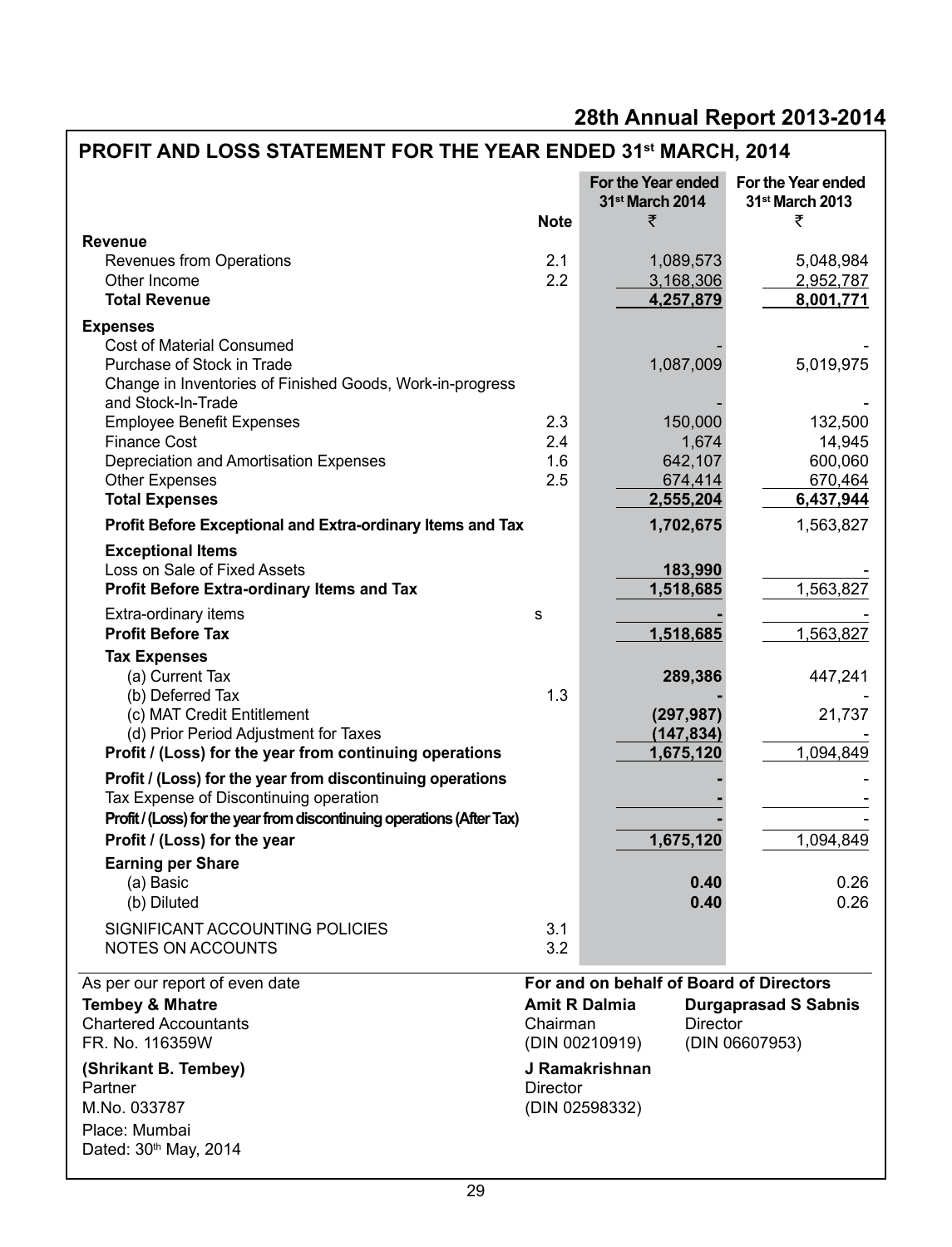# 28th Annual Report 2013-2014

## PROFIT AND LOSS STATEMENT FOR THE YEAR ENDED 31st MARCH, 2014

| | Note | For the Year ended 31st March 2014 ₹ | For the Year ended 31st March 2013 ₹ |
|---|---|---|---|
| **Revenue** | | | |
| Revenues from Operations | 2.1 | 1,089,573 | 5,048,984 |
| Other Income | 2.2 | 3,168,306 | 2,952,787 |
| **Total Revenue** | | **4,257,879** | **8,001,771** |
| **Expenses** | | | |
| Cost of Material Consumed | | - | - |
| Purchase of Stock in Trade | | 1,087,009 | 5,019,975 |
| Change in Inventories of Finished Goods, Work-in-progress and Stock-In-Trade | | - | - |
| Employee Benefit Expenses | 2.3 | 150,000 | 132,500 |
| Finance Cost | 2.4 | 1,674 | 14,945 |
| Depreciation and Amortisation Expenses | 1.6 | 642,107 | 600,060 |
| Other Expenses | 2.5 | 674,414 | 670,464 |
| **Total Expenses** | | **2,555,204** | **6,437,944** |
| **Profit Before Exceptional and Extra-ordinary Items and Tax** | | **1,702,675** | 1,563,827 |
| **Exceptional Items** | | | |
| Loss on Sale of Fixed Assets | | **183,990** | - |
| **Profit Before Extra-ordinary Items and Tax** | | **1,518,685** | 1,563,827 |
| Extra-ordinary items | s | **-** | - |
| **Profit Before Tax** | | **1,518,685** | 1,563,827 |
| **Tax Expenses** | | | |
| (a) Current Tax | | **289,386** | 447,241 |
| (b) Deferred Tax | 1.3 | **-** | - |
| (c) MAT Credit Entitlement | | **(297,987)** | 21,737 |
| (d) Prior Period Adjustment for Taxes | | **(147,834)** | - |
| **Profit / (Loss) for the year from continuing operations** | | **1,675,120** | 1,094,849 |
| **Profit / (Loss) for the year from discontinuing operations** | | **-** | - |
| Tax Expense of Discontinuing operation | | **-** | - |
| **Profit / (Loss) for the year from discontinuing operations (After Tax)** | | **-** | - |
| **Profit / (Loss) for the year** | | **1,675,120** | 1,094,849 |
| **Earning per Share** | | | |
| (a) Basic | | **0.40** | 0.26 |
| (b) Diluted | | **0.40** | 0.26 |
| SIGNIFICANT ACCOUNTING POLICIES | 3.1 | | |
| NOTES ON ACCOUNTS | 3.2 | | |

As per our report of even date

**Tembey & Mhatre**
Chartered Accountants
FR. No. 116359W

**(Shrikant B. Tembey)**
Partner
M.No. 033787

Place: Mumbai
Dated: 30th May, 2014

**For and on behalf of Board of Directors**

**Amit R Dalmia**
Chairman
(DIN 00210919)

**Durgaprasad S Sabnis**
Director
(DIN 06607953)

**J Ramakrishnan**
Director
(DIN 02598332)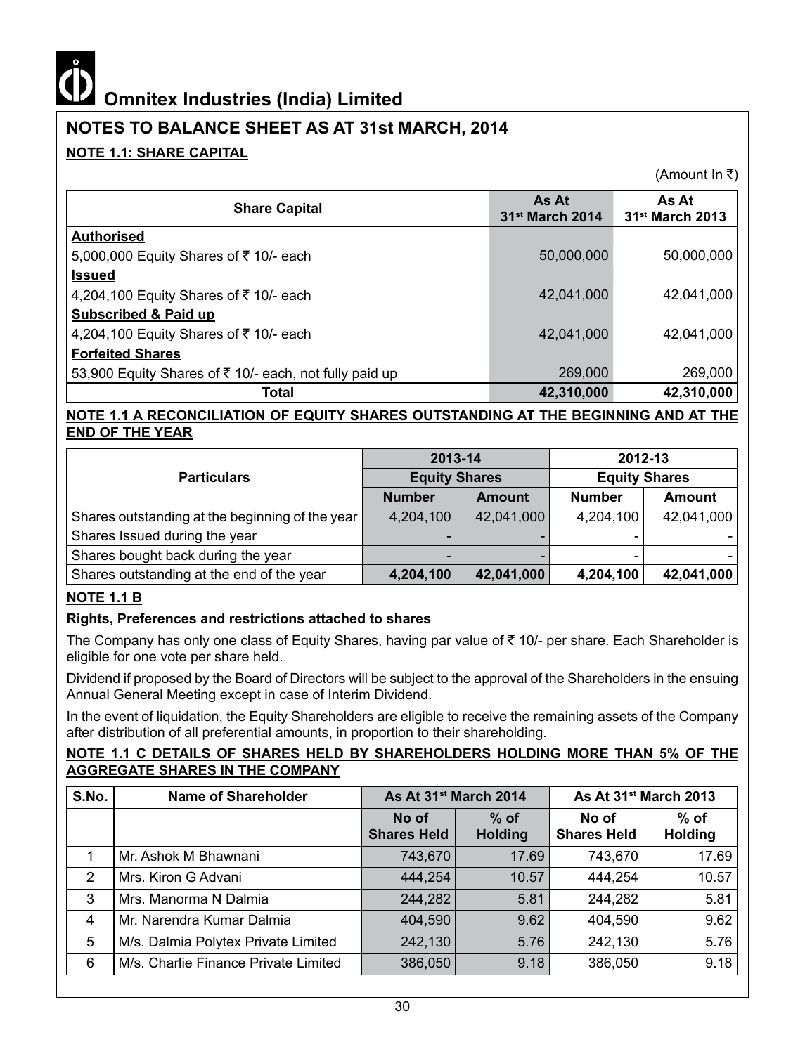# Omnitex Industries (India) Limited

## NOTES TO BALANCE SHEET AS AT 31st MARCH, 2014

### NOTE 1.1: SHARE CAPITAL

(Amount In ₹)

| Share Capital | As At 31st March 2014 | As At 31st March 2013 |
|---|---|---|
| **Authorised** | | |
| 5,000,000 Equity Shares of ₹ 10/- each | 50,000,000 | 50,000,000 |
| **Issued** | | |
| 4,204,100 Equity Shares of ₹ 10/- each | 42,041,000 | 42,041,000 |
| **Subscribed & Paid up** | | |
| 4,204,100 Equity Shares of ₹ 10/- each | 42,041,000 | 42,041,000 |
| **Forfeited Shares** | | |
| 53,900 Equity Shares of ₹ 10/- each, not fully paid up | 269,000 | 269,000 |
| **Total** | **42,310,000** | **42,310,000** |

### NOTE 1.1 A RECONCILIATION OF EQUITY SHARES OUTSTANDING AT THE BEGINNING AND AT THE END OF THE YEAR

| Particulars | 2013-14 | | 2012-13 | |
|---|---|---|---|---|
| | Equity Shares | | Equity Shares | |
| | Number | Amount | Number | Amount |
| Shares outstanding at the beginning of the year | 4,204,100 | 42,041,000 | 4,204,100 | 42,041,000 |
| Shares Issued during the year | - | - | - | - |
| Shares bought back during the year | - | - | - | - |
| Shares outstanding at the end of the year | **4,204,100** | **42,041,000** | **4,204,100** | **42,041,000** |

### NOTE 1.1 B

**Rights, Preferences and restrictions attached to shares**

The Company has only one class of Equity Shares, having par value of ₹ 10/- per share. Each Shareholder is eligible for one vote per share held.

Dividend if proposed by the Board of Directors will be subject to the approval of the Shareholders in the ensuing Annual General Meeting except in case of Interim Dividend.

In the event of liquidation, the Equity Shareholders are eligible to receive the remaining assets of the Company after distribution of all preferential amounts, in proportion to their shareholding.

### NOTE 1.1 C DETAILS OF SHARES HELD BY SHAREHOLDERS HOLDING MORE THAN 5% OF THE AGGREGATE SHARES IN THE COMPANY

| S.No. | Name of Shareholder | As At 31st March 2014 | | As At 31st March 2013 | |
|---|---|---|---|---|---|
| | | No of Shares Held | % of Holding | No of Shares Held | % of Holding |
| 1 | Mr. Ashok M Bhawnani | 743,670 | 17.69 | 743,670 | 17.69 |
| 2 | Mrs. Kiron G Advani | 444,254 | 10.57 | 444,254 | 10.57 |
| 3 | Mrs. Manorma N Dalmia | 244,282 | 5.81 | 244,282 | 5.81 |
| 4 | Mr. Narendra Kumar Dalmia | 404,590 | 9.62 | 404,590 | 9.62 |
| 5 | M/s. Dalmia Polytex Private Limited | 242,130 | 5.76 | 242,130 | 5.76 |
| 6 | M/s. Charlie Finance Private Limited | 386,050 | 9.18 | 386,050 | 9.18 |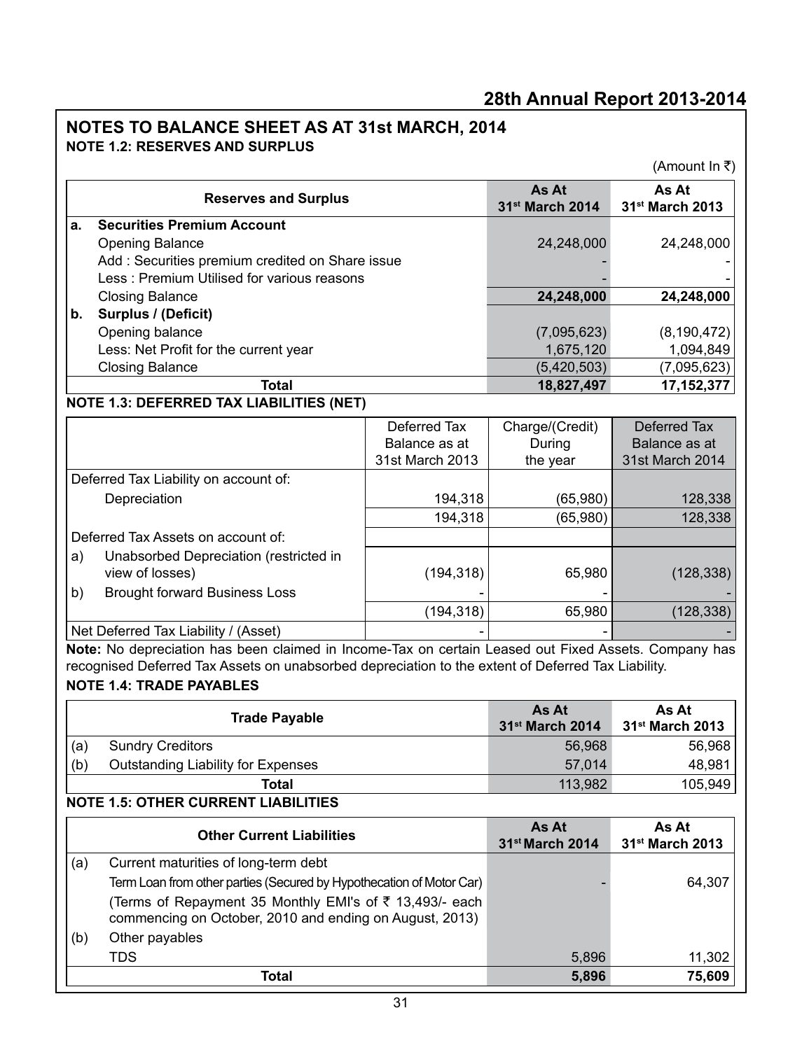## NOTES TO BALANCE SHEET AS AT 31st MARCH, 2014

### NOTE 1.2: RESERVES AND SURPLUS

(Amount In ₹)

| | Reserves and Surplus | As At 31st March 2014 | As At 31st March 2013 |
|---|---|---|---|
| **a.** | **Securities Premium Account** | | |
| | Opening Balance | 24,248,000 | 24,248,000 |
| | Add : Securities premium credited on Share issue | - | - |
| | Less : Premium Utilised for various reasons | - | - |
| | Closing Balance | **24,248,000** | **24,248,000** |
| **b.** | **Surplus / (Deficit)** | | |
| | Opening balance | (7,095,623) | (8,190,472) |
| | Less: Net Profit for the current year | 1,675,120 | 1,094,849 |
| | Closing Balance | (5,420,503) | (7,095,623) |
| | **Total** | **18,827,497** | **17,152,377** |

### NOTE 1.3: DEFERRED TAX LIABILITIES (NET)

| | | Deferred Tax Balance as at 31st March 2013 | Charge/(Credit) During the year | Deferred Tax Balance as at 31st March 2014 |
|---|---|---|---|---|
| Deferred Tax Liability on account of: | | | | |
| | Depreciation | 194,318 | (65,980) | 128,338 |
| | | 194,318 | (65,980) | 128,338 |
| Deferred Tax Assets on account of: | | | | |
| a) | Unabsorbed Depreciation (restricted in view of losses) | (194,318) | 65,980 | (128,338) |
| b) | Brought forward Business Loss | - | - | - |
| | | (194,318) | 65,980 | (128,338) |
| Net Deferred Tax Liability / (Asset) | | - | - | - |

**Note:** No depreciation has been claimed in Income-Tax on certain Leased out Fixed Assets. Company has recognised Deferred Tax Assets on unabsorbed depreciation to the extent of Deferred Tax Liability.

### NOTE 1.4: TRADE PAYABLES

| | Trade Payable | As At 31st March 2014 | As At 31st March 2013 |
|---|---|---|---|
| (a) | Sundry Creditors | 56,968 | 56,968 |
| (b) | Outstanding Liability for Expenses | 57,014 | 48,981 |
| | **Total** | 113,982 | 105,949 |

### NOTE 1.5: OTHER CURRENT LIABILITIES

| | Other Current Liabilities | As At 31st March 2014 | As At 31st March 2013 |
|---|---|---|---|
| (a) | Current maturities of long-term debt | | |
| | Term Loan from other parties (Secured by Hypothecation of Motor Car) | - | 64,307 |
| | (Terms of Repayment 35 Monthly EMI's of ₹ 13,493/- each commencing on October, 2010 and ending on August, 2013) | | |
| (b) | Other payables | | |
| | TDS | 5,896 | 11,302 |
| | **Total** | **5,896** | **75,609** |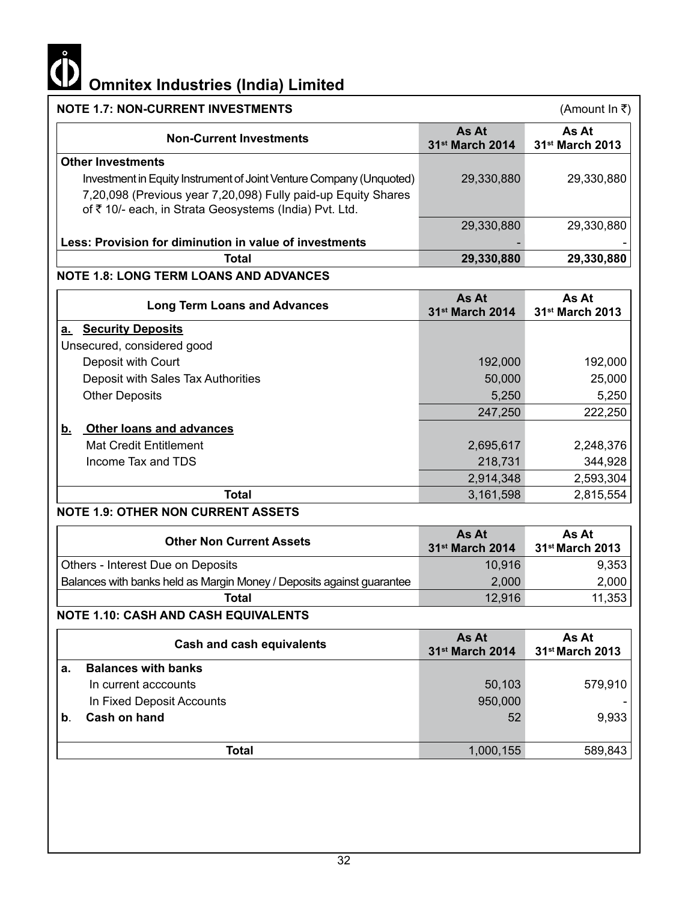# Omnitex Industries (India) Limited

**NOTE 1.7: NON-CURRENT INVESTMENTS** (Amount In ₹)

| Non-Current Investments | As At 31st March 2014 | As At 31st March 2013 |
|---|---|---|
| **Other Investments** | | |
| Investment in Equity Instrument of Joint Venture Company (Unquoted) | 29,330,880 | 29,330,880 |
| 7,20,098 (Previous year 7,20,098) Fully paid-up Equity Shares of ₹ 10/- each, in Strata Geosystems (India) Pvt. Ltd. | | |
| | 29,330,880 | 29,330,880 |
| **Less: Provision for diminution in value of investments** | - | - |
| **Total** | **29,330,880** | **29,330,880** |

**NOTE 1.8: LONG TERM LOANS AND ADVANCES**

| Long Term Loans and Advances | As At 31st March 2014 | As At 31st March 2013 |
|---|---|---|
| **a. Security Deposits** | | |
| Unsecured, considered good | | |
| Deposit with Court | 192,000 | 192,000 |
| Deposit with Sales Tax Authorities | 50,000 | 25,000 |
| Other Deposits | 5,250 | 5,250 |
| | 247,250 | 222,250 |
| **b. Other loans and advances** | | |
| Mat Credit Entitlement | 2,695,617 | 2,248,376 |
| Income Tax and TDS | 218,731 | 344,928 |
| | 2,914,348 | 2,593,304 |
| **Total** | 3,161,598 | 2,815,554 |

**NOTE 1.9: OTHER NON CURRENT ASSETS**

| Other Non Current Assets | As At 31st March 2014 | As At 31st March 2013 |
|---|---|---|
| Others - Interest Due on Deposits | 10,916 | 9,353 |
| Balances with banks held as Margin Money / Deposits against guarantee | 2,000 | 2,000 |
| **Total** | 12,916 | 11,353 |

**NOTE 1.10: CASH AND CASH EQUIVALENTS**

| Cash and cash equivalents | As At 31st March 2014 | As At 31st March 2013 |
|---|---|---|
| **a. Balances with banks** | | |
| In current acccounts | 50,103 | 579,910 |
| In Fixed Deposit Accounts | 950,000 | - |
| **b. Cash on hand** | 52 | 9,933 |
| **Total** | 1,000,155 | 589,843 |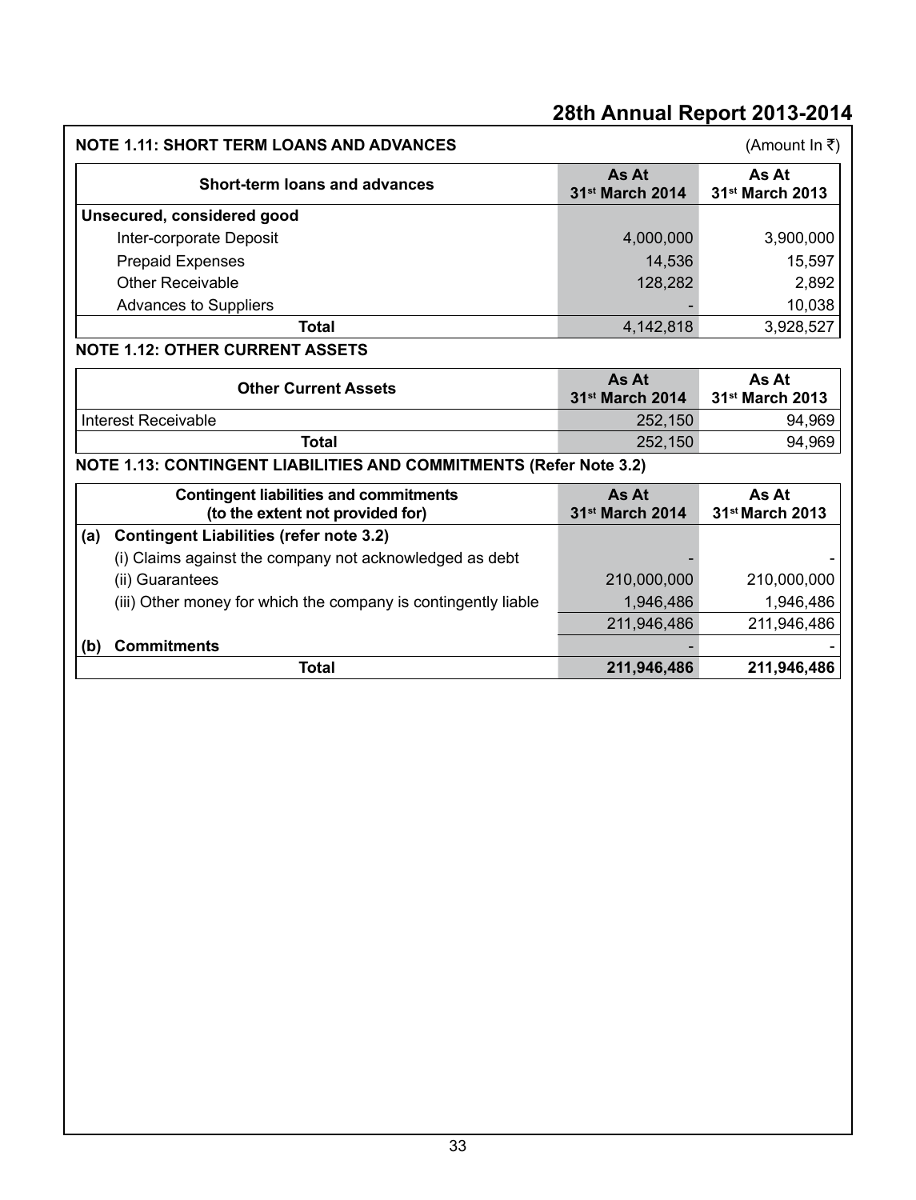### NOTE 1.11: SHORT TERM LOANS AND ADVANCES

(Amount In ₹)

| Short-term loans and advances | As At 31st March 2014 | As At 31st March 2013 |
|---|---|---|
| **Unsecured, considered good** | | |
| Inter-corporate Deposit | 4,000,000 | 3,900,000 |
| Prepaid Expenses | 14,536 | 15,597 |
| Other Receivable | 128,282 | 2,892 |
| Advances to Suppliers | - | 10,038 |
| **Total** | 4,142,818 | 3,928,527 |

### NOTE 1.12: OTHER CURRENT ASSETS

| Other Current Assets | As At 31st March 2014 | As At 31st March 2013 |
|---|---|---|
| Interest Receivable | 252,150 | 94,969 |
| **Total** | 252,150 | 94,969 |

### NOTE 1.13: CONTINGENT LIABILITIES AND COMMITMENTS (Refer Note 3.2)

| | Contingent liabilities and commitments (to the extent not provided for) | As At 31st March 2014 | As At 31st March 2013 |
|---|---|---|---|
| **(a)** | **Contingent Liabilities (refer note 3.2)** | | |
| | (i) Claims against the company not acknowledged as debt | - | - |
| | (ii) Guarantees | 210,000,000 | 210,000,000 |
| | (iii) Other money for which the company is contingently liable | 1,946,486 | 1,946,486 |
| | | 211,946,486 | 211,946,486 |
| **(b)** | **Commitments** | - | - |
| | **Total** | **211,946,486** | **211,946,486** |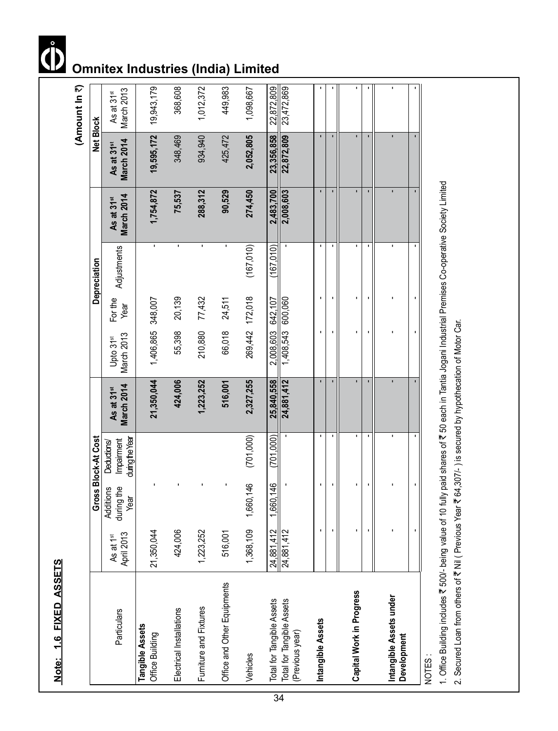**Omnitex Industries (India) Limited**

## Note: 1.6 FIXED ASSETS

(Amount In ₹)

| Particulars | Gross Block-At Cost | | | | Depreciation | | | | Net Block | |
|---|---|---|---|---|---|---|---|---|---|---|
| | As at 1st April 2013 | Additions during the Year | Deductions/ Impairment during the Year | As at 31st March 2014 | Upto 31st March 2013 | For the Year | Adjustments | As at 31st March 2014 | As at 31st March 2014 | As at 31st March 2013 |
| **Tangible Assets** | | | | | | | | | | |
| Office Building | 21,350,044 | - | | **21,350,044** | 1,406,865 | 348,007 | - | **1,754,872** | **19,595,172** | 19,943,179 |
| Electrical Installations | 424,006 | - | | **424,006** | 55,398 | 20,139 | - | **75,537** | 348,469 | 368,608 |
| Furniture and Fixtures | 1,223,252 | - | | **1,223,252** | 210,880 | 77,432 | - | **288,312** | 934,940 | 1,012,372 |
| Office and Other Equipments | 516,001 | - | | **516,001** | 66,018 | 24,511 | - | **90,529** | 425,472 | 449,983 |
| Vehicles | 1,368,109 | 1,660,146 | (701,000) | **2,327,255** | 269,442 | 172,018 | (167,010) | **274,450** | **2,052,805** | 1,098,667 |
| Total for Tangible Assets | 24,881,412 | 1,660,146 | (701,000) | **25,840,558** | 2,008,603 | 642,107 | (167,010) | **2,483,700** | **23,356,858** | 22,872,809 |
| Total for Tangible Assets (Previous year) | 24,881,412 | - | - | **24,881,412** | 1,408,543 | 600,060 | - | **2,008,603** | **22,872,809** | 23,472,869 |
| **Intangible Assets** | - | - | - | - | - | - | - | - | - | - |
| | - | - | - | - | - | - | - | - | - | - |
| **Capital Work in Progress** | - | - | - | - | - | - | - | - | - | - |
| | - | - | - | - | - | - | - | - | - | - |
| **Intangible Assets under Development** | - | - | - | - | - | - | - | - | - | - |
| | - | - | - | - | - | - | - | - | - | - |

NOTES :

1. Office Building includes ₹ 500/- being value of 10 fully paid shares of ₹ 50 each in Tantia Jogani Industrial Premises Co-operative Society Limited
2. Secured Loan from others of ₹ Nil ( Previous Year ₹ 64,307/- ) is secured by hypothecation of Motor Car.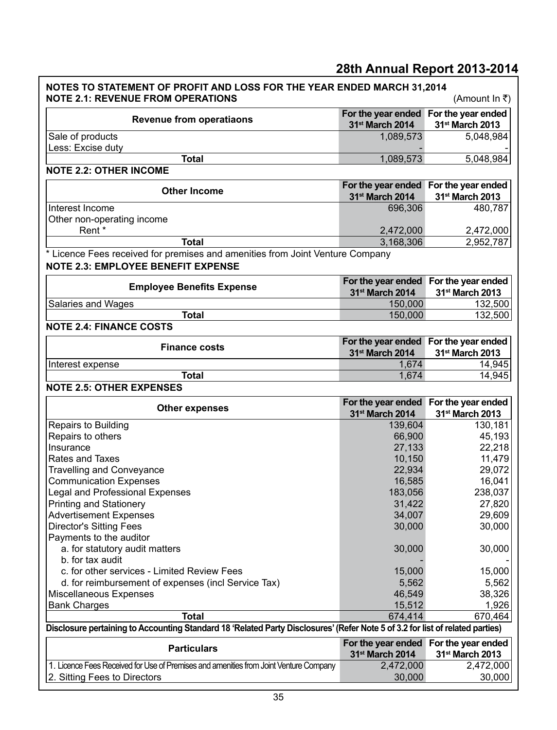## NOTES TO STATEMENT OF PROFIT AND LOSS FOR THE YEAR ENDED MARCH 31,2014

### NOTE 2.1: REVENUE FROM OPERATIONS

(Amount In ₹)

| Revenue from operatiaons | For the year ended 31st March 2014 | For the year ended 31st March 2013 |
|---|---|---|
| Sale of products | 1,089,573 | 5,048,984 |
| Less: Excise duty | - | - |
| **Total** | 1,089,573 | 5,048,984 |

### NOTE 2.2: OTHER INCOME

| Other Income | For the year ended 31st March 2014 | For the year ended 31st March 2013 |
|---|---|---|
| Interest Income | 696,306 | 480,787 |
| Other non-operating income | | |
| Rent * | 2,472,000 | 2,472,000 |
| **Total** | 3,168,306 | 2,952,787 |

* Licence Fees received for premises and amenities from Joint Venture Company

### NOTE 2.3: EMPLOYEE BENEFIT EXPENSE

| Employee Benefits Expense | For the year ended 31st March 2014 | For the year ended 31st March 2013 |
|---|---|---|
| Salaries and Wages | 150,000 | 132,500 |
| **Total** | 150,000 | 132,500 |

### NOTE 2.4: FINANCE COSTS

| Finance costs | For the year ended 31st March 2014 | For the year ended 31st March 2013 |
|---|---|---|
| Interest expense | 1,674 | 14,945 |
| **Total** | 1,674 | 14,945 |

### NOTE 2.5: OTHER EXPENSES

| Other expenses | For the year ended 31st March 2014 | For the year ended 31st March 2013 |
|---|---|---|
| Repairs to Building | 139,604 | 130,181 |
| Repairs to others | 66,900 | 45,193 |
| Insurance | 27,133 | 22,218 |
| Rates and Taxes | 10,150 | 11,479 |
| Travelling and Conveyance | 22,934 | 29,072 |
| Communication Expenses | 16,585 | 16,041 |
| Legal and Professional Expenses | 183,056 | 238,037 |
| Printing and Stationery | 31,422 | 27,820 |
| Advertisement Expenses | 34,007 | 29,609 |
| Director's Sitting Fees | 30,000 | 30,000 |
| Payments to the auditor | | |
| a. for statutory audit matters | 30,000 | 30,000 |
| b. for tax audit | - | - |
| c. for other services - Limited Review Fees | 15,000 | 15,000 |
| d. for reimbursement of expenses (incl Service Tax) | 5,562 | 5,562 |
| Miscellaneous Expenses | 46,549 | 38,326 |
| Bank Charges | 15,512 | 1,926 |
| **Total** | 674,414 | 670,464 |

**Disclosure pertaining to Accounting Standard 18 'Related Party Disclosures' (Refer Note 5 of 3.2 for list of related parties)**

| Particulars | For the year ended 31st March 2014 | For the year ended 31st March 2013 |
|---|---|---|
| 1. Licence Fees Received for Use of Premises and amenities from Joint Venture Company | 2,472,000 | 2,472,000 |
| 2. Sitting Fees to Directors | 30,000 | 30,000 |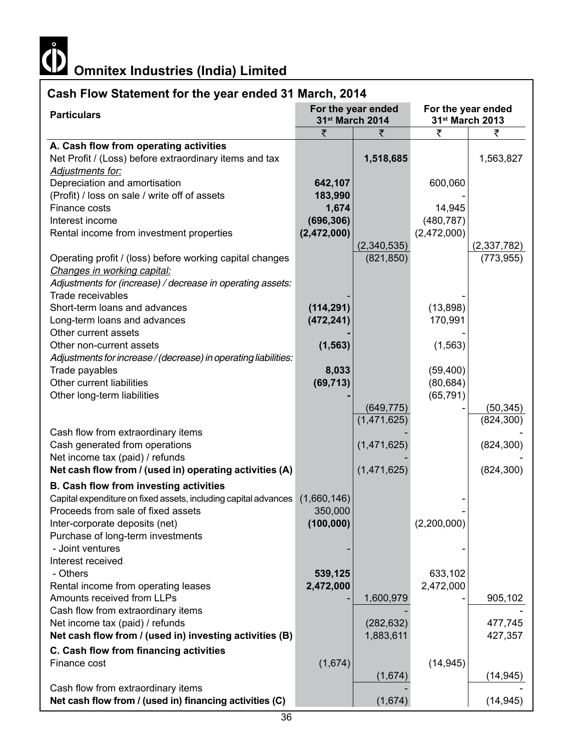# Omnitex Industries (India) Limited

## Cash Flow Statement for the year ended 31 March, 2014

| Particulars | For the year ended 31st March 2014 | | For the year ended 31st March 2013 | |
|---|---|---|---|---|
| | ₹ | ₹ | ₹ | ₹ |
| **A. Cash flow from operating activities** | | | | |
| Net Profit / (Loss) before extraordinary items and tax | | **1,518,685** | | 1,563,827 |
| *Adjustments for:* | | | | |
| Depreciation and amortisation | **642,107** | | 600,060 | |
| (Profit) / loss on sale / write off of assets | **183,990** | | - | |
| Finance costs | **1,674** | | 14,945 | |
| Interest income | **(696,306)** | | (480,787) | |
| Rental income from investment properties | **(2,472,000)** | | (2,472,000) | |
| | | (2,340,535) | | (2,337,782) |
| Operating profit / (loss) before working capital changes | | (821,850) | | (773,955) |
| *Changes in working capital:* | | | | |
| *Adjustments for (increase) / decrease in operating assets:* | | | | |
| Trade receivables | - | | - | |
| Short-term loans and advances | **(114,291)** | | (13,898) | |
| Long-term loans and advances | **(472,241)** | | 170,991 | |
| Other current assets | - | | - | |
| Other non-current assets | **(1,563)** | | (1,563) | |
| *Adjustments for increase / (decrease) in operating liabilities:* | | | | |
| Trade payables | **8,033** | | (59,400) | |
| Other current liabilities | **(69,713)** | | (80,684) | |
| Other long-term liabilities | - | | (65,791) | |
| | | (649,775) | - | (50,345) |
| | | (1,471,625) | | (824,300) |
| Cash flow from extraordinary items | | - | | - |
| Cash generated from operations | | (1,471,625) | | (824,300) |
| Net income tax (paid) / refunds | | - | | - |
| **Net cash flow from / (used in) operating activities (A)** | | (1,471,625) | | (824,300) |
| **B. Cash flow from investing activities** | | | | |
| Capital expenditure on fixed assets, including capital advances | (1,660,146) | | - | |
| Proceeds from sale of fixed assets | 350,000 | | - | |
| Inter-corporate deposits (net) | **(100,000)** | | (2,200,000) | |
| Purchase of long-term investments | | | | |
| - Joint ventures | - | | - | |
| Interest received | | | | |
| - Others | **539,125** | | 633,102 | |
| Rental income from operating leases | **2,472,000** | | 2,472,000 | |
| Amounts received from LLPs | - | 1,600,979 | - | 905,102 |
| Cash flow from extraordinary items | | - | | - |
| Net income tax (paid) / refunds | | (282,632) | | 477,745 |
| **Net cash flow from / (used in) investing activities (B)** | | 1,883,611 | | 427,357 |
| **C. Cash flow from financing activities** | | | | |
| Finance cost | (1,674) | | (14,945) | |
| | | (1,674) | | (14,945) |
| Cash flow from extraordinary items | | - | | - |
| **Net cash flow from / (used in) financing activities (C)** | | (1,674) | | (14,945) |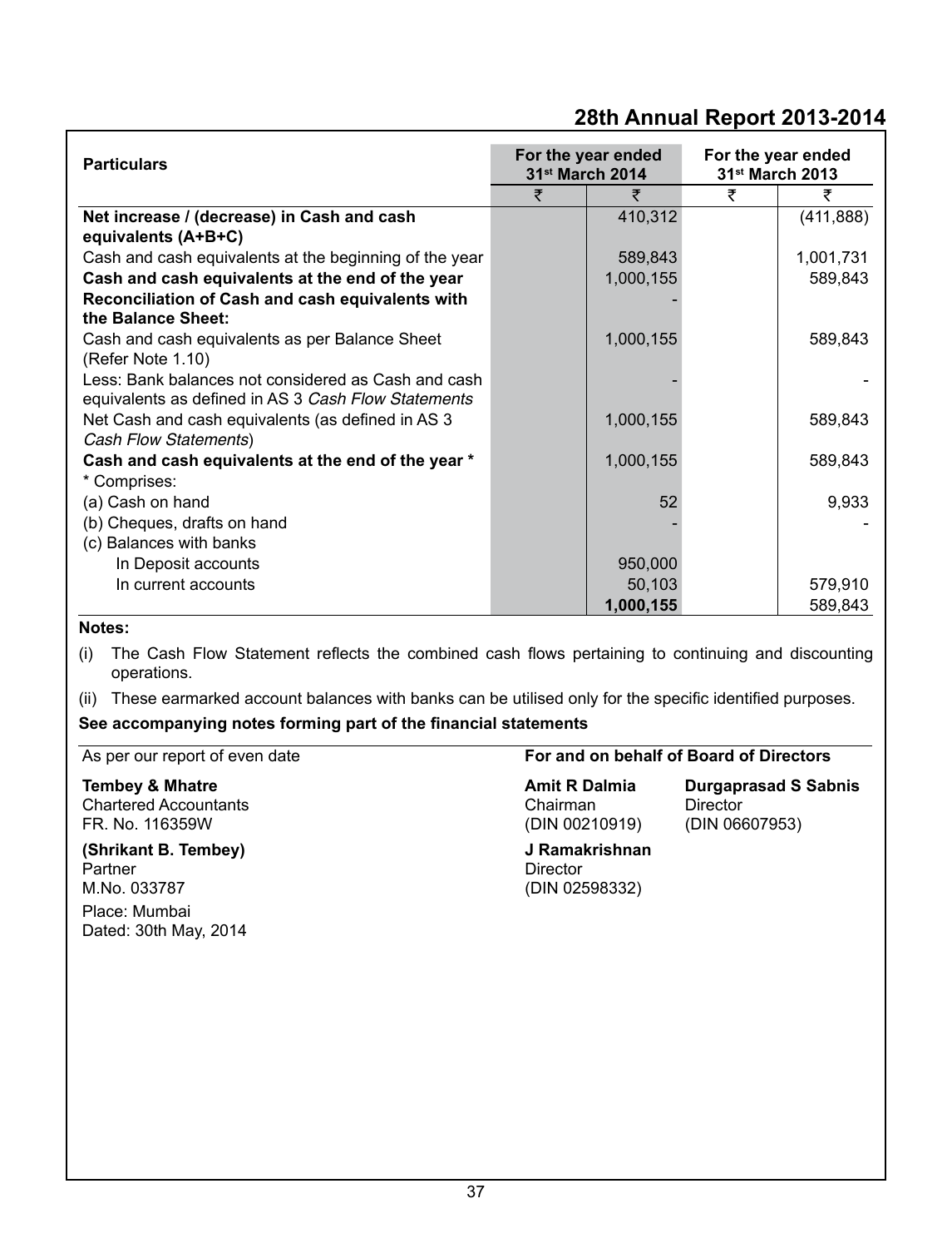| Particulars | For the year ended 31st March 2014 | | For the year ended 31st March 2013 | |
|---|---|---|---|---|
| | ₹ | ₹ | ₹ | ₹ |
| **Net increase / (decrease) in Cash and cash equivalents (A+B+C)** | | 410,312 | | (411,888) |
| Cash and cash equivalents at the beginning of the year | | 589,843 | | 1,001,731 |
| **Cash and cash equivalents at the end of the year** | | 1,000,155 | | 589,843 |
| **Reconciliation of Cash and cash equivalents with the Balance Sheet:** | | - | | |
| Cash and cash equivalents as per Balance Sheet (Refer Note 1.10) | | 1,000,155 | | 589,843 |
| Less: Bank balances not considered as Cash and cash equivalents as defined in AS 3 *Cash Flow Statements* | | - | | - |
| Net Cash and cash equivalents (as defined in AS 3 *Cash Flow Statements*) | | 1,000,155 | | 589,843 |
| **Cash and cash equivalents at the end of the year *** | | 1,000,155 | | 589,843 |
| * Comprises: | | | | |
| (a) Cash on hand | | 52 | | 9,933 |
| (b) Cheques, drafts on hand | | - | | - |
| (c) Balances with banks | | | | |
| In Deposit accounts | | 950,000 | | |
| In current accounts | | 50,103 | | 579,910 |
| | | **1,000,155** | | 589,843 |

**Notes:**

(i) The Cash Flow Statement reflects the combined cash flows pertaining to continuing and discounting operations.

(ii) These earmarked account balances with banks can be utilised only for the specific identified purposes.

**See accompanying notes forming part of the financial statements**

As per our report of even date

**Tembey & Mhatre**
Chartered Accountants
FR. No. 116359W

**(Shrikant B. Tembey)**
Partner
M.No. 033787

Place: Mumbai
Dated: 30th May, 2014

**For and on behalf of Board of Directors**

**Amit R Dalmia**
Chairman
(DIN 00210919)

**Durgaprasad S Sabnis**
Director
(DIN 06607953)

**J Ramakrishnan**
Director
(DIN 02598332)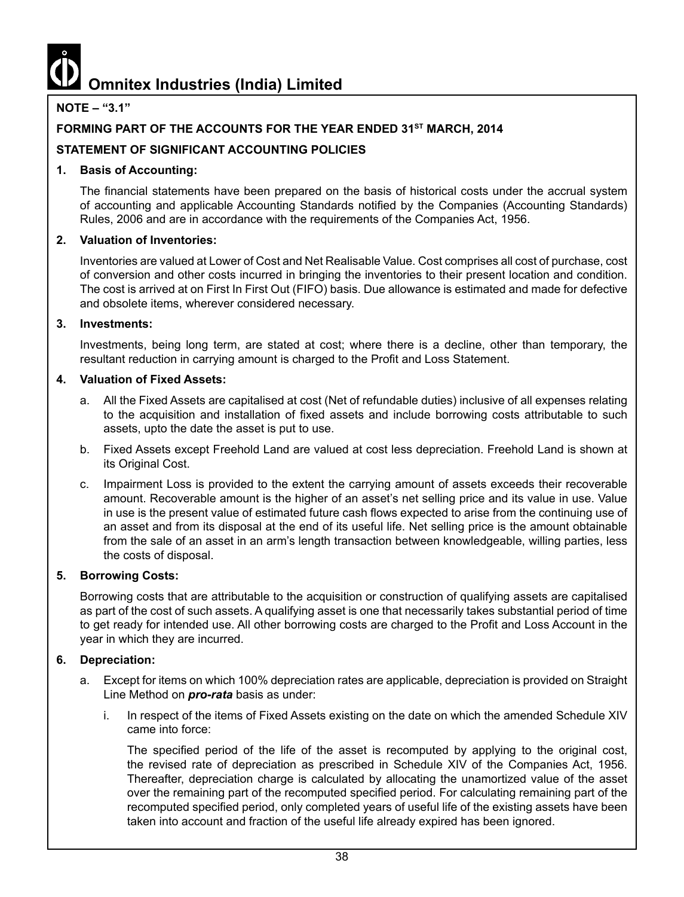**NOTE – "3.1"**

**FORMING PART OF THE ACCOUNTS FOR THE YEAR ENDED 31ST MARCH, 2014**

**STATEMENT OF SIGNIFICANT ACCOUNTING POLICIES**

**1. Basis of Accounting:**

The financial statements have been prepared on the basis of historical costs under the accrual system of accounting and applicable Accounting Standards notified by the Companies (Accounting Standards) Rules, 2006 and are in accordance with the requirements of the Companies Act, 1956.

**2. Valuation of Inventories:**

Inventories are valued at Lower of Cost and Net Realisable Value. Cost comprises all cost of purchase, cost of conversion and other costs incurred in bringing the inventories to their present location and condition. The cost is arrived at on First In First Out (FIFO) basis. Due allowance is estimated and made for defective and obsolete items, wherever considered necessary.

**3. Investments:**

Investments, being long term, are stated at cost; where there is a decline, other than temporary, the resultant reduction in carrying amount is charged to the Profit and Loss Statement.

**4. Valuation of Fixed Assets:**

a. All the Fixed Assets are capitalised at cost (Net of refundable duties) inclusive of all expenses relating to the acquisition and installation of fixed assets and include borrowing costs attributable to such assets, upto the date the asset is put to use.

b. Fixed Assets except Freehold Land are valued at cost less depreciation. Freehold Land is shown at its Original Cost.

c. Impairment Loss is provided to the extent the carrying amount of assets exceeds their recoverable amount. Recoverable amount is the higher of an asset's net selling price and its value in use. Value in use is the present value of estimated future cash flows expected to arise from the continuing use of an asset and from its disposal at the end of its useful life. Net selling price is the amount obtainable from the sale of an asset in an arm's length transaction between knowledgeable, willing parties, less the costs of disposal.

**5. Borrowing Costs:**

Borrowing costs that are attributable to the acquisition or construction of qualifying assets are capitalised as part of the cost of such assets. A qualifying asset is one that necessarily takes substantial period of time to get ready for intended use. All other borrowing costs are charged to the Profit and Loss Account in the year in which they are incurred.

**6. Depreciation:**

a. Except for items on which 100% depreciation rates are applicable, depreciation is provided on Straight Line Method on ***pro-rata*** basis as under:

i. In respect of the items of Fixed Assets existing on the date on which the amended Schedule XIV came into force:

The specified period of the life of the asset is recomputed by applying to the original cost, the revised rate of depreciation as prescribed in Schedule XIV of the Companies Act, 1956. Thereafter, depreciation charge is calculated by allocating the unamortized value of the asset over the remaining part of the recomputed specified period. For calculating remaining part of the recomputed specified period, only completed years of useful life of the existing assets have been taken into account and fraction of the useful life already expired has been ignored.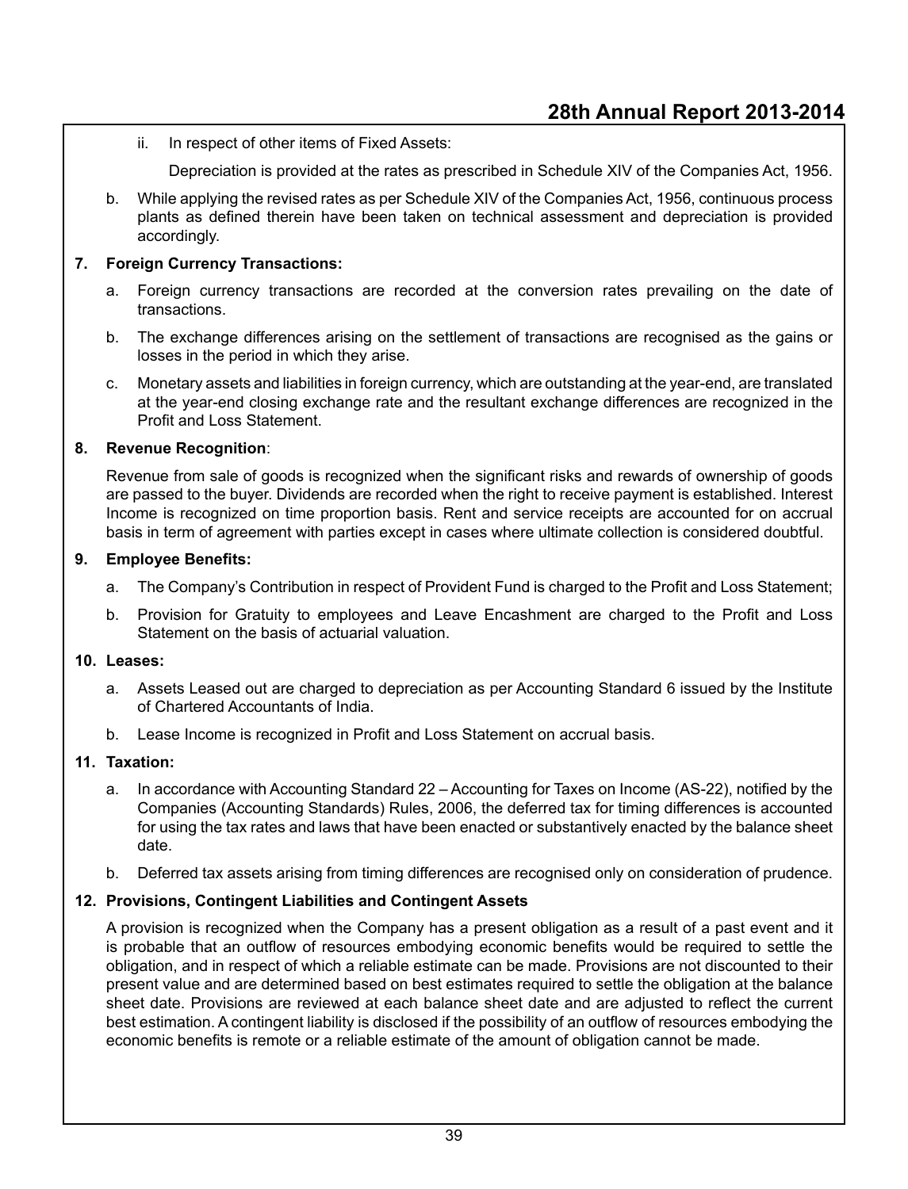ii. In respect of other items of Fixed Assets:

Depreciation is provided at the rates as prescribed in Schedule XIV of the Companies Act, 1956.

b. While applying the revised rates as per Schedule XIV of the Companies Act, 1956, continuous process plants as defined therein have been taken on technical assessment and depreciation is provided accordingly.

**7. Foreign Currency Transactions:**

a. Foreign currency transactions are recorded at the conversion rates prevailing on the date of transactions.

b. The exchange differences arising on the settlement of transactions are recognised as the gains or losses in the period in which they arise.

c. Monetary assets and liabilities in foreign currency, which are outstanding at the year-end, are translated at the year-end closing exchange rate and the resultant exchange differences are recognized in the Profit and Loss Statement.

**8. Revenue Recognition**:

Revenue from sale of goods is recognized when the significant risks and rewards of ownership of goods are passed to the buyer. Dividends are recorded when the right to receive payment is established. Interest Income is recognized on time proportion basis. Rent and service receipts are accounted for on accrual basis in term of agreement with parties except in cases where ultimate collection is considered doubtful.

**9. Employee Benefits:**

a. The Company's Contribution in respect of Provident Fund is charged to the Profit and Loss Statement;

b. Provision for Gratuity to employees and Leave Encashment are charged to the Profit and Loss Statement on the basis of actuarial valuation.

**10. Leases:**

a. Assets Leased out are charged to depreciation as per Accounting Standard 6 issued by the Institute of Chartered Accountants of India.

b. Lease Income is recognized in Profit and Loss Statement on accrual basis.

**11. Taxation:**

a. In accordance with Accounting Standard 22 – Accounting for Taxes on Income (AS-22), notified by the Companies (Accounting Standards) Rules, 2006, the deferred tax for timing differences is accounted for using the tax rates and laws that have been enacted or substantively enacted by the balance sheet date.

b. Deferred tax assets arising from timing differences are recognised only on consideration of prudence.

**12. Provisions, Contingent Liabilities and Contingent Assets**

A provision is recognized when the Company has a present obligation as a result of a past event and it is probable that an outflow of resources embodying economic benefits would be required to settle the obligation, and in respect of which a reliable estimate can be made. Provisions are not discounted to their present value and are determined based on best estimates required to settle the obligation at the balance sheet date. Provisions are reviewed at each balance sheet date and are adjusted to reflect the current best estimation. A contingent liability is disclosed if the possibility of an outflow of resources embodying the economic benefits is remote or a reliable estimate of the amount of obligation cannot be made.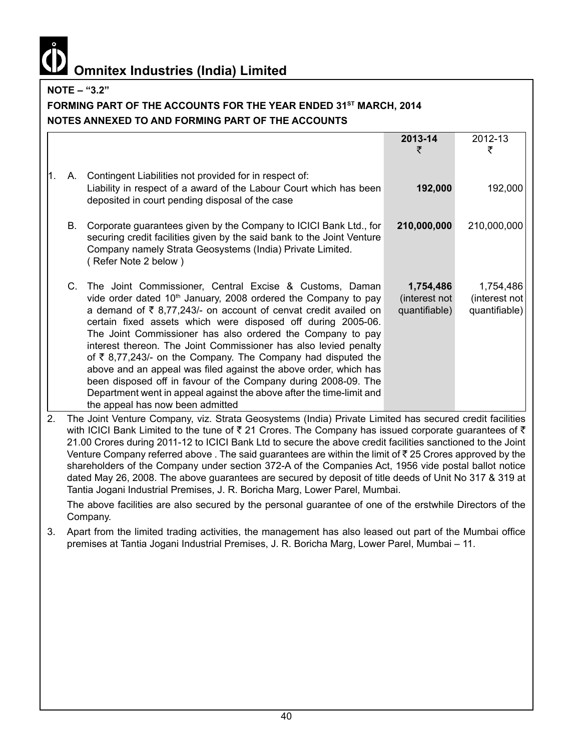# Omnitex Industries (India) Limited

**NOTE – "3.2"**

**FORMING PART OF THE ACCOUNTS FOR THE YEAR ENDED 31ST MARCH, 2014**

**NOTES ANNEXED TO AND FORMING PART OF THE ACCOUNTS**

| | | | **2013-14** ₹ | 2012-13 ₹ |
|---|---|---|---|---|
| 1. | A. | Contingent Liabilities not provided for in respect of: Liability in respect of a award of the Labour Court which has been deposited in court pending disposal of the case | **192,000** | 192,000 |
| | B. | Corporate guarantees given by the Company to ICICI Bank Ltd., for securing credit facilities given by the said bank to the Joint Venture Company namely Strata Geosystems (India) Private Limited. ( Refer Note 2 below ) | **210,000,000** | 210,000,000 |
| | C. | The Joint Commissioner, Central Excise & Customs, Daman vide order dated 10th January, 2008 ordered the Company to pay a demand of ₹ 8,77,243/- on account of cenvat credit availed on certain fixed assets which were disposed off during 2005-06. The Joint Commissioner has also ordered the Company to pay interest thereon. The Joint Commissioner has also levied penalty of ₹ 8,77,243/- on the Company. The Company had disputed the above and an appeal was filed against the above order, which has been disposed off in favour of the Company during 2008-09. The Department went in appeal against the above after the time-limit and the appeal has now been admitted | **1,754,486 (interest not quantifiable)** | 1,754,486 (interest not quantifiable) |

2. The Joint Venture Company, viz. Strata Geosystems (India) Private Limited has secured credit facilities with ICICI Bank Limited to the tune of ₹ 21 Crores. The Company has issued corporate guarantees of ₹ 21.00 Crores during 2011-12 to ICICI Bank Ltd to secure the above credit facilities sanctioned to the Joint Venture Company referred above . The said guarantees are within the limit of ₹ 25 Crores approved by the shareholders of the Company under section 372-A of the Companies Act, 1956 vide postal ballot notice dated May 26, 2008. The above guarantees are secured by deposit of title deeds of Unit No 317 & 319 at Tantia Jogani Industrial Premises, J. R. Boricha Marg, Lower Parel, Mumbai.

   The above facilities are also secured by the personal guarantee of one of the erstwhile Directors of the Company.

3. Apart from the limited trading activities, the management has also leased out part of the Mumbai office premises at Tantia Jogani Industrial Premises, J. R. Boricha Marg, Lower Parel, Mumbai – 11.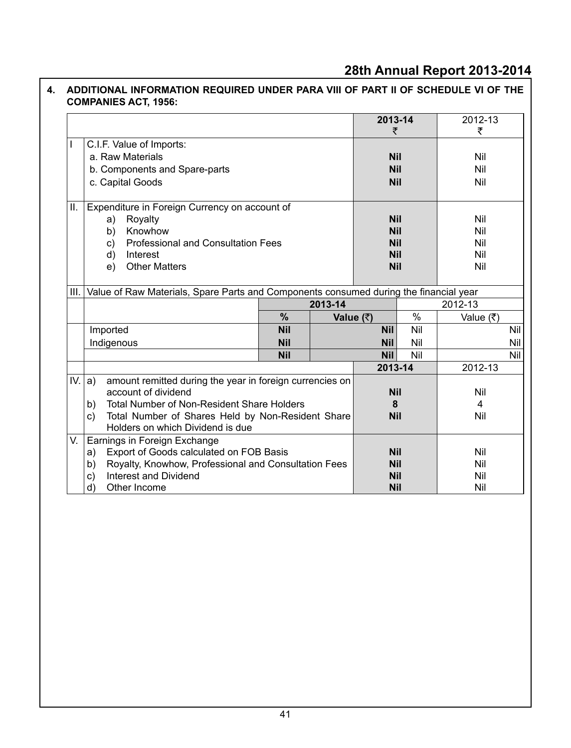## 4. ADDITIONAL INFORMATION REQUIRED UNDER PARA VIII OF PART II OF SCHEDULE VI OF THE COMPANIES ACT, 1956:

| | | 2013-14 ₹ | 2012-13 ₹ |
|---|---|---|---|
| I | C.I.F. Value of Imports: | | |
| | a. Raw Materials | **Nil** | Nil |
| | b. Components and Spare-parts | **Nil** | Nil |
| | c. Capital Goods | **Nil** | Nil |
| II. | Expenditure in Foreign Currency on account of | | |
| | a) Royalty | **Nil** | Nil |
| | b) Knowhow | **Nil** | Nil |
| | c) Professional and Consultation Fees | **Nil** | Nil |
| | d) Interest | **Nil** | Nil |
| | e) Other Matters | **Nil** | Nil |

| III. | Value of Raw Materials, Spare Parts and Components consumed during the financial year | | | | |
|---|---|---|---|---|---|
| | | **2013-14** | | 2012-13 | |
| | | **%** | **Value (₹)** | % | Value (₹) |
| | Imported | **Nil** | **Nil** | Nil | Nil |
| | Indigenous | **Nil** | **Nil** | Nil | Nil |
| | | **Nil** | **Nil** | Nil | Nil |

| | | 2013-14 | 2012-13 |
|---|---|---|---|
| IV. | a) amount remitted during the year in foreign currencies on account of dividend | **Nil** | Nil |
| | b) Total Number of Non-Resident Share Holders | **8** | 4 |
| | c) Total Number of Shares Held by Non-Resident Share Holders on which Dividend is due | **Nil** | Nil |
| V. | Earnings in Foreign Exchange | | |
| | a) Export of Goods calculated on FOB Basis | **Nil** | Nil |
| | b) Royalty, Knowhow, Professional and Consultation Fees | **Nil** | Nil |
| | c) Interest and Dividend | **Nil** | Nil |
| | d) Other Income | **Nil** | Nil |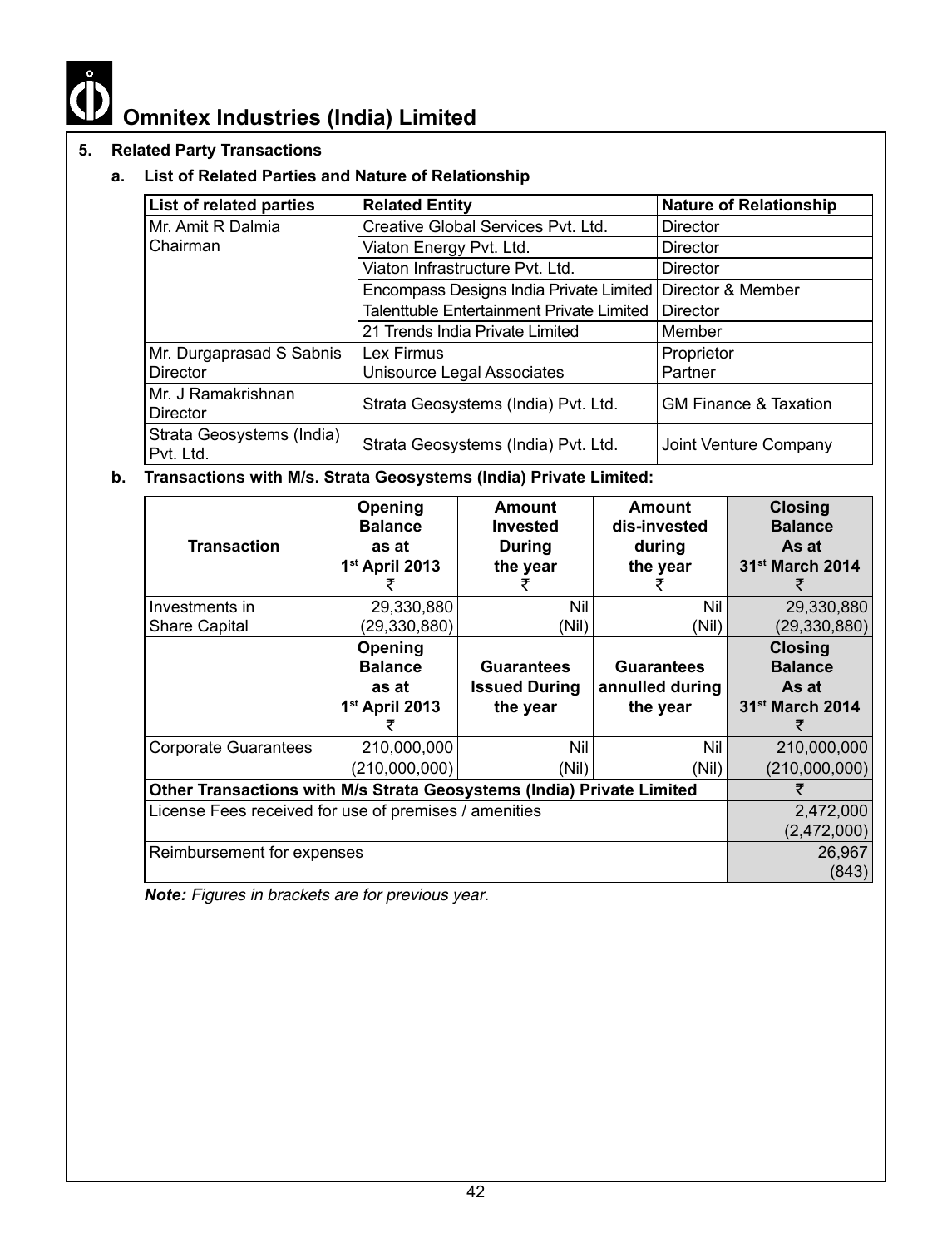## 5. Related Party Transactions

### a. List of Related Parties and Nature of Relationship

| List of related parties | Related Entity | Nature of Relationship |
|---|---|---|
| Mr. Amit R Dalmia Chairman | Creative Global Services Pvt. Ltd. | Director |
| | Viaton Energy Pvt. Ltd. | Director |
| | Viaton Infrastructure Pvt. Ltd. | Director |
| | Encompass Designs India Private Limited | Director & Member |
| | Talenttuble Entertainment Private Limited | Director |
| | 21 Trends India Private Limited | Member |
| Mr. Durgaprasad S Sabnis Director | Lex Firmus<br>Unisource Legal Associates | Proprietor<br>Partner |
| Mr. J Ramakrishnan Director | Strata Geosystems (India) Pvt. Ltd. | GM Finance & Taxation |
| Strata Geosystems (India) Pvt. Ltd. | Strata Geosystems (India) Pvt. Ltd. | Joint Venture Company |

### b. Transactions with M/s. Strata Geosystems (India) Private Limited:

| Transaction | Opening Balance as at 1st April 2013 ₹ | Amount Invested During the year ₹ | Amount dis-invested during the year ₹ | Closing Balance As at 31st March 2014 ₹ |
|---|---|---|---|---|
| Investments in Share Capital | 29,330,880<br>(29,330,880) | Nil<br>(Nil) | Nil<br>(Nil) | 29,330,880<br>(29,330,880) |
| | **Opening Balance as at 1st April 2013 ₹** | **Guarantees Issued During the year** | **Guarantees annulled during the year** | **Closing Balance As at 31st March 2014 ₹** |
| Corporate Guarantees | 210,000,000<br>(210,000,000) | Nil<br>(Nil) | Nil<br>(Nil) | 210,000,000<br>(210,000,000) |
| **Other Transactions with M/s Strata Geosystems (India) Private Limited** | | | | ₹ |
| License Fees received for use of premises / amenities | | | | 2,472,000<br>(2,472,000) |
| Reimbursement for expenses | | | | 26,967<br>(843) |

***Note:*** *Figures in brackets are for previous year.*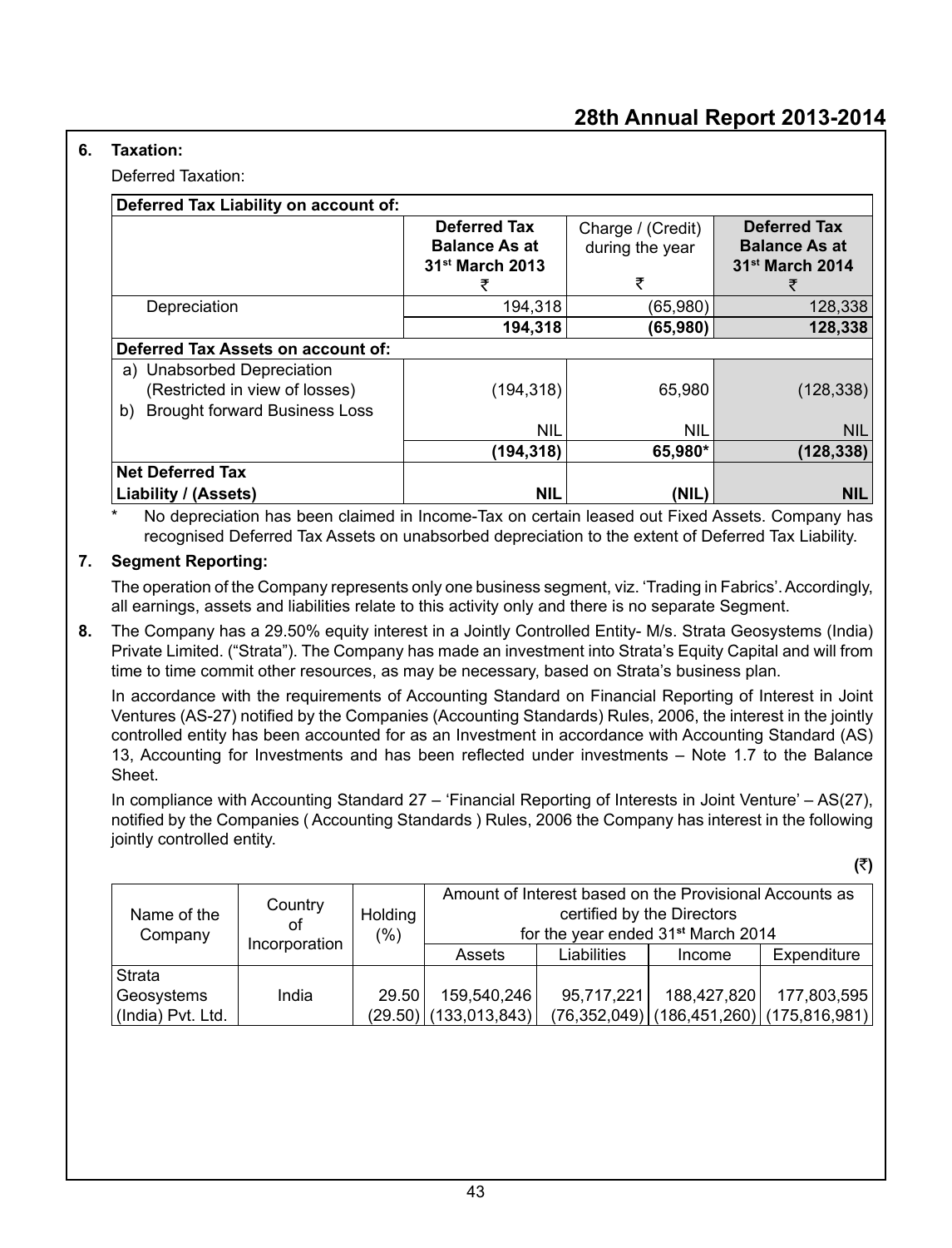**6. Taxation:**

Deferred Taxation:

| Deferred Tax Liability on account of: | Deferred Tax Balance As at 31st March 2013 ₹ | Charge / (Credit) during the year ₹ | Deferred Tax Balance As at 31st March 2014 ₹ |
|---|---|---|---|
| Depreciation | 194,318 | (65,980) | 128,338 |
| | **194,318** | **(65,980)** | **128,338** |
| **Deferred Tax Assets on account of:** | | | |
| a) Unabsorbed Depreciation (Restricted in view of losses) | (194,318) | 65,980 | (128,338) |
| b) Brought forward Business Loss | NIL | NIL | NIL |
| | **(194,318)** | **65,980*** | **(128,338)** |
| **Net Deferred Tax Liability / (Assets)** | **NIL** | **(NIL)** | **NIL** |

\* No depreciation has been claimed in Income-Tax on certain leased out Fixed Assets. Company has recognised Deferred Tax Assets on unabsorbed depreciation to the extent of Deferred Tax Liability.

**7. Segment Reporting:**

The operation of the Company represents only one business segment, viz. 'Trading in Fabrics'. Accordingly, all earnings, assets and liabilities relate to this activity only and there is no separate Segment.

**8.** The Company has a 29.50% equity interest in a Jointly Controlled Entity- M/s. Strata Geosystems (India) Private Limited. ("Strata"). The Company has made an investment into Strata's Equity Capital and will from time to time commit other resources, as may be necessary, based on Strata's business plan.

In accordance with the requirements of Accounting Standard on Financial Reporting of Interest in Joint Ventures (AS-27) notified by the Companies (Accounting Standards) Rules, 2006, the interest in the jointly controlled entity has been accounted for as an Investment in accordance with Accounting Standard (AS) 13, Accounting for Investments and has been reflected under investments – Note 1.7 to the Balance Sheet.

In compliance with Accounting Standard 27 – 'Financial Reporting of Interests in Joint Venture' – AS(27), notified by the Companies ( Accounting Standards ) Rules, 2006 the Company has interest in the following jointly controlled entity.

**(₹)**

| Name of the Company | Country of Incorporation | Holding (%) | Amount of Interest based on the Provisional Accounts as certified by the Directors for the year ended 31st March 2014 | | | |
|---|---|---|---|---|---|---|
| | | | Assets | Liabilities | Income | Expenditure |
| Strata Geosystems (India) Pvt. Ltd. | India | 29.50<br>(29.50) | 159,540,246<br>(133,013,843) | 95,717,221<br>(76,352,049) | 188,427,820<br>(186,451,260) | 177,803,595<br>(175,816,981) |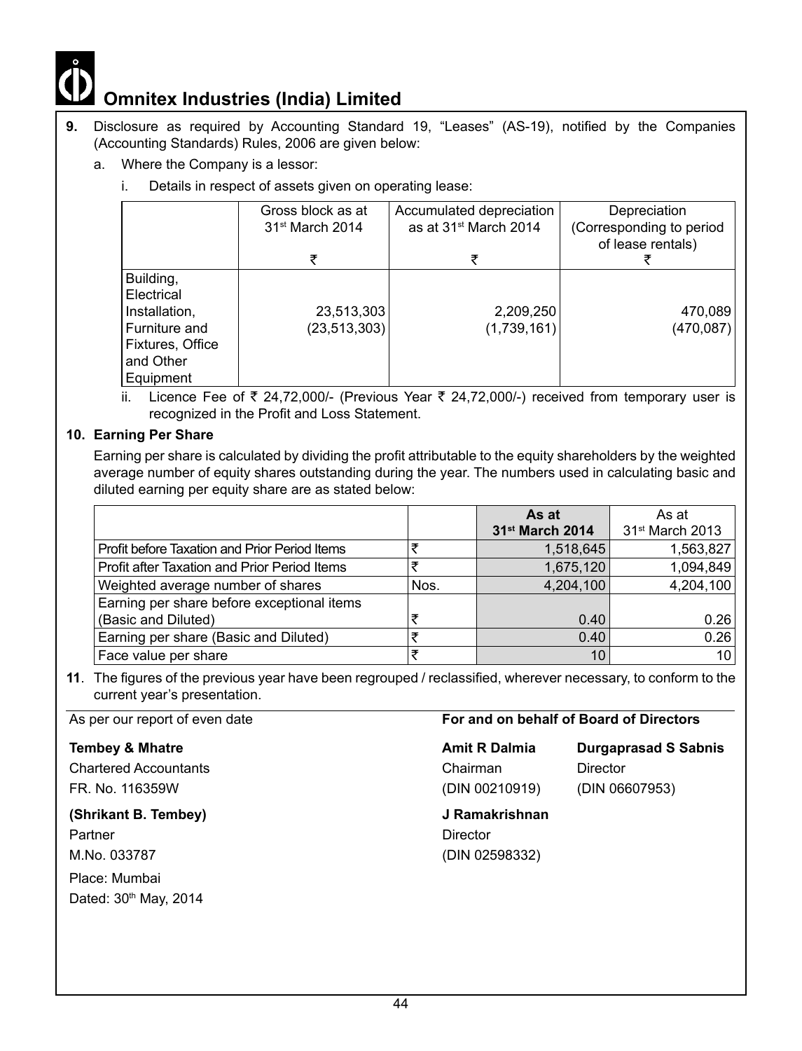9. Disclosure as required by Accounting Standard 19, "Leases" (AS-19), notified by the Companies (Accounting Standards) Rules, 2006 are given below:

   a. Where the Company is a lessor:

      i. Details in respect of assets given on operating lease:

| | Gross block as at 31st March 2014 ₹ | Accumulated depreciation as at 31st March 2014 ₹ | Depreciation (Corresponding to period of lease rentals) ₹ |
|---|---|---|---|
| Building, Electrical Installation, Furniture and Fixtures, Office and Other Equipment | 23,513,303 (23,513,303) | 2,209,250 (1,739,161) | 470,089 (470,087) |

      ii. Licence Fee of ₹ 24,72,000/- (Previous Year ₹ 24,72,000/-) received from temporary user is recognized in the Profit and Loss Statement.

**10. Earning Per Share**

Earning per share is calculated by dividing the profit attributable to the equity shareholders by the weighted average number of equity shares outstanding during the year. The numbers used in calculating basic and diluted earning per equity share are as stated below:

| | | **As at 31st March 2014** | As at 31st March 2013 |
|---|---|---|---|
| Profit before Taxation and Prior Period Items | ₹ | 1,518,645 | 1,563,827 |
| Profit after Taxation and Prior Period Items | ₹ | 1,675,120 | 1,094,849 |
| Weighted average number of shares | Nos. | 4,204,100 | 4,204,100 |
| Earning per share before exceptional items (Basic and Diluted) | ₹ | 0.40 | 0.26 |
| Earning per share (Basic and Diluted) | ₹ | 0.40 | 0.26 |
| Face value per share | ₹ | 10 | 10 |

11. The figures of the previous year have been regrouped / reclassified, wherever necessary, to conform to the current year's presentation.

As per our report of even date

**Tembey & Mhatre**
Chartered Accountants
FR. No. 116359W

**(Shrikant B. Tembey)**
Partner
M.No. 033787

Place: Mumbai
Dated: 30th May, 2014

**For and on behalf of Board of Directors**

**Amit R Dalmia**
Chairman
(DIN 00210919)

**Durgaprasad S Sabnis**
Director
(DIN 06607953)

**J Ramakrishnan**
Director
(DIN 02598332)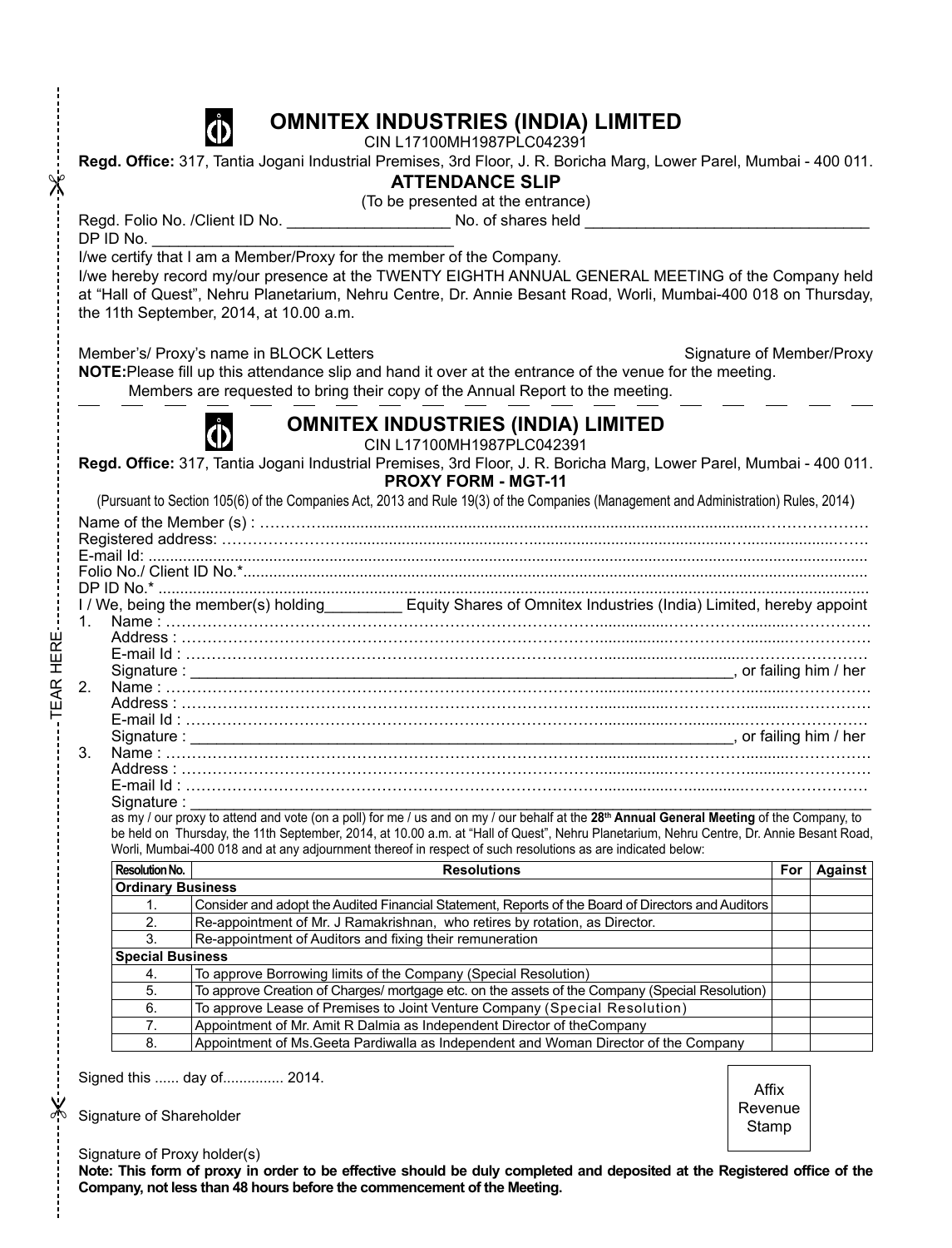# OMNITEX INDUSTRIES (INDIA) LIMITED

CIN L17100MH1987PLC042391

**Regd. Office:** 317, Tantia Jogani Industrial Premises, 3rd Floor, J. R. Boricha Marg, Lower Parel, Mumbai - 400 011.

## ATTENDANCE SLIP

(To be presented at the entrance)

Regd. Folio No. /Client ID No. __________________ No. of shares held ________________________________

DP ID No. ________________________________

I/we certify that I am a Member/Proxy for the member of the Company.

I/we hereby record my/our presence at the TWENTY EIGHTH ANNUAL GENERAL MEETING of the Company held at "Hall of Quest", Nehru Planetarium, Nehru Centre, Dr. Annie Besant Road, Worli, Mumbai-400 018 on Thursday, the 11th September, 2014, at 10.00 a.m.

Member's/ Proxy's name in BLOCK Letters — Signature of Member/Proxy

**NOTE:** Please fill up this attendance slip and hand it over at the entrance of the venue for the meeting.
Members are requested to bring their copy of the Annual Report to the meeting.

---

# OMNITEX INDUSTRIES (INDIA) LIMITED

CIN L17100MH1987PLC042391

**Regd. Office:** 317, Tantia Jogani Industrial Premises, 3rd Floor, J. R. Boricha Marg, Lower Parel, Mumbai - 400 011.

## PROXY FORM - MGT-11

(Pursuant to Section 105(6) of the Companies Act, 2013 and Rule 19(3) of the Companies (Management and Administration) Rules, 2014)

Name of the Member (s) : ……………………………………………………………

Registered address: ……………………………………………………………

E-mail Id: ……………………………………………………………

Folio No./ Client ID No.*……………………………………………………………

DP ID No.* ……………………………………………………………

I / We, being the member(s) holding_________ Equity Shares of Omnitex Industries (India) Limited, hereby appoint

1. Name : ……………………………………………………………
   Address : ……………………………………………………………
   E-mail Id : ……………………………………………………………
   Signature : ________________________________, or failing him / her
2. Name : ……………………………………………………………
   Address : ……………………………………………………………
   E-mail Id : ……………………………………………………………
   Signature : ________________________________, or failing him / her
3. Name : ……………………………………………………………
   Address : ……………………………………………………………
   E-mail Id : ……………………………………………………………
   Signature : ________________________________

as my / our proxy to attend and vote (on a poll) for me / us and on my / our behalf at the **28th Annual General Meeting** of the Company, to be held on Thursday, the 11th September, 2014, at 10.00 a.m. at "Hall of Quest", Nehru Planetarium, Nehru Centre, Dr. Annie Besant Road, Worli, Mumbai-400 018 and at any adjournment thereof in respect of such resolutions as are indicated below:

| Resolution No. | Resolutions | For | Against |
|---|---|---|---|
| **Ordinary Business** | | | |
| 1. | Consider and adopt the Audited Financial Statement, Reports of the Board of Directors and Auditors | | |
| 2. | Re-appointment of Mr. J Ramakrishnan, who retires by rotation, as Director. | | |
| 3. | Re-appointment of Auditors and fixing their remuneration | | |
| **Special Business** | | | |
| 4. | To approve Borrowing limits of the Company (Special Resolution) | | |
| 5. | To approve Creation of Charges/ mortgage etc. on the assets of the Company (Special Resolution) | | |
| 6. | To approve Lease of Premises to Joint Venture Company (Special Resolution) | | |
| 7. | Appointment of Mr. Amit R Dalmia as Independent Director of theCompany | | |
| 8. | Appointment of Ms.Geeta Pardiwalla as Independent and Woman Director of the Company | | |

Signed this ...... day of............... 2014.

Signature of Shareholder

Affix Revenue Stamp

Signature of Proxy holder(s)

**Note: This form of proxy in order to be effective should be duly completed and deposited at the Registered office of the Company, not less than 48 hours before the commencement of the Meeting.**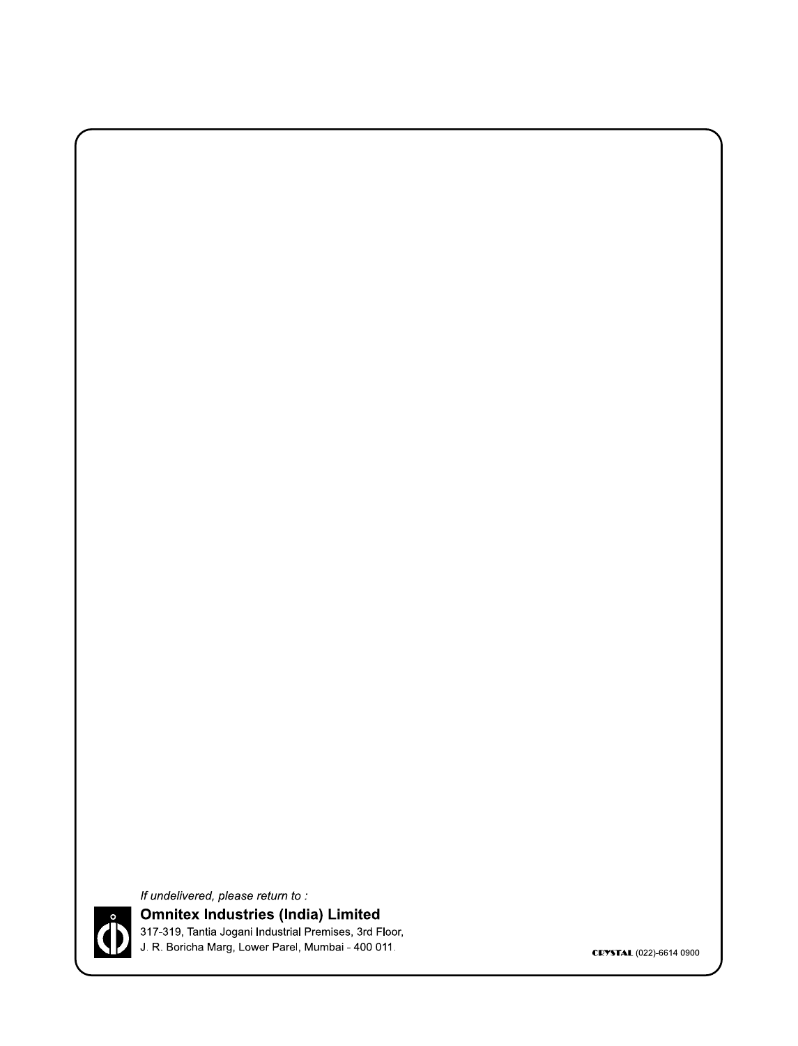*If undelivered, please return to :*

**Omnitex Industries (India) Limited**

317-319, Tantia Jogani Industrial Premises, 3rd Floor,
J. R. Boricha Marg, Lower Parel, Mumbai - 400 011.

CRYSTAL (022)-6614 0900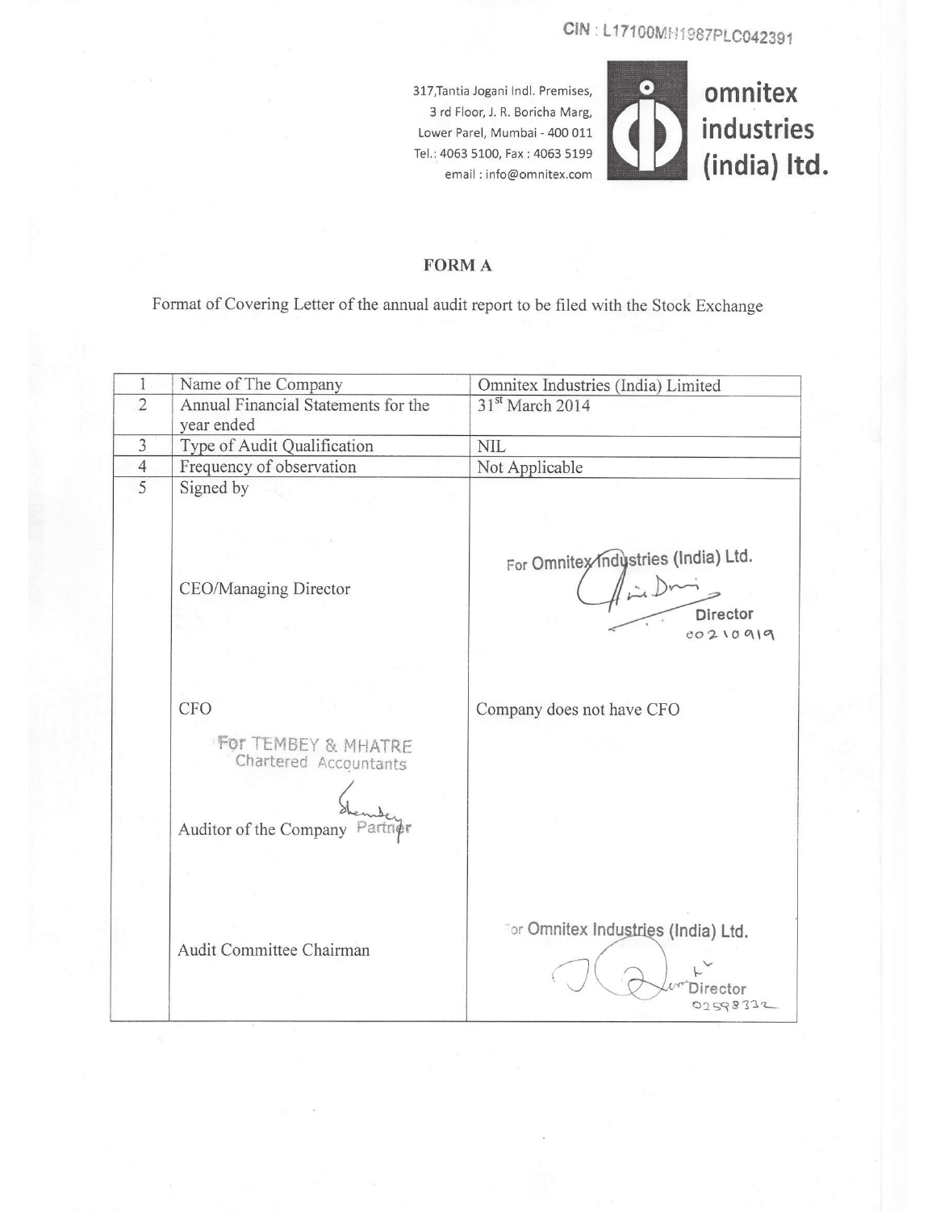CIN : L17100MH1987PLC042391

317,Tantia Jogani Indl. Premises,
3 rd Floor, J. R. Boricha Marg,
Lower Parel, Mumbai - 400 011
Tel.: 4063 5100, Fax : 4063 5199
email : info@omnitex.com

**omnitex industries (india) ltd.**

## FORM A

Format of Covering Letter of the annual audit report to be filed with the Stock Exchange

| | | |
|---|---|---|
| 1 | Name of The Company | Omnitex Industries (India) Limited |
| 2 | Annual Financial Statements for the year ended | 31st March 2014 |
| 3 | Type of Audit Qualification | NIL |
| 4 | Frequency of observation | Not Applicable |
| 5 | Signed by | |
| | CEO/Managing Director | For Omnitex Industries (India) Ltd. Director 00210919 |
| | CFO | Company does not have CFO |
| | Auditor of the Company — For TEMBEY & MHATRE Chartered Accountants Partner | |
| | Audit Committee Chairman | For Omnitex Industries (India) Ltd. Director 02598332 |